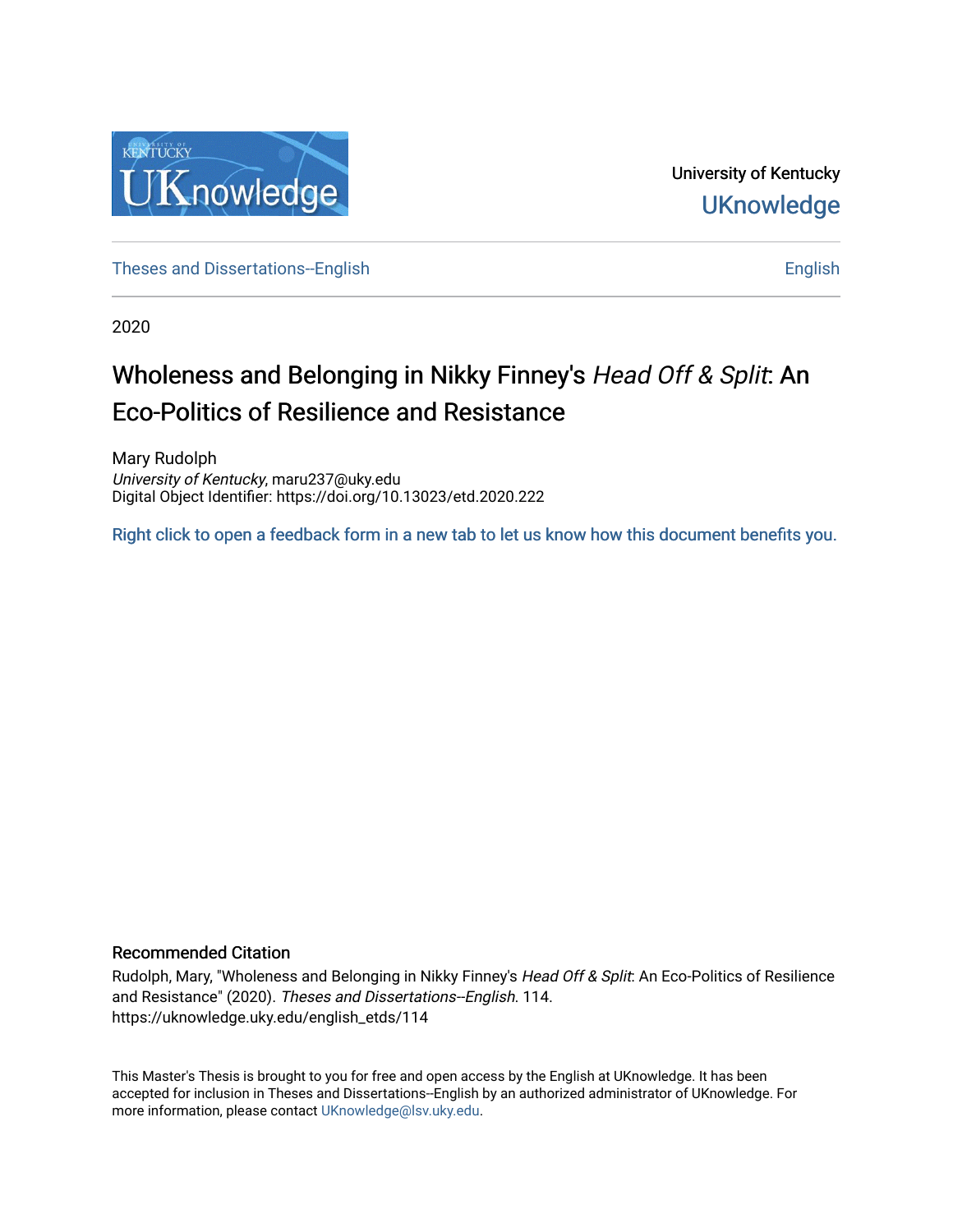University of Kentucky

UKnowledge

Theses and Dissertations--English

English

2020

# Wholeness and Belonging in Nikky Finney's *Head Off & Split*: An Eco-Politics of Resilience and Resistance

Mary Rudolph
*University of Kentucky*, maru237@uky.edu
Digital Object Identifier: https://doi.org/10.13023/etd.2020.222

Right click to open a feedback form in a new tab to let us know how this document benefits you.

## Recommended Citation

Rudolph, Mary, "Wholeness and Belonging in Nikky Finney's *Head Off & Split*: An Eco-Politics of Resilience and Resistance" (2020). *Theses and Dissertations--English*. 114.
https://uknowledge.uky.edu/english_etds/114

This Master's Thesis is brought to you for free and open access by the English at UKnowledge. It has been accepted for inclusion in Theses and Dissertations--English by an authorized administrator of UKnowledge. For more information, please contact UKnowledge@lsv.uky.edu.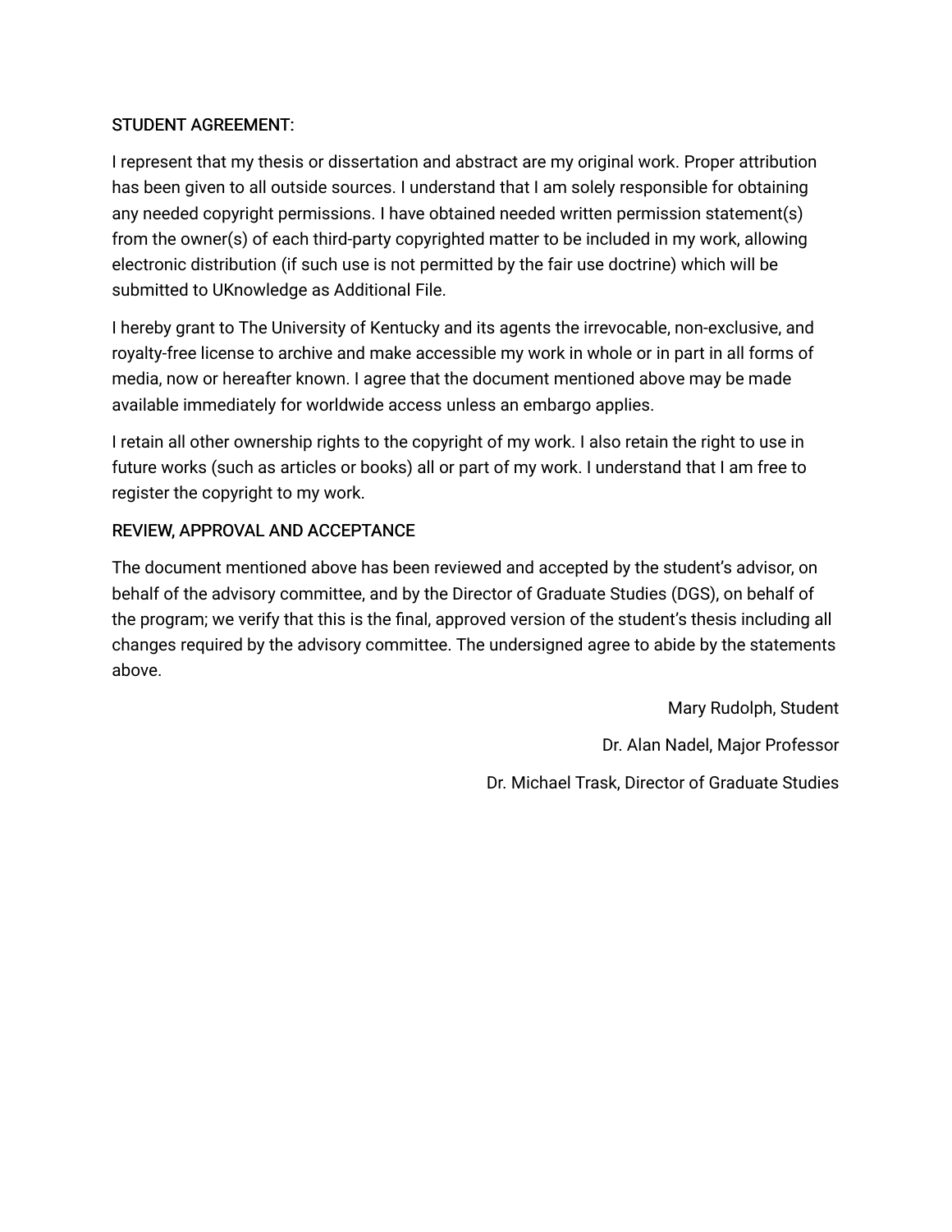STUDENT AGREEMENT:

I represent that my thesis or dissertation and abstract are my original work. Proper attribution has been given to all outside sources. I understand that I am solely responsible for obtaining any needed copyright permissions. I have obtained needed written permission statement(s) from the owner(s) of each third-party copyrighted matter to be included in my work, allowing electronic distribution (if such use is not permitted by the fair use doctrine) which will be submitted to UKnowledge as Additional File.

I hereby grant to The University of Kentucky and its agents the irrevocable, non-exclusive, and royalty-free license to archive and make accessible my work in whole or in part in all forms of media, now or hereafter known. I agree that the document mentioned above may be made available immediately for worldwide access unless an embargo applies.

I retain all other ownership rights to the copyright of my work. I also retain the right to use in future works (such as articles or books) all or part of my work. I understand that I am free to register the copyright to my work.

REVIEW, APPROVAL AND ACCEPTANCE

The document mentioned above has been reviewed and accepted by the student's advisor, on behalf of the advisory committee, and by the Director of Graduate Studies (DGS), on behalf of the program; we verify that this is the final, approved version of the student's thesis including all changes required by the advisory committee. The undersigned agree to abide by the statements above.

Mary Rudolph, Student

Dr. Alan Nadel, Major Professor

Dr. Michael Trask, Director of Graduate Studies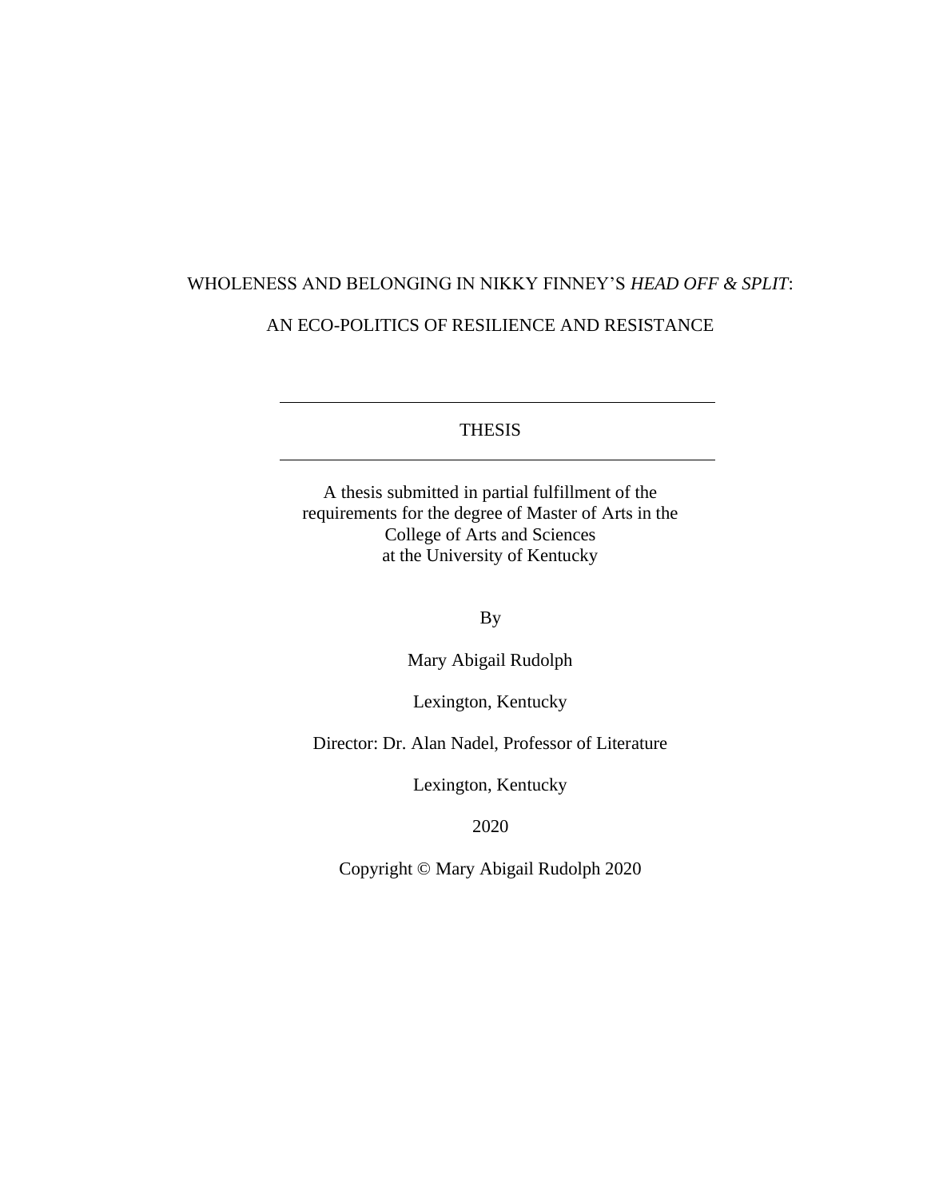WHOLENESS AND BELONGING IN NIKKY FINNEY'S *HEAD OFF & SPLIT*:

AN ECO-POLITICS OF RESILIENCE AND RESISTANCE

---

THESIS

---

A thesis submitted in partial fulfillment of the requirements for the degree of Master of Arts in the College of Arts and Sciences at the University of Kentucky

By

Mary Abigail Rudolph

Lexington, Kentucky

Director: Dr. Alan Nadel, Professor of Literature

Lexington, Kentucky

2020

Copyright © Mary Abigail Rudolph 2020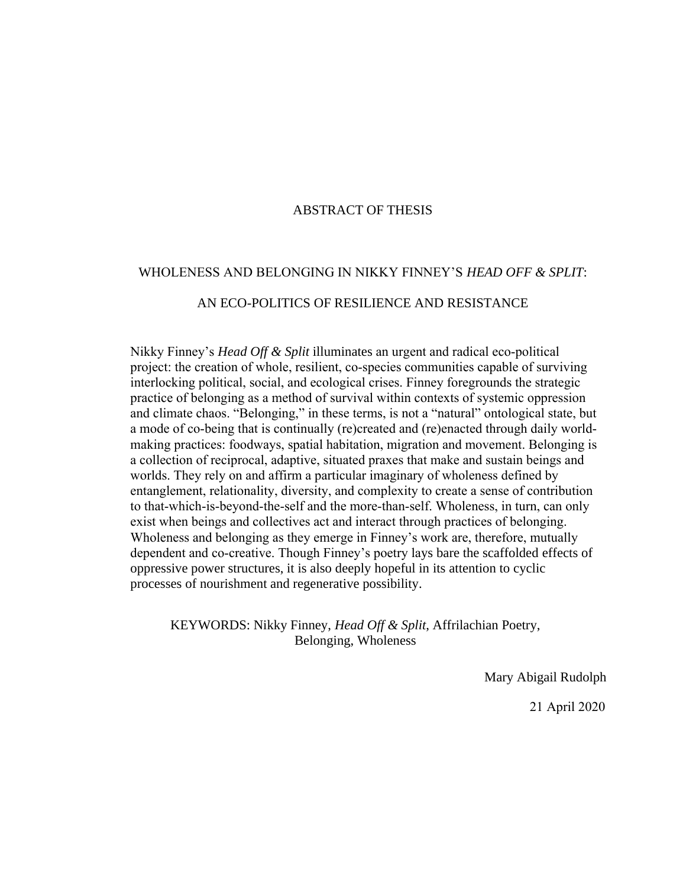# ABSTRACT OF THESIS

## WHOLENESS AND BELONGING IN NIKKY FINNEY'S *HEAD OFF & SPLIT*: AN ECO-POLITICS OF RESILIENCE AND RESISTANCE

Nikky Finney's *Head Off & Split* illuminates an urgent and radical eco-political project: the creation of whole, resilient, co-species communities capable of surviving interlocking political, social, and ecological crises. Finney foregrounds the strategic practice of belonging as a method of survival within contexts of systemic oppression and climate chaos. "Belonging," in these terms, is not a "natural" ontological state, but a mode of co-being that is continually (re)created and (re)enacted through daily world-making practices: foodways, spatial habitation, migration and movement. Belonging is a collection of reciprocal, adaptive, situated praxes that make and sustain beings and worlds. They rely on and affirm a particular imaginary of wholeness defined by entanglement, relationality, diversity, and complexity to create a sense of contribution to that-which-is-beyond-the-self and the more-than-self. Wholeness, in turn, can only exist when beings and collectives act and interact through practices of belonging. Wholeness and belonging as they emerge in Finney's work are, therefore, mutually dependent and co-creative. Though Finney's poetry lays bare the scaffolded effects of oppressive power structures, it is also deeply hopeful in its attention to cyclic processes of nourishment and regenerative possibility.

KEYWORDS: Nikky Finney, *Head Off & Split*, Affrilachian Poetry, Belonging, Wholeness

Mary Abigail Rudolph

21 April 2020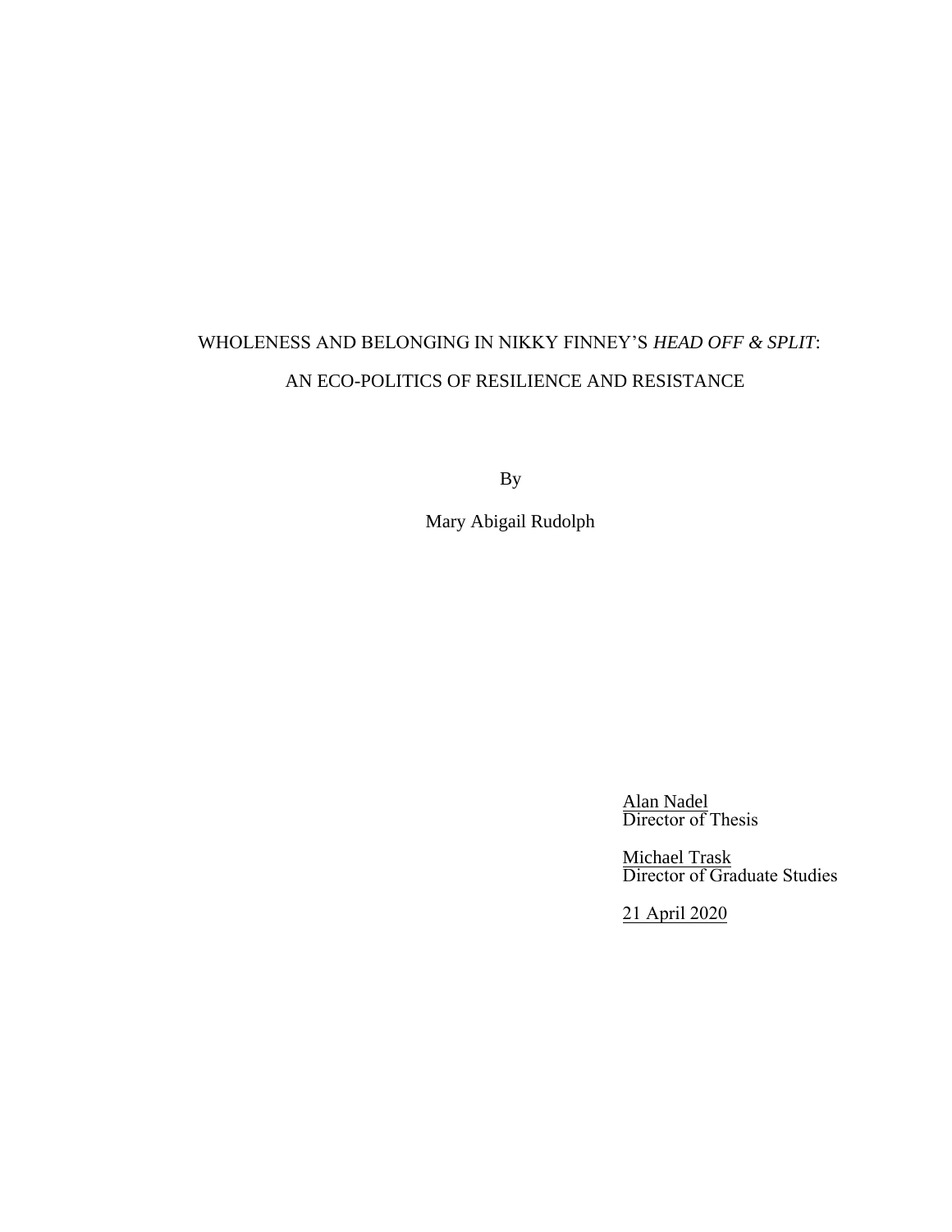WHOLENESS AND BELONGING IN NIKKY FINNEY'S *HEAD OFF & SPLIT*:

AN ECO-POLITICS OF RESILIENCE AND RESISTANCE

By

Mary Abigail Rudolph

Alan Nadel
Director of Thesis

Michael Trask
Director of Graduate Studies

21 April 2020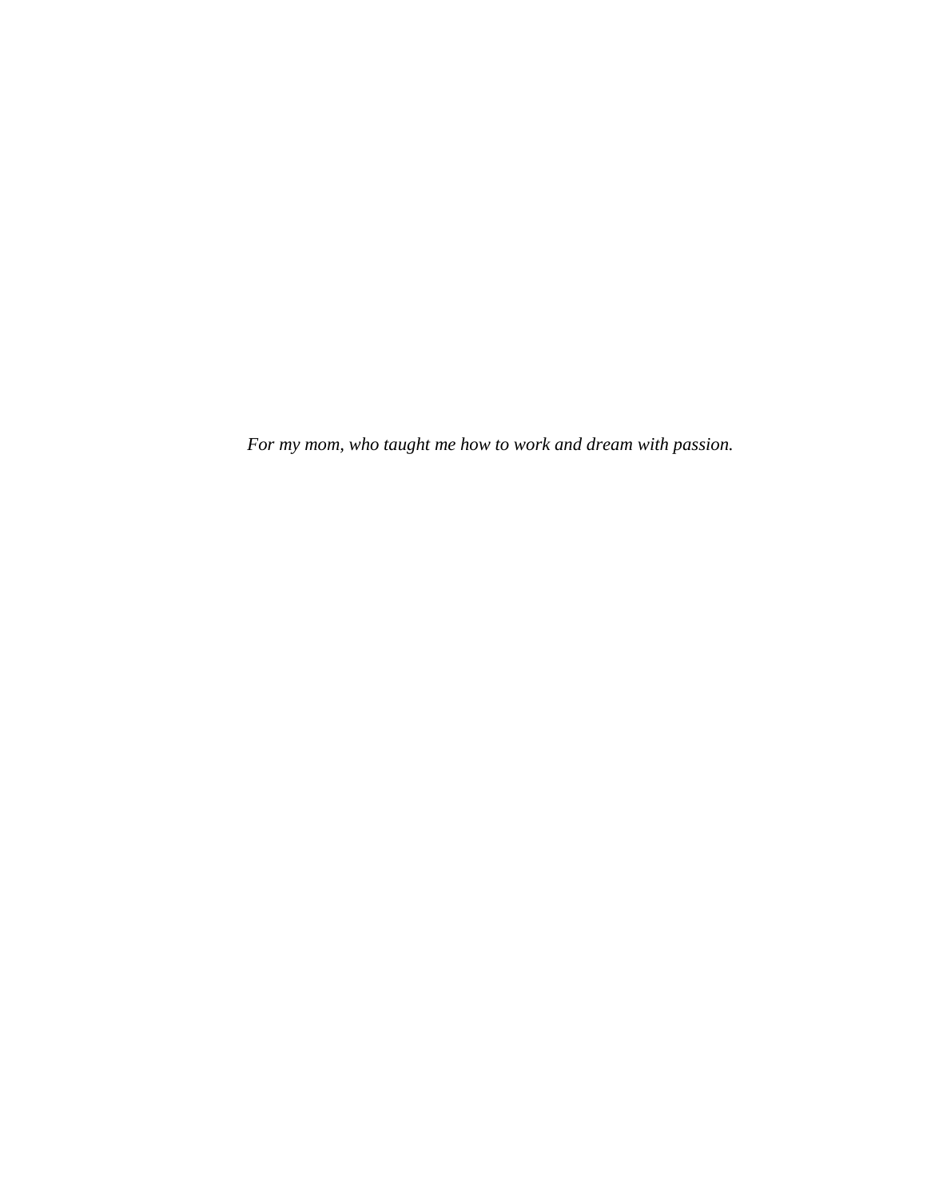*For my mom, who taught me how to work and dream with passion.*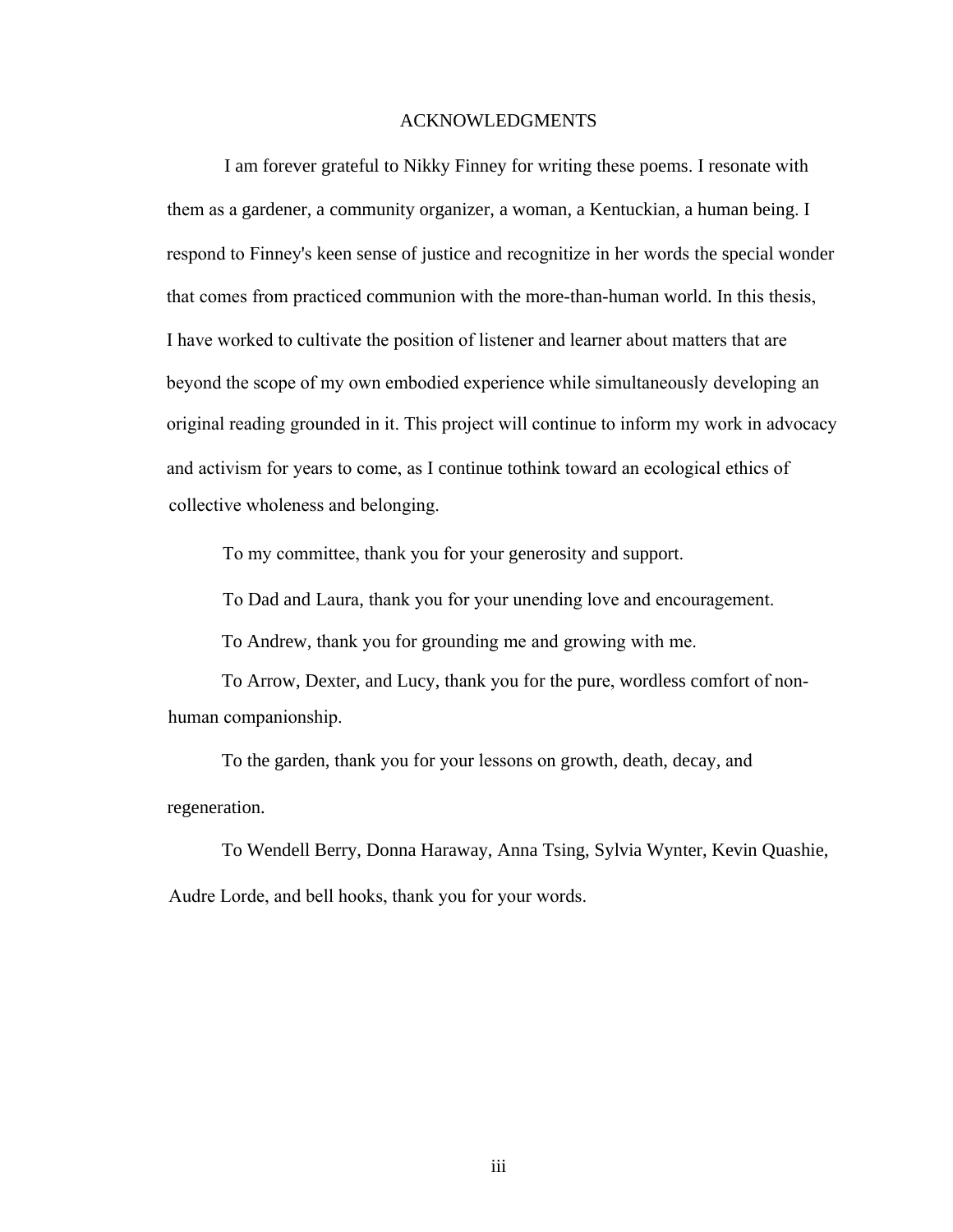# ACKNOWLEDGMENTS

I am forever grateful to Nikky Finney for writing these poems. I resonate with them as a gardener, a community organizer, a woman, a Kentuckian, a human being. I respond to Finney's keen sense of justice and recognitize in her words the special wonder that comes from practiced communion with the more-than-human world. In this thesis, I have worked to cultivate the position of listener and learner about matters that are beyond the scope of my own embodied experience while simultaneously developing an original reading grounded in it. This project will continue to inform my work in advocacy and activism for years to come, as I continue tothink toward an ecological ethics of collective wholeness and belonging.

To my committee, thank you for your generosity and support.

To Dad and Laura, thank you for your unending love and encouragement.

To Andrew, thank you for grounding me and growing with me.

To Arrow, Dexter, and Lucy, thank you for the pure, wordless comfort of non-human companionship.

To the garden, thank you for your lessons on growth, death, decay, and regeneration.

To Wendell Berry, Donna Haraway, Anna Tsing, Sylvia Wynter, Kevin Quashie, Audre Lorde, and bell hooks, thank you for your words.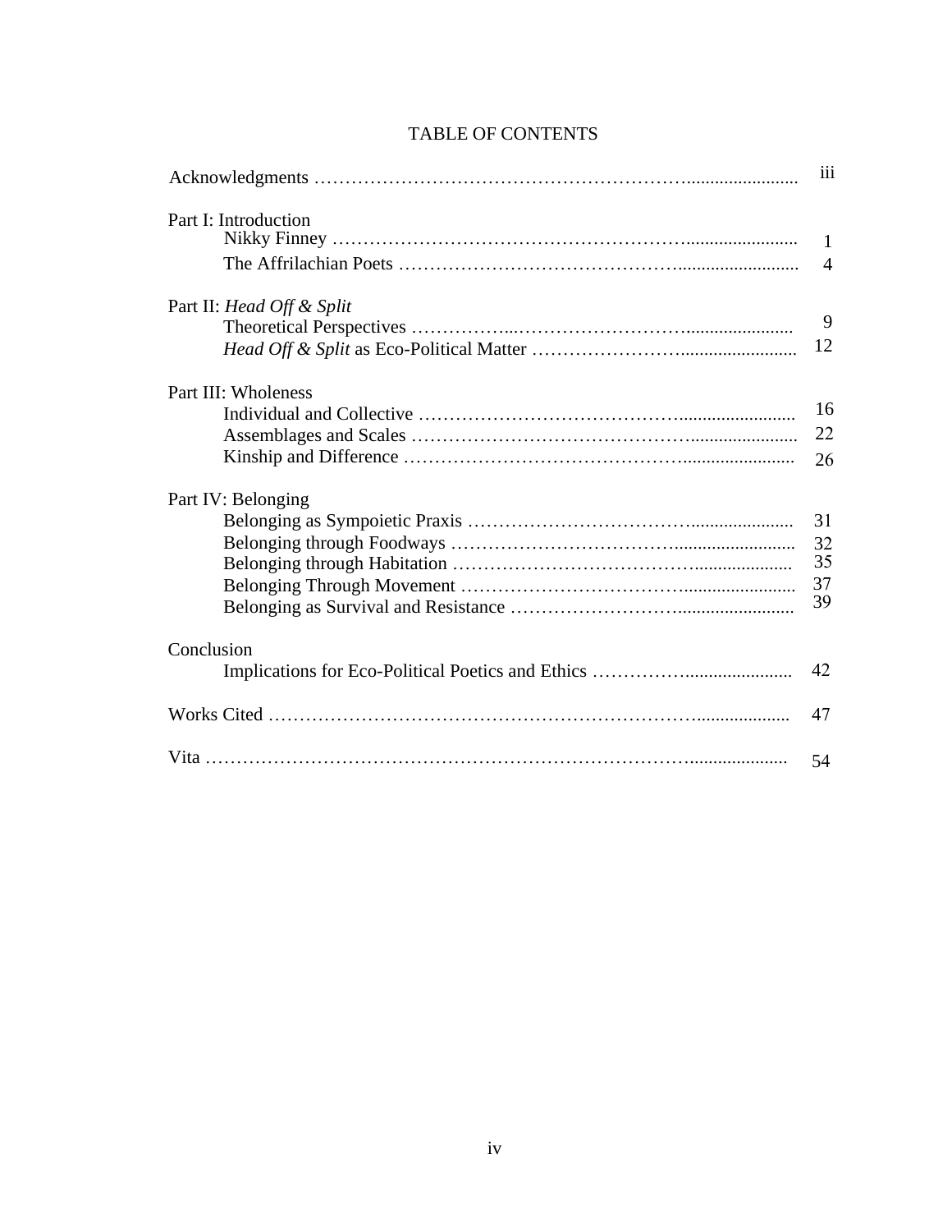# TABLE OF CONTENTS

| | |
|---|---|
| Acknowledgments | iii |
| Part I: Introduction | |
| Nikky Finney | 1 |
| The Affrilachian Poets | 4 |
| Part II: *Head Off & Split* | |
| Theoretical Perspectives | 9 |
| *Head Off & Split* as Eco-Political Matter | 12 |
| Part III: Wholeness | |
| Individual and Collective | 16 |
| Assemblages and Scales | 22 |
| Kinship and Difference | 26 |
| Part IV: Belonging | |
| Belonging as Sympoietic Praxis | 31 |
| Belonging through Foodways | 32 |
| Belonging through Habitation | 35 |
| Belonging Through Movement | 37 |
| Belonging as Survival and Resistance | 39 |
| Conclusion | |
| Implications for Eco-Political Poetics and Ethics | 42 |
| Works Cited | 47 |
| Vita | 54 |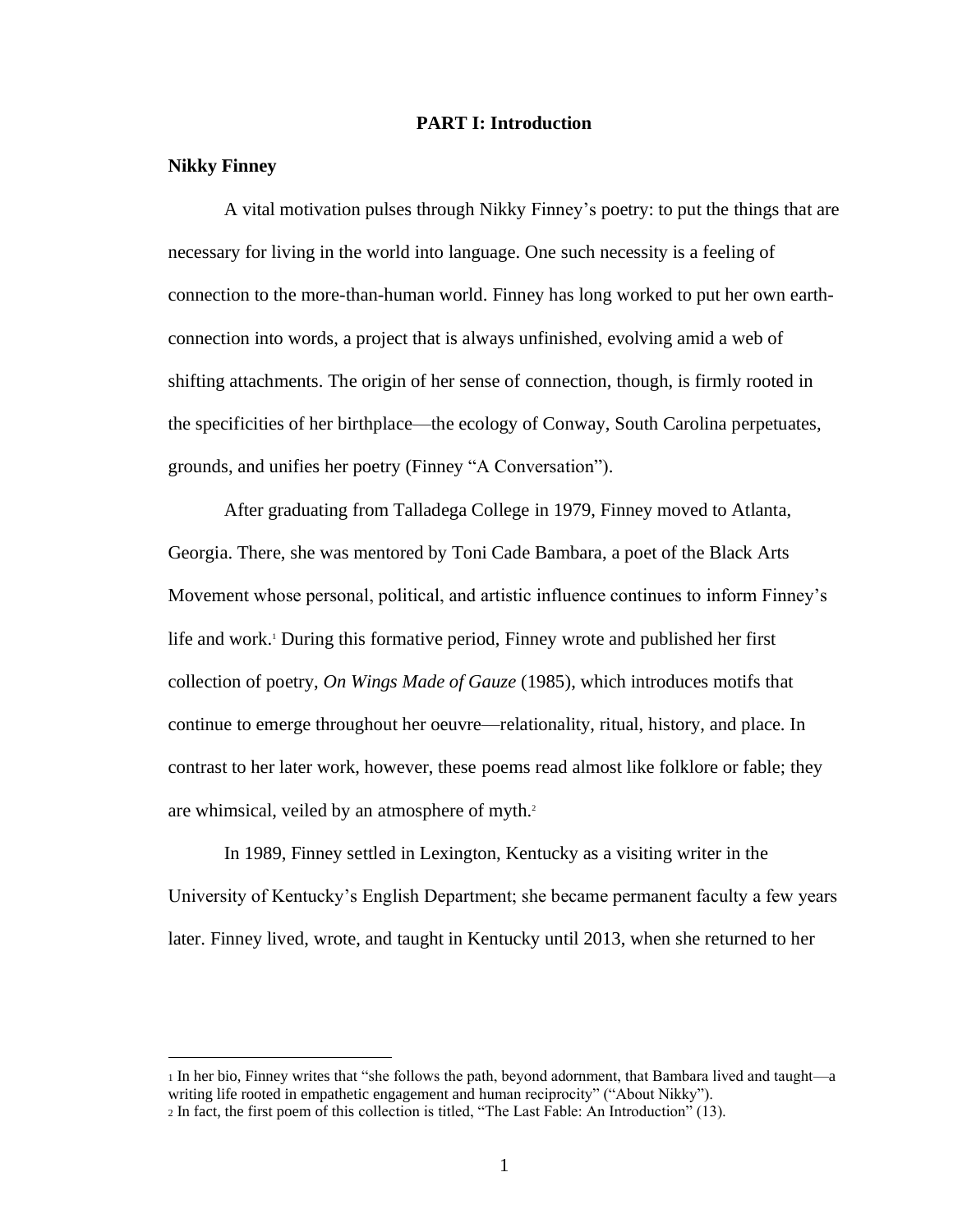# PART I: Introduction

## Nikky Finney

A vital motivation pulses through Nikky Finney's poetry: to put the things that are necessary for living in the world into language. One such necessity is a feeling of connection to the more-than-human world. Finney has long worked to put her own earth-connection into words, a project that is always unfinished, evolving amid a web of shifting attachments. The origin of her sense of connection, though, is firmly rooted in the specificities of her birthplace—the ecology of Conway, South Carolina perpetuates, grounds, and unifies her poetry (Finney "A Conversation").

After graduating from Talladega College in 1979, Finney moved to Atlanta, Georgia. There, she was mentored by Toni Cade Bambara, a poet of the Black Arts Movement whose personal, political, and artistic influence continues to inform Finney's life and work.[1] During this formative period, Finney wrote and published her first collection of poetry, *On Wings Made of Gauze* (1985), which introduces motifs that continue to emerge throughout her oeuvre—relationality, ritual, history, and place. In contrast to her later work, however, these poems read almost like folklore or fable; they are whimsical, veiled by an atmosphere of myth.[2]

In 1989, Finney settled in Lexington, Kentucky as a visiting writer in the University of Kentucky's English Department; she became permanent faculty a few years later. Finney lived, wrote, and taught in Kentucky until 2013, when she returned to her

---

[1] In her bio, Finney writes that "she follows the path, beyond adornment, that Bambara lived and taught—a writing life rooted in empathetic engagement and human reciprocity" ("About Nikky").

[2] In fact, the first poem of this collection is titled, "The Last Fable: An Introduction" (13).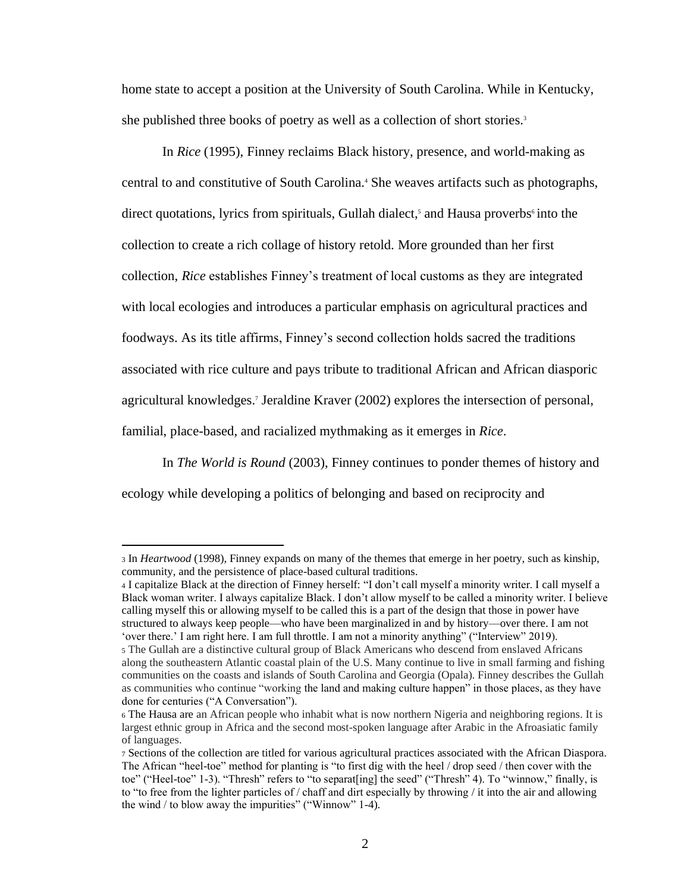home state to accept a position at the University of South Carolina. While in Kentucky, she published three books of poetry as well as a collection of short stories.[3]

In *Rice* (1995), Finney reclaims Black history, presence, and world-making as central to and constitutive of South Carolina.[4] She weaves artifacts such as photographs, direct quotations, lyrics from spirituals, Gullah dialect,[5] and Hausa proverbs[6] into the collection to create a rich collage of history retold. More grounded than her first collection, *Rice* establishes Finney's treatment of local customs as they are integrated with local ecologies and introduces a particular emphasis on agricultural practices and foodways. As its title affirms, Finney's second collection holds sacred the traditions associated with rice culture and pays tribute to traditional African and African diasporic agricultural knowledges.[7] Jeraldine Kraver (2002) explores the intersection of personal, familial, place-based, and racialized mythmaking as it emerges in *Rice*.

In *The World is Round* (2003), Finney continues to ponder themes of history and ecology while developing a politics of belonging and based on reciprocity and

---

[3] In *Heartwood* (1998), Finney expands on many of the themes that emerge in her poetry, such as kinship, community, and the persistence of place-based cultural traditions.

[4] I capitalize Black at the direction of Finney herself: "I don't call myself a minority writer. I call myself a Black woman writer. I always capitalize Black. I don't allow myself to be called a minority writer. I believe calling myself this or allowing myself to be called this is a part of the design that those in power have structured to always keep people—who have been marginalized in and by history—over there. I am not 'over there.' I am right here. I am full throttle. I am not a minority anything" ("Interview" 2019).

[5] The Gullah are a distinctive cultural group of Black Americans who descend from enslaved Africans along the southeastern Atlantic coastal plain of the U.S. Many continue to live in small farming and fishing communities on the coasts and islands of South Carolina and Georgia (Opala). Finney describes the Gullah as communities who continue "working the land and making culture happen" in those places, as they have done for centuries ("A Conversation").

[6] The Hausa are an African people who inhabit what is now northern Nigeria and neighboring regions. It is largest ethnic group in Africa and the second most-spoken language after Arabic in the Afroasiatic family of languages.

[7] Sections of the collection are titled for various agricultural practices associated with the African Diaspora. The African "heel-toe" method for planting is "to first dig with the heel / drop seed / then cover with the toe" ("Heel-toe" 1-3). "Thresh" refers to "to separat[ing] the seed" ("Thresh" 4). To "winnow," finally, is to "to free from the lighter particles of / chaff and dirt especially by throwing / it into the air and allowing the wind / to blow away the impurities" ("Winnow" 1-4).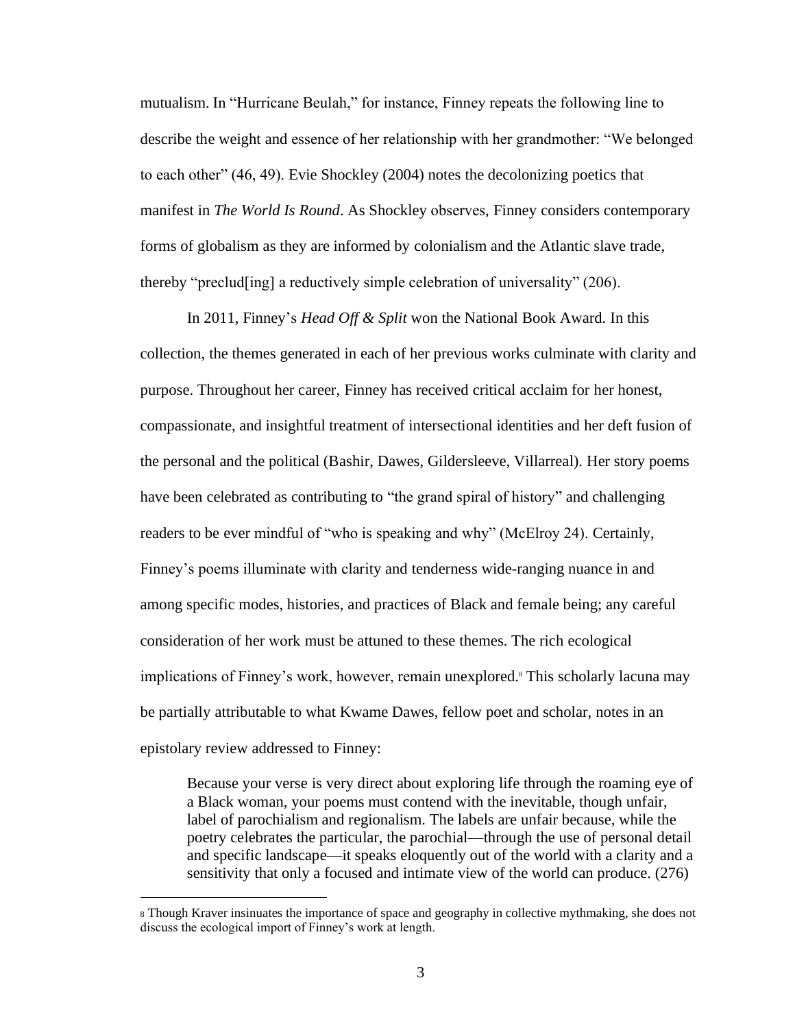mutualism. In "Hurricane Beulah," for instance, Finney repeats the following line to describe the weight and essence of her relationship with her grandmother: "We belonged to each other" (46, 49). Evie Shockley (2004) notes the decolonizing poetics that manifest in *The World Is Round*. As Shockley observes, Finney considers contemporary forms of globalism as they are informed by colonialism and the Atlantic slave trade, thereby "preclud[ing] a reductively simple celebration of universality" (206).

In 2011, Finney's *Head Off & Split* won the National Book Award. In this collection, the themes generated in each of her previous works culminate with clarity and purpose. Throughout her career, Finney has received critical acclaim for her honest, compassionate, and insightful treatment of intersectional identities and her deft fusion of the personal and the political (Bashir, Dawes, Gildersleeve, Villarreal). Her story poems have been celebrated as contributing to "the grand spiral of history" and challenging readers to be ever mindful of "who is speaking and why" (McElroy 24). Certainly, Finney's poems illuminate with clarity and tenderness wide-ranging nuance in and among specific modes, histories, and practices of Black and female being; any careful consideration of her work must be attuned to these themes. The rich ecological implications of Finney's work, however, remain unexplored.[8] This scholarly lacuna may be partially attributable to what Kwame Dawes, fellow poet and scholar, notes in an epistolary review addressed to Finney:

> Because your verse is very direct about exploring life through the roaming eye of a Black woman, your poems must contend with the inevitable, though unfair, label of parochialism and regionalism. The labels are unfair because, while the poetry celebrates the particular, the parochial—through the use of personal detail and specific landscape—it speaks eloquently out of the world with a clarity and a sensitivity that only a focused and intimate view of the world can produce. (276)

[8] Though Kraver insinuates the importance of space and geography in collective mythmaking, she does not discuss the ecological import of Finney's work at length.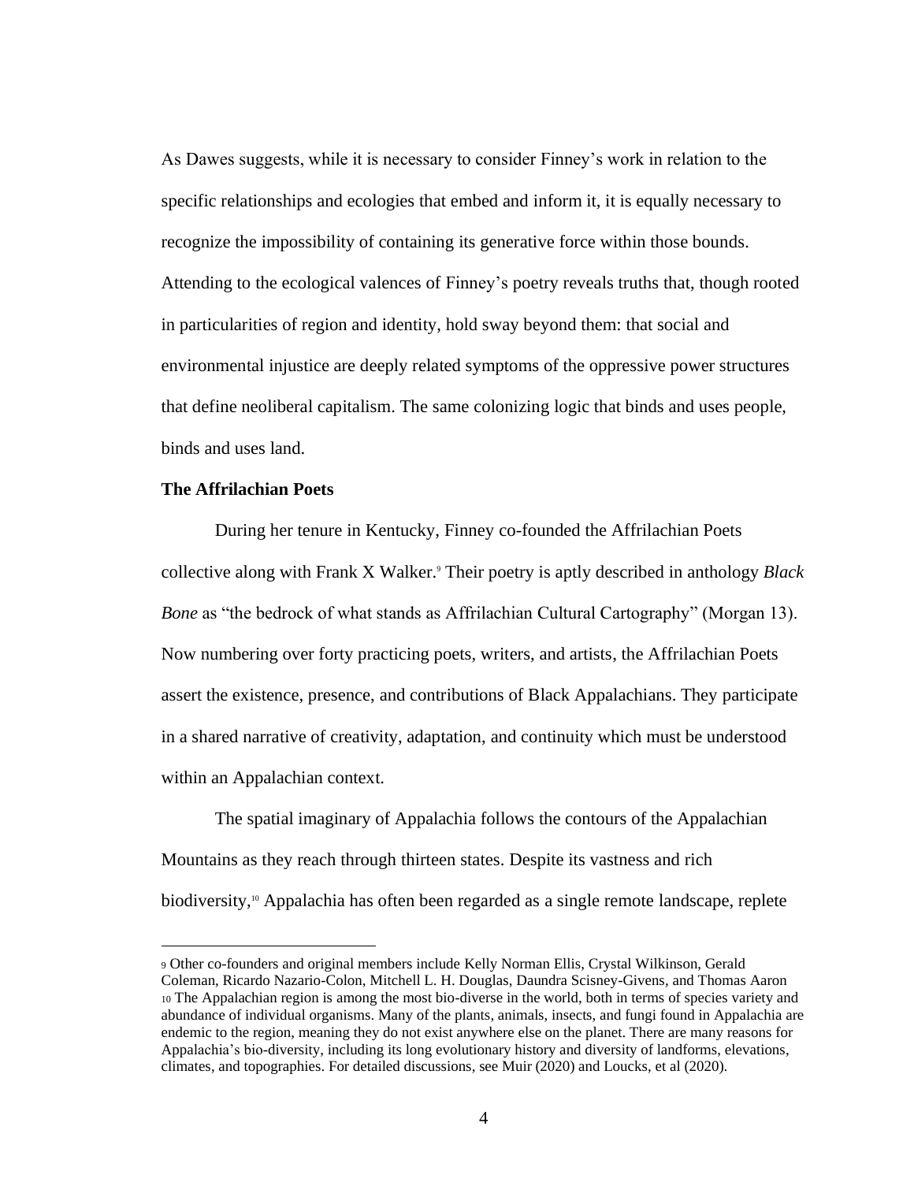As Dawes suggests, while it is necessary to consider Finney's work in relation to the specific relationships and ecologies that embed and inform it, it is equally necessary to recognize the impossibility of containing its generative force within those bounds. Attending to the ecological valences of Finney's poetry reveals truths that, though rooted in particularities of region and identity, hold sway beyond them: that social and environmental injustice are deeply related symptoms of the oppressive power structures that define neoliberal capitalism. The same colonizing logic that binds and uses people, binds and uses land.

**The Affrilachian Poets**

During her tenure in Kentucky, Finney co-founded the Affrilachian Poets collective along with Frank X Walker.[9] Their poetry is aptly described in anthology *Black Bone* as "the bedrock of what stands as Affrilachian Cultural Cartography" (Morgan 13). Now numbering over forty practicing poets, writers, and artists, the Affrilachian Poets assert the existence, presence, and contributions of Black Appalachians. They participate in a shared narrative of creativity, adaptation, and continuity which must be understood within an Appalachian context.

The spatial imaginary of Appalachia follows the contours of the Appalachian Mountains as they reach through thirteen states. Despite its vastness and rich biodiversity,[10] Appalachia has often been regarded as a single remote landscape, replete

---

[9] Other co-founders and original members include Kelly Norman Ellis, Crystal Wilkinson, Gerald Coleman, Ricardo Nazario-Colon, Mitchell L. H. Douglas, Daundra Scisney-Givens, and Thomas Aaron

[10] The Appalachian region is among the most bio-diverse in the world, both in terms of species variety and abundance of individual organisms. Many of the plants, animals, insects, and fungi found in Appalachia are endemic to the region, meaning they do not exist anywhere else on the planet. There are many reasons for Appalachia's bio-diversity, including its long evolutionary history and diversity of landforms, elevations, climates, and topographies. For detailed discussions, see Muir (2020) and Loucks, et al (2020).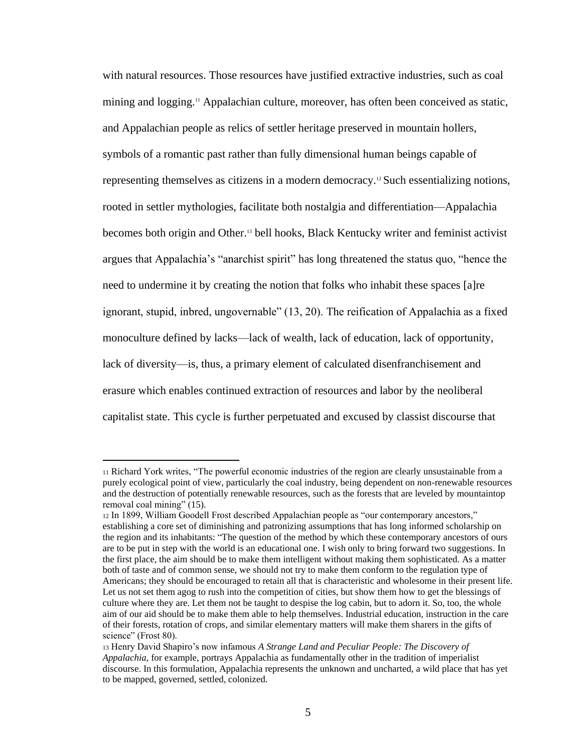with natural resources. Those resources have justified extractive industries, such as coal mining and logging.[11] Appalachian culture, moreover, has often been conceived as static, and Appalachian people as relics of settler heritage preserved in mountain hollers, symbols of a romantic past rather than fully dimensional human beings capable of representing themselves as citizens in a modern democracy.[12] Such essentializing notions, rooted in settler mythologies, facilitate both nostalgia and differentiation—Appalachia becomes both origin and Other.[13] bell hooks, Black Kentucky writer and feminist activist argues that Appalachia's "anarchist spirit" has long threatened the status quo, "hence the need to undermine it by creating the notion that folks who inhabit these spaces [a]re ignorant, stupid, inbred, ungovernable" (13, 20). The reification of Appalachia as a fixed monoculture defined by lacks—lack of wealth, lack of education, lack of opportunity, lack of diversity—is, thus, a primary element of calculated disenfranchisement and erasure which enables continued extraction of resources and labor by the neoliberal capitalist state. This cycle is further perpetuated and excused by classist discourse that

---

[11] Richard York writes, "The powerful economic industries of the region are clearly unsustainable from a purely ecological point of view, particularly the coal industry, being dependent on non-renewable resources and the destruction of potentially renewable resources, such as the forests that are leveled by mountaintop removal coal mining" (15).

[12] In 1899, William Goodell Frost described Appalachian people as "our contemporary ancestors," establishing a core set of diminishing and patronizing assumptions that has long informed scholarship on the region and its inhabitants: "The question of the method by which these contemporary ancestors of ours are to be put in step with the world is an educational one. I wish only to bring forward two suggestions. In the first place, the aim should be to make them intelligent without making them sophisticated. As a matter both of taste and of common sense, we should not try to make them conform to the regulation type of Americans; they should be encouraged to retain all that is characteristic and wholesome in their present life. Let us not set them agog to rush into the competition of cities, but show them how to get the blessings of culture where they are. Let them not be taught to despise the log cabin, but to adorn it. So, too, the whole aim of our aid should be to make them able to help themselves. Industrial education, instruction in the care of their forests, rotation of crops, and similar elementary matters will make them sharers in the gifts of science" (Frost 80).

[13] Henry David Shapiro's now infamous *A Strange Land and Peculiar People: The Discovery of Appalachia,* for example, portrays Appalachia as fundamentally other in the tradition of imperialist discourse. In this formulation, Appalachia represents the unknown and uncharted, a wild place that has yet to be mapped, governed, settled, colonized.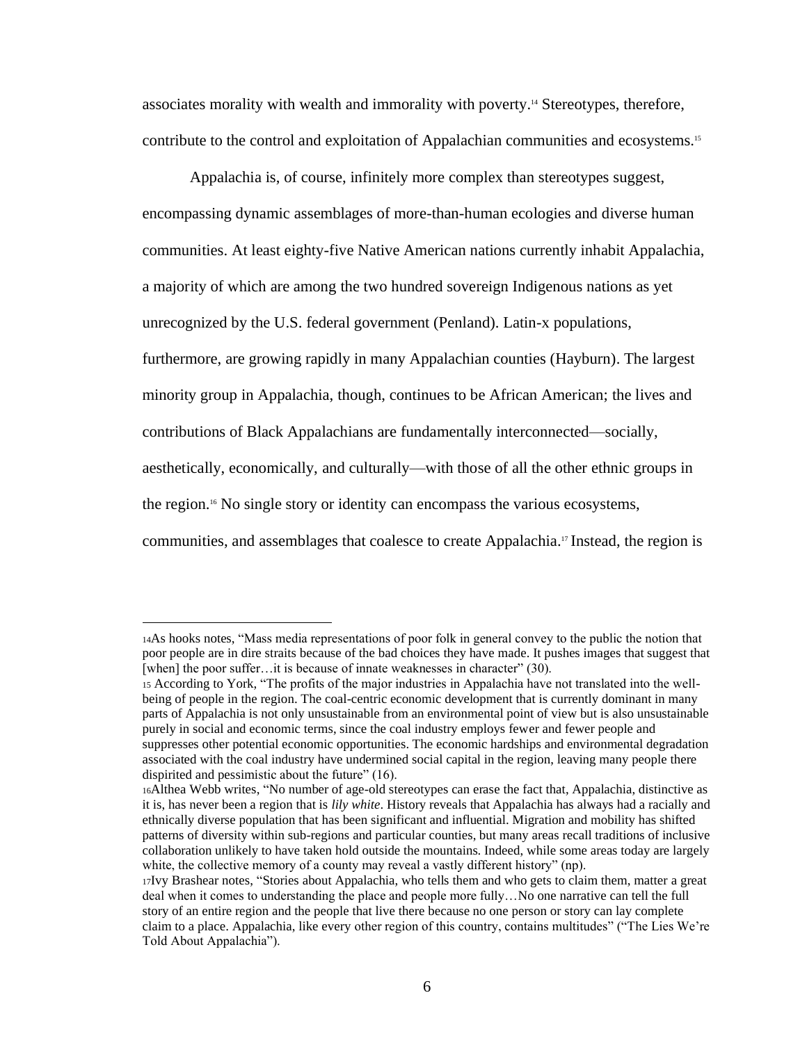associates morality with wealth and immorality with poverty.[14] Stereotypes, therefore, contribute to the control and exploitation of Appalachian communities and ecosystems.[15]

Appalachia is, of course, infinitely more complex than stereotypes suggest, encompassing dynamic assemblages of more-than-human ecologies and diverse human communities. At least eighty-five Native American nations currently inhabit Appalachia, a majority of which are among the two hundred sovereign Indigenous nations as yet unrecognized by the U.S. federal government (Penland). Latin-x populations, furthermore, are growing rapidly in many Appalachian counties (Hayburn). The largest minority group in Appalachia, though, continues to be African American; the lives and contributions of Black Appalachians are fundamentally interconnected—socially, aesthetically, economically, and culturally—with those of all the other ethnic groups in the region.[16] No single story or identity can encompass the various ecosystems, communities, and assemblages that coalesce to create Appalachia.[17] Instead, the region is

---

[14] As hooks notes, "Mass media representations of poor folk in general convey to the public the notion that poor people are in dire straits because of the bad choices they have made. It pushes images that suggest that [when] the poor suffer…it is because of innate weaknesses in character" (30).

[15] According to York, "The profits of the major industries in Appalachia have not translated into the well-being of people in the region. The coal-centric economic development that is currently dominant in many parts of Appalachia is not only unsustainable from an environmental point of view but is also unsustainable purely in social and economic terms, since the coal industry employs fewer and fewer people and suppresses other potential economic opportunities. The economic hardships and environmental degradation associated with the coal industry have undermined social capital in the region, leaving many people there dispirited and pessimistic about the future" (16).

[16] Althea Webb writes, "No number of age-old stereotypes can erase the fact that, Appalachia, distinctive as it is, has never been a region that is *lily white*. History reveals that Appalachia has always had a racially and ethnically diverse population that has been significant and influential. Migration and mobility has shifted patterns of diversity within sub-regions and particular counties, but many areas recall traditions of inclusive collaboration unlikely to have taken hold outside the mountains. Indeed, while some areas today are largely white, the collective memory of a county may reveal a vastly different history" (np).

[17] Ivy Brashear notes, "Stories about Appalachia, who tells them and who gets to claim them, matter a great deal when it comes to understanding the place and people more fully…No one narrative can tell the full story of an entire region and the people that live there because no one person or story can lay complete claim to a place. Appalachia, like every other region of this country, contains multitudes" ("The Lies We're Told About Appalachia").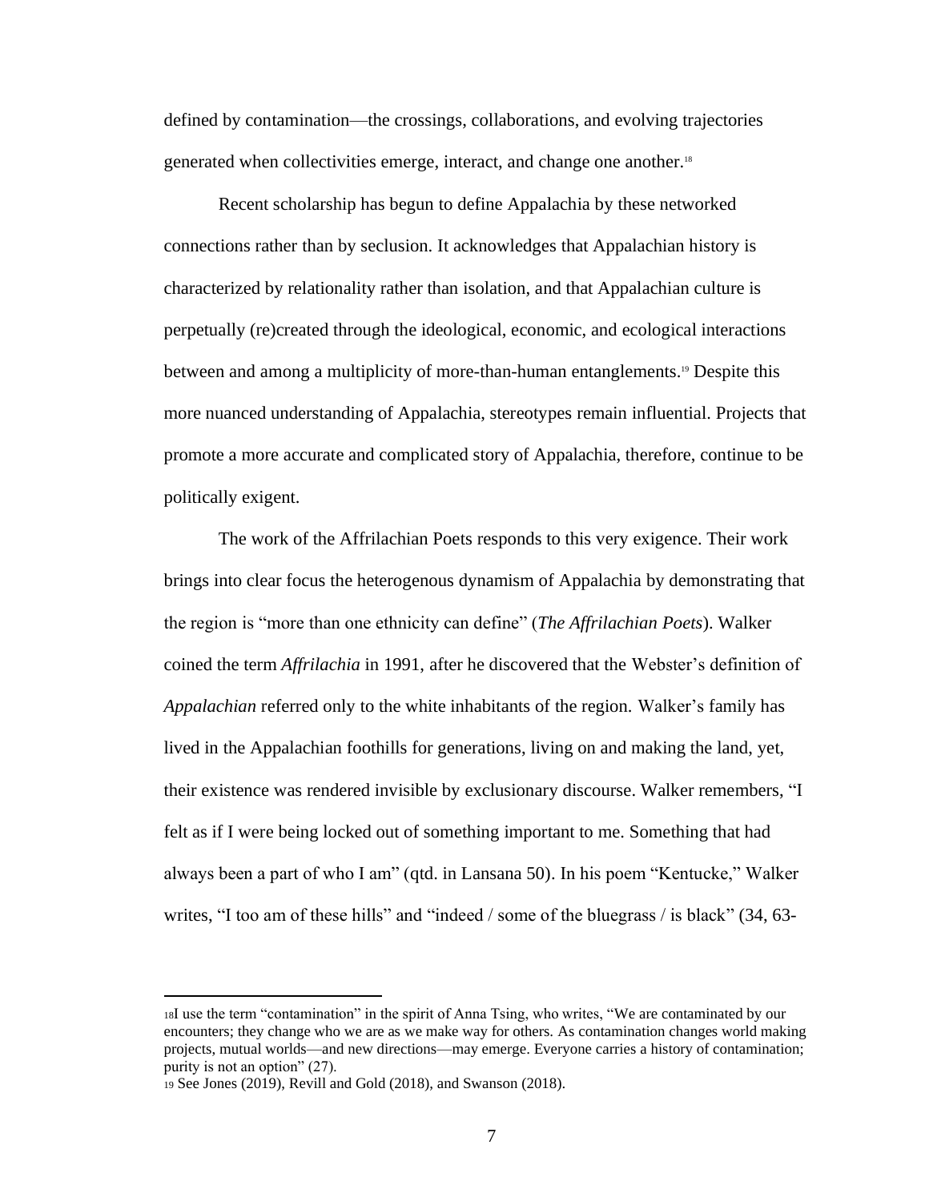defined by contamination—the crossings, collaborations, and evolving trajectories generated when collectivities emerge, interact, and change one another.[18]

Recent scholarship has begun to define Appalachia by these networked connections rather than by seclusion. It acknowledges that Appalachian history is characterized by relationality rather than isolation, and that Appalachian culture is perpetually (re)created through the ideological, economic, and ecological interactions between and among a multiplicity of more-than-human entanglements.[19] Despite this more nuanced understanding of Appalachia, stereotypes remain influential. Projects that promote a more accurate and complicated story of Appalachia, therefore, continue to be politically exigent.

The work of the Affrilachian Poets responds to this very exigence. Their work brings into clear focus the heterogenous dynamism of Appalachia by demonstrating that the region is "more than one ethnicity can define" (*The Affrilachian Poets*). Walker coined the term *Affrilachia* in 1991, after he discovered that the Webster's definition of *Appalachian* referred only to the white inhabitants of the region. Walker's family has lived in the Appalachian foothills for generations, living on and making the land, yet, their existence was rendered invisible by exclusionary discourse. Walker remembers, "I felt as if I were being locked out of something important to me. Something that had always been a part of who I am" (qtd. in Lansana 50). In his poem "Kentucke," Walker writes, "I too am of these hills" and "indeed / some of the bluegrass / is black" (34, 63-

---

[18] I use the term "contamination" in the spirit of Anna Tsing, who writes, "We are contaminated by our encounters; they change who we are as we make way for others. As contamination changes world making projects, mutual worlds—and new directions—may emerge. Everyone carries a history of contamination; purity is not an option" (27).

[19] See Jones (2019), Revill and Gold (2018), and Swanson (2018).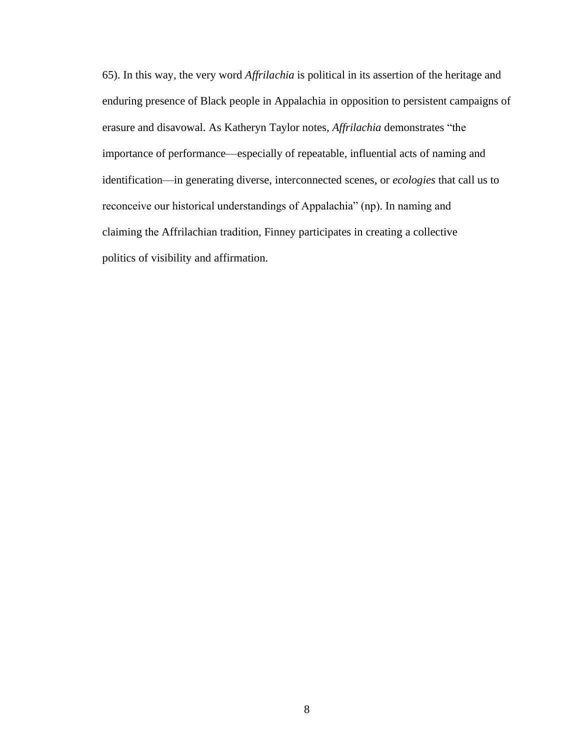65). In this way, the very word *Affrilachia* is political in its assertion of the heritage and enduring presence of Black people in Appalachia in opposition to persistent campaigns of erasure and disavowal. As Katheryn Taylor notes, *Affrilachia* demonstrates "the importance of performance—especially of repeatable, influential acts of naming and identification—in generating diverse, interconnected scenes, or *ecologies* that call us to reconceive our historical understandings of Appalachia" (np). In naming and claiming the Affrilachian tradition, Finney participates in creating a collective politics of visibility and affirmation.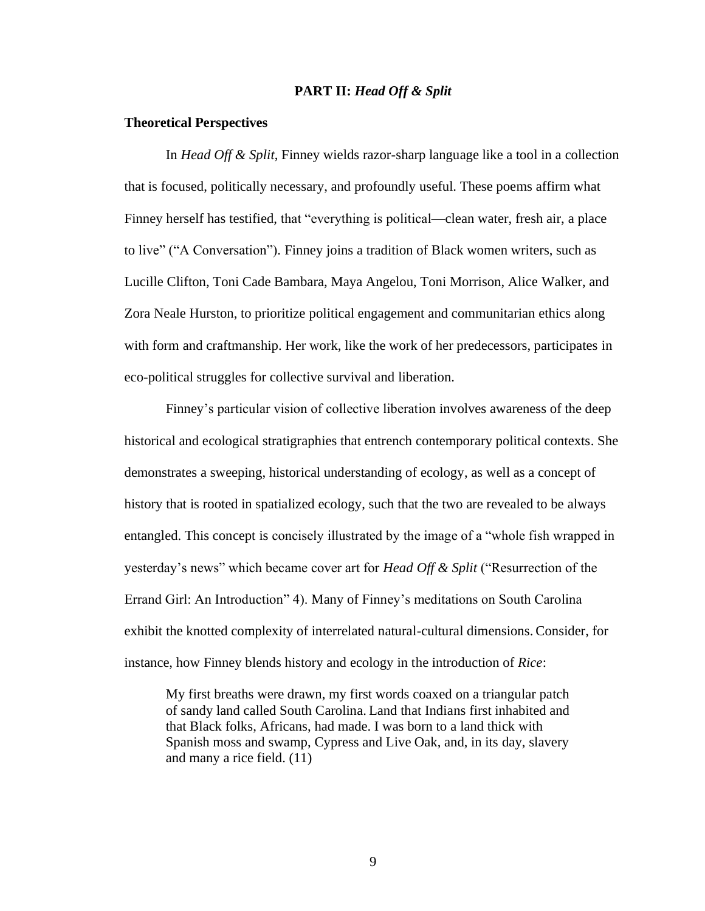## PART II: *Head Off & Split*

### Theoretical Perspectives

In *Head Off & Split*, Finney wields razor-sharp language like a tool in a collection that is focused, politically necessary, and profoundly useful. These poems affirm what Finney herself has testified, that "everything is political—clean water, fresh air, a place to live" ("A Conversation"). Finney joins a tradition of Black women writers, such as Lucille Clifton, Toni Cade Bambara, Maya Angelou, Toni Morrison, Alice Walker, and Zora Neale Hurston, to prioritize political engagement and communitarian ethics along with form and craftmanship. Her work, like the work of her predecessors, participates in eco-political struggles for collective survival and liberation.

Finney's particular vision of collective liberation involves awareness of the deep historical and ecological stratigraphies that entrench contemporary political contexts. She demonstrates a sweeping, historical understanding of ecology, as well as a concept of history that is rooted in spatialized ecology, such that the two are revealed to be always entangled. This concept is concisely illustrated by the image of a "whole fish wrapped in yesterday's news" which became cover art for *Head Off & Split* ("Resurrection of the Errand Girl: An Introduction" 4). Many of Finney's meditations on South Carolina exhibit the knotted complexity of interrelated natural-cultural dimensions. Consider, for instance, how Finney blends history and ecology in the introduction of *Rice*:

> My first breaths were drawn, my first words coaxed on a triangular patch of sandy land called South Carolina. Land that Indians first inhabited and that Black folks, Africans, had made. I was born to a land thick with Spanish moss and swamp, Cypress and Live Oak, and, in its day, slavery and many a rice field. (11)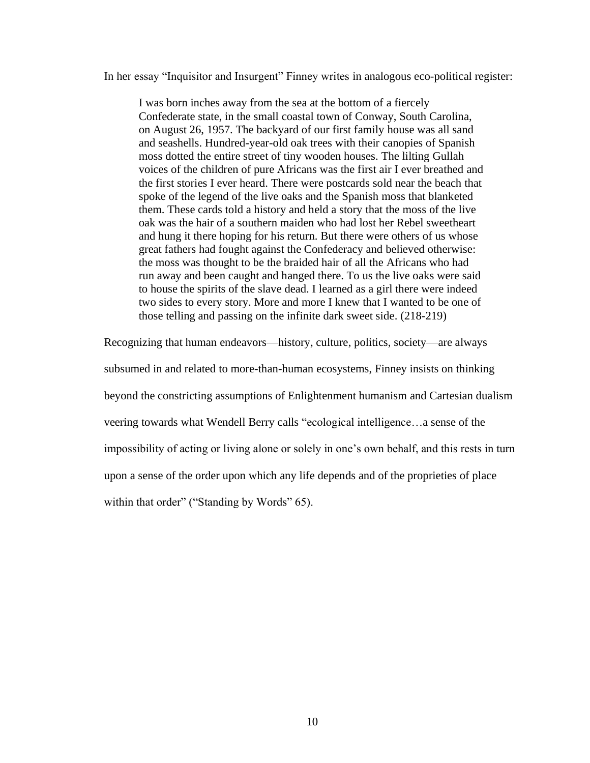In her essay "Inquisitor and Insurgent" Finney writes in analogous eco-political register:

> I was born inches away from the sea at the bottom of a fiercely Confederate state, in the small coastal town of Conway, South Carolina, on August 26, 1957. The backyard of our first family house was all sand and seashells. Hundred-year-old oak trees with their canopies of Spanish moss dotted the entire street of tiny wooden houses. The lilting Gullah voices of the children of pure Africans was the first air I ever breathed and the first stories I ever heard. There were postcards sold near the beach that spoke of the legend of the live oaks and the Spanish moss that blanketed them. These cards told a history and held a story that the moss of the live oak was the hair of a southern maiden who had lost her Rebel sweetheart and hung it there hoping for his return. But there were others of us whose great fathers had fought against the Confederacy and believed otherwise: the moss was thought to be the braided hair of all the Africans who had run away and been caught and hanged there. To us the live oaks were said to house the spirits of the slave dead. I learned as a girl there were indeed two sides to every story. More and more I knew that I wanted to be one of those telling and passing on the infinite dark sweet side. (218-219)

Recognizing that human endeavors—history, culture, politics, society—are always subsumed in and related to more-than-human ecosystems, Finney insists on thinking beyond the constricting assumptions of Enlightenment humanism and Cartesian dualism veering towards what Wendell Berry calls "ecological intelligence…a sense of the impossibility of acting or living alone or solely in one's own behalf, and this rests in turn upon a sense of the order upon which any life depends and of the proprieties of place within that order" ("Standing by Words" 65).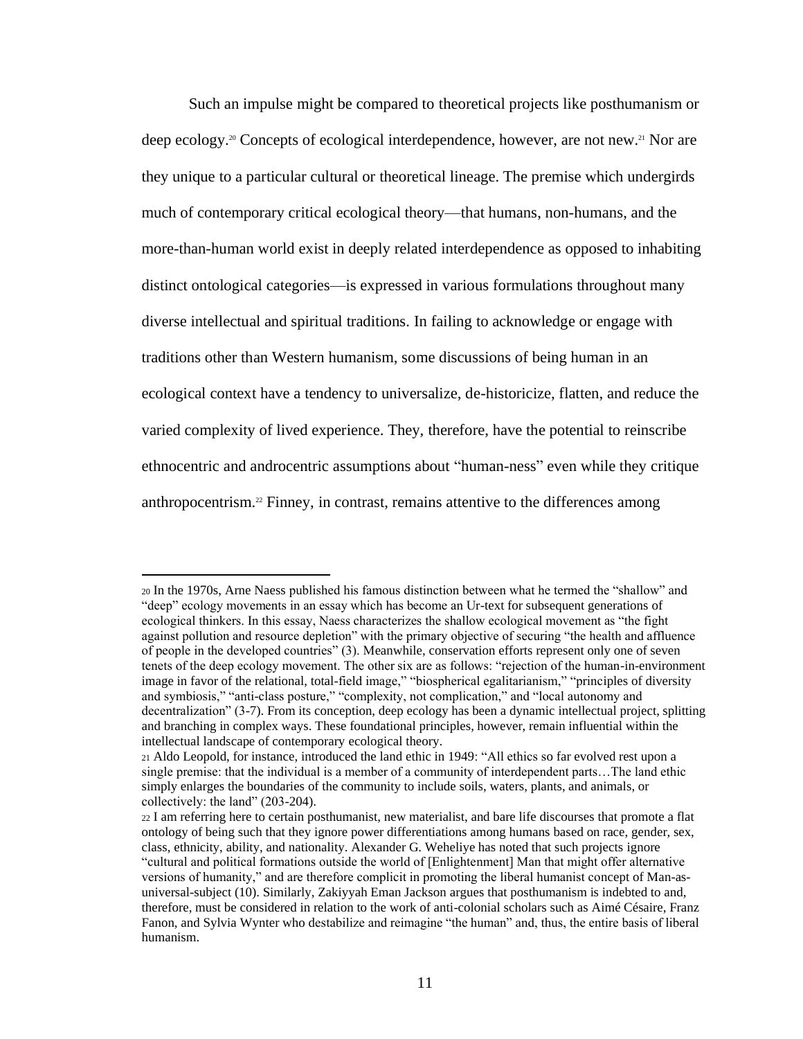Such an impulse might be compared to theoretical projects like posthumanism or deep ecology.[20] Concepts of ecological interdependence, however, are not new.[21] Nor are they unique to a particular cultural or theoretical lineage. The premise which undergirds much of contemporary critical ecological theory—that humans, non-humans, and the more-than-human world exist in deeply related interdependence as opposed to inhabiting distinct ontological categories—is expressed in various formulations throughout many diverse intellectual and spiritual traditions. In failing to acknowledge or engage with traditions other than Western humanism, some discussions of being human in an ecological context have a tendency to universalize, de-historicize, flatten, and reduce the varied complexity of lived experience. They, therefore, have the potential to reinscribe ethnocentric and androcentric assumptions about "human-ness" even while they critique anthropocentrism.[22] Finney, in contrast, remains attentive to the differences among

---

[20] In the 1970s, Arne Naess published his famous distinction between what he termed the "shallow" and "deep" ecology movements in an essay which has become an Ur-text for subsequent generations of ecological thinkers. In this essay, Naess characterizes the shallow ecological movement as "the fight against pollution and resource depletion" with the primary objective of securing "the health and affluence of people in the developed countries" (3). Meanwhile, conservation efforts represent only one of seven tenets of the deep ecology movement. The other six are as follows: "rejection of the human-in-environment image in favor of the relational, total-field image," "biospherical egalitarianism," "principles of diversity and symbiosis," "anti-class posture," "complexity, not complication," and "local autonomy and decentralization" (3-7). From its conception, deep ecology has been a dynamic intellectual project, splitting and branching in complex ways. These foundational principles, however, remain influential within the intellectual landscape of contemporary ecological theory.

[21] Aldo Leopold, for instance, introduced the land ethic in 1949: "All ethics so far evolved rest upon a single premise: that the individual is a member of a community of interdependent parts…The land ethic simply enlarges the boundaries of the community to include soils, waters, plants, and animals, or collectively: the land" (203-204).

[22] I am referring here to certain posthumanist, new materialist, and bare life discourses that promote a flat ontology of being such that they ignore power differentiations among humans based on race, gender, sex, class, ethnicity, ability, and nationality. Alexander G. Weheliye has noted that such projects ignore "cultural and political formations outside the world of [Enlightenment] Man that might offer alternative versions of humanity," and are therefore complicit in promoting the liberal humanist concept of Man-as-universal-subject (10). Similarly, Zakiyyah Eman Jackson argues that posthumanism is indebted to and, therefore, must be considered in relation to the work of anti-colonial scholars such as Aimé Césaire, Franz Fanon, and Sylvia Wynter who destabilize and reimagine "the human" and, thus, the entire basis of liberal humanism.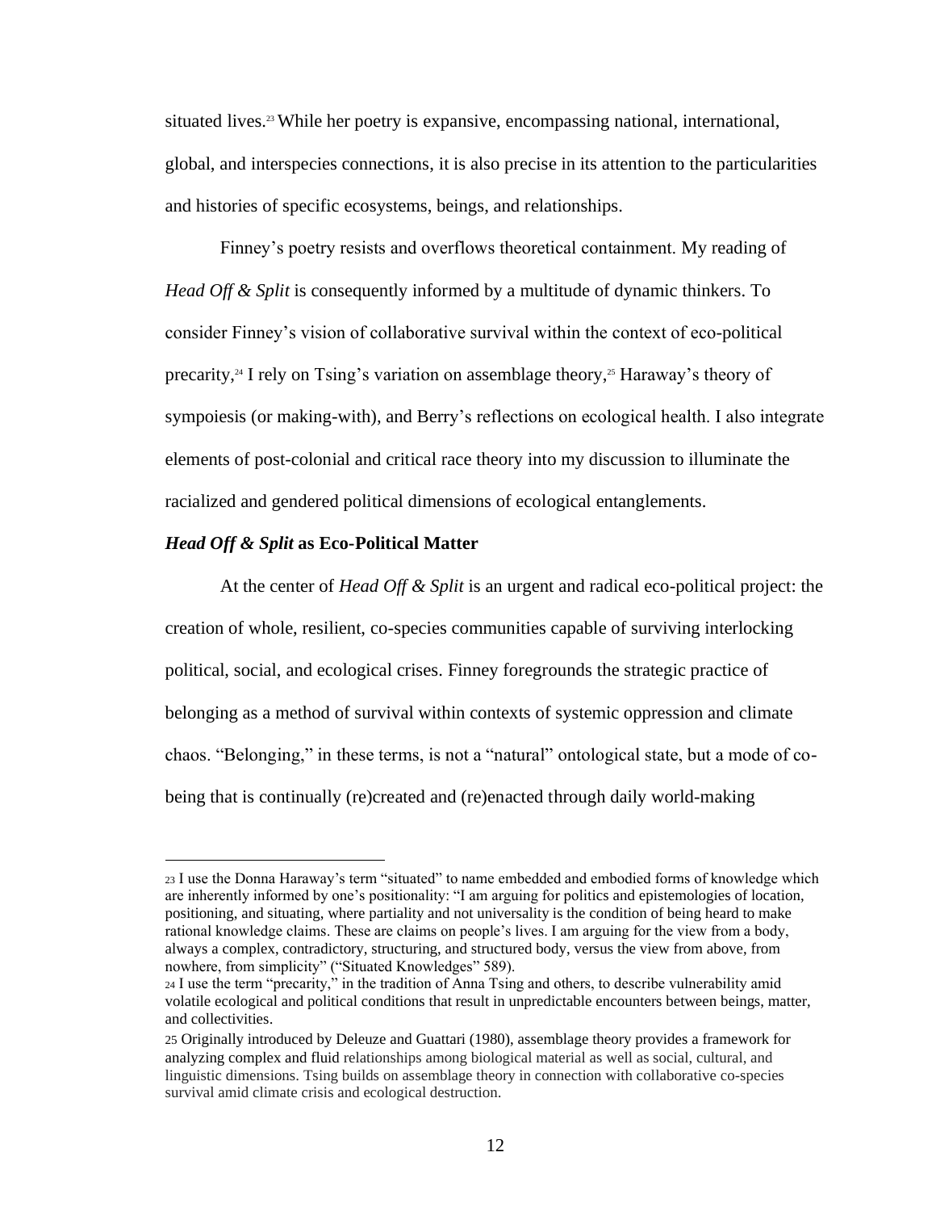situated lives.[23] While her poetry is expansive, encompassing national, international, global, and interspecies connections, it is also precise in its attention to the particularities and histories of specific ecosystems, beings, and relationships.

Finney's poetry resists and overflows theoretical containment. My reading of *Head Off & Split* is consequently informed by a multitude of dynamic thinkers. To consider Finney's vision of collaborative survival within the context of eco-political precarity,[24] I rely on Tsing's variation on assemblage theory,[25] Haraway's theory of sympoiesis (or making-with), and Berry's reflections on ecological health. I also integrate elements of post-colonial and critical race theory into my discussion to illuminate the racialized and gendered political dimensions of ecological entanglements.

### *Head Off & Split* as Eco-Political Matter

At the center of *Head Off & Split* is an urgent and radical eco-political project: the creation of whole, resilient, co-species communities capable of surviving interlocking political, social, and ecological crises. Finney foregrounds the strategic practice of belonging as a method of survival within contexts of systemic oppression and climate chaos. "Belonging," in these terms, is not a "natural" ontological state, but a mode of co-being that is continually (re)created and (re)enacted through daily world-making

---

[23] I use the Donna Haraway's term "situated" to name embedded and embodied forms of knowledge which are inherently informed by one's positionality: "I am arguing for politics and epistemologies of location, positioning, and situating, where partiality and not universality is the condition of being heard to make rational knowledge claims. These are claims on people's lives. I am arguing for the view from a body, always a complex, contradictory, structuring, and structured body, versus the view from above, from nowhere, from simplicity" ("Situated Knowledges" 589).

[24] I use the term "precarity," in the tradition of Anna Tsing and others, to describe vulnerability amid volatile ecological and political conditions that result in unpredictable encounters between beings, matter, and collectivities.

[25] Originally introduced by Deleuze and Guattari (1980), assemblage theory provides a framework for analyzing complex and fluid relationships among biological material as well as social, cultural, and linguistic dimensions. Tsing builds on assemblage theory in connection with collaborative co-species survival amid climate crisis and ecological destruction.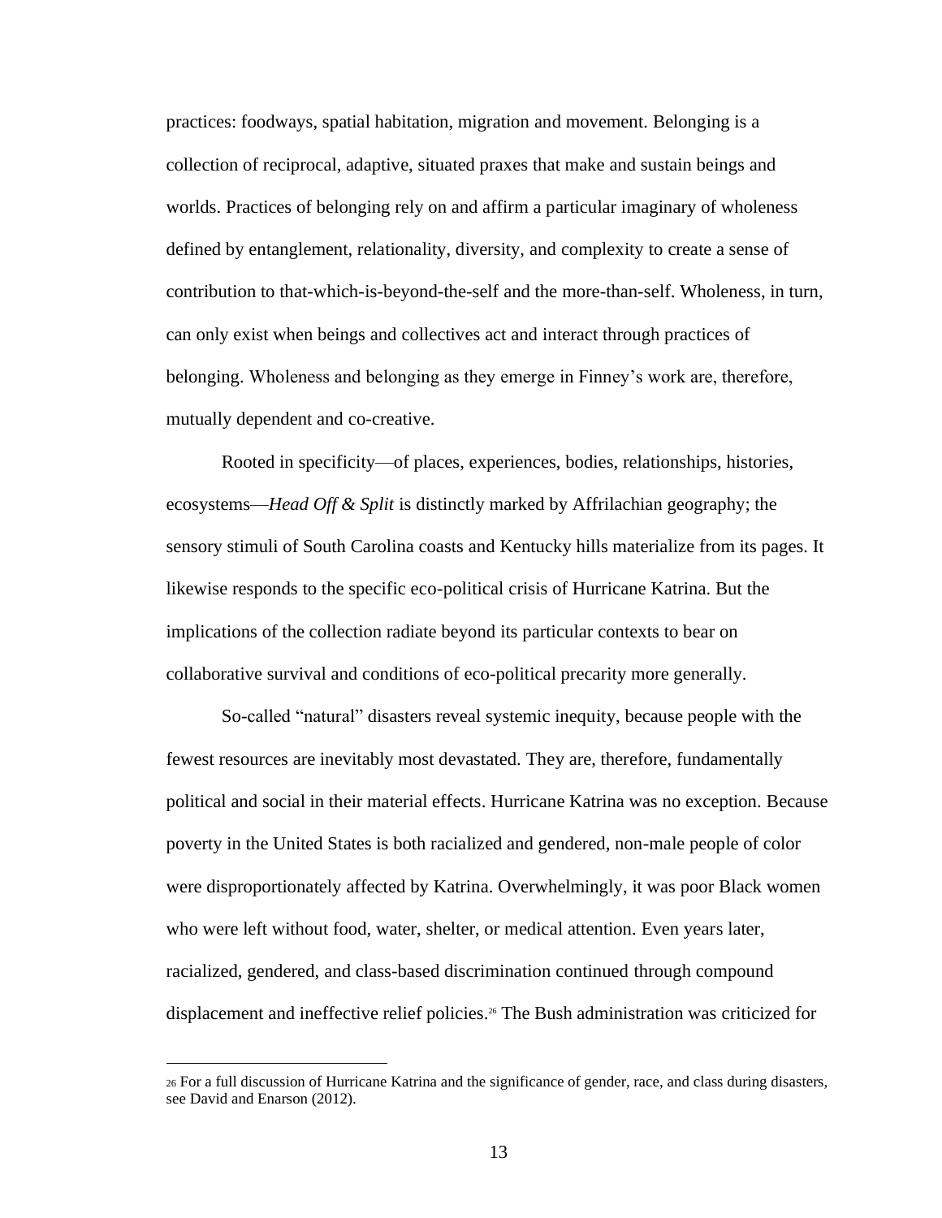practices: foodways, spatial habitation, migration and movement. Belonging is a collection of reciprocal, adaptive, situated praxes that make and sustain beings and worlds. Practices of belonging rely on and affirm a particular imaginary of wholeness defined by entanglement, relationality, diversity, and complexity to create a sense of contribution to that-which-is-beyond-the-self and the more-than-self. Wholeness, in turn, can only exist when beings and collectives act and interact through practices of belonging. Wholeness and belonging as they emerge in Finney's work are, therefore, mutually dependent and co-creative.

Rooted in specificity—of places, experiences, bodies, relationships, histories, ecosystems—*Head Off & Split* is distinctly marked by Affrilachian geography; the sensory stimuli of South Carolina coasts and Kentucky hills materialize from its pages. It likewise responds to the specific eco-political crisis of Hurricane Katrina. But the implications of the collection radiate beyond its particular contexts to bear on collaborative survival and conditions of eco-political precarity more generally.

So-called "natural" disasters reveal systemic inequity, because people with the fewest resources are inevitably most devastated. They are, therefore, fundamentally political and social in their material effects. Hurricane Katrina was no exception. Because poverty in the United States is both racialized and gendered, non-male people of color were disproportionately affected by Katrina. Overwhelmingly, it was poor Black women who were left without food, water, shelter, or medical attention. Even years later, racialized, gendered, and class-based discrimination continued through compound displacement and ineffective relief policies.[26] The Bush administration was criticized for

[26] For a full discussion of Hurricane Katrina and the significance of gender, race, and class during disasters, see David and Enarson (2012).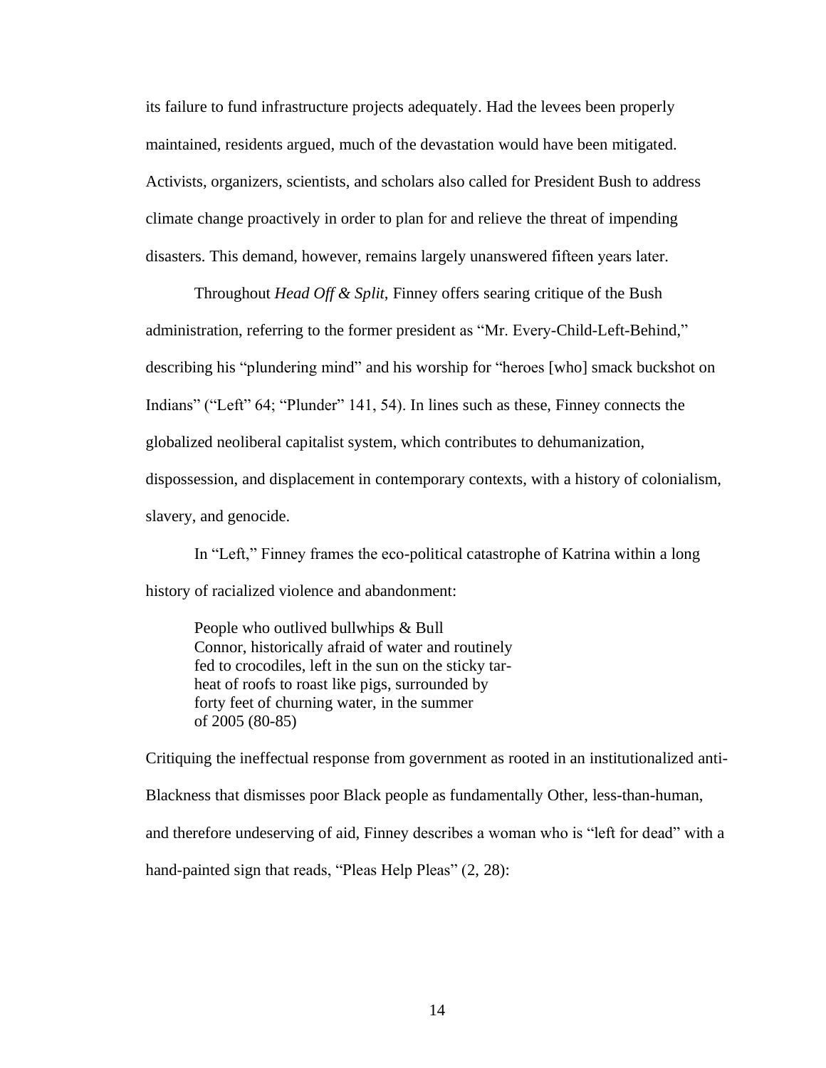its failure to fund infrastructure projects adequately. Had the levees been properly maintained, residents argued, much of the devastation would have been mitigated. Activists, organizers, scientists, and scholars also called for President Bush to address climate change proactively in order to plan for and relieve the threat of impending disasters. This demand, however, remains largely unanswered fifteen years later.

Throughout *Head Off & Split*, Finney offers searing critique of the Bush administration, referring to the former president as "Mr. Every-Child-Left-Behind," describing his "plundering mind" and his worship for "heroes [who] smack buckshot on Indians" ("Left" 64; "Plunder" 141, 54). In lines such as these, Finney connects the globalized neoliberal capitalist system, which contributes to dehumanization, dispossession, and displacement in contemporary contexts, with a history of colonialism, slavery, and genocide.

In "Left," Finney frames the eco-political catastrophe of Katrina within a long history of racialized violence and abandonment:

> People who outlived bullwhips & Bull
> Connor, historically afraid of water and routinely
> fed to crocodiles, left in the sun on the sticky tar-
> heat of roofs to roast like pigs, surrounded by
> forty feet of churning water, in the summer
> of 2005 (80-85)

Critiquing the ineffectual response from government as rooted in an institutionalized anti-Blackness that dismisses poor Black people as fundamentally Other, less-than-human, and therefore undeserving of aid, Finney describes a woman who is "left for dead" with a hand-painted sign that reads, "Pleas Help Pleas" (2, 28):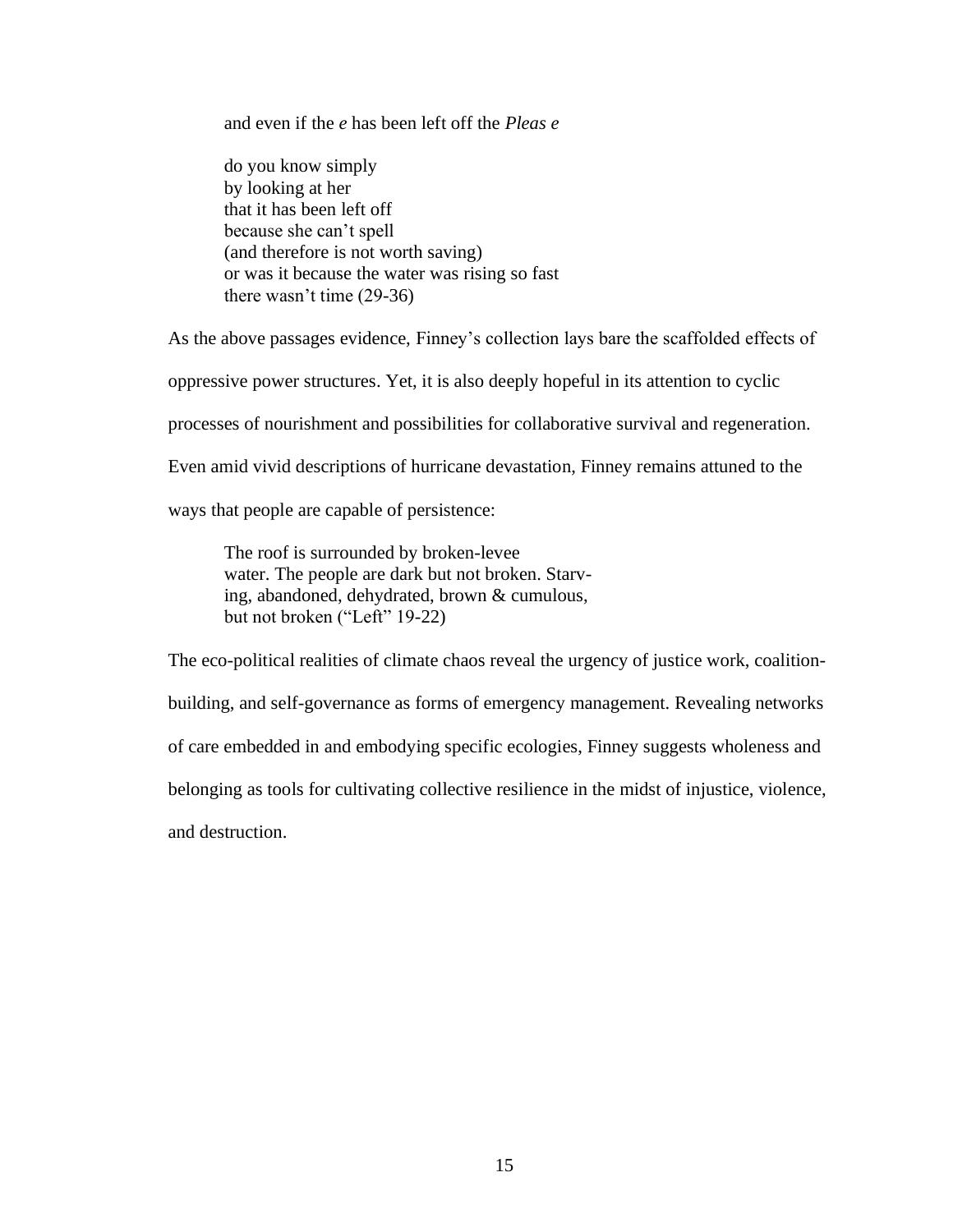> and even if the *e* has been left off the *Pleas e*
>
> do you know simply  
> by looking at her  
> that it has been left off  
> because she can't spell  
> (and therefore is not worth saving)  
> or was it because the water was rising so fast  
> there wasn't time (29-36)

As the above passages evidence, Finney's collection lays bare the scaffolded effects of oppressive power structures. Yet, it is also deeply hopeful in its attention to cyclic processes of nourishment and possibilities for collaborative survival and regeneration. Even amid vivid descriptions of hurricane devastation, Finney remains attuned to the ways that people are capable of persistence:

> The roof is surrounded by broken-levee  
> water. The people are dark but not broken. Starv-  
> ing, abandoned, dehydrated, brown & cumulous,  
> but not broken ("Left" 19-22)

The eco-political realities of climate chaos reveal the urgency of justice work, coalition-building, and self-governance as forms of emergency management. Revealing networks of care embedded in and embodying specific ecologies, Finney suggests wholeness and belonging as tools for cultivating collective resilience in the midst of injustice, violence, and destruction.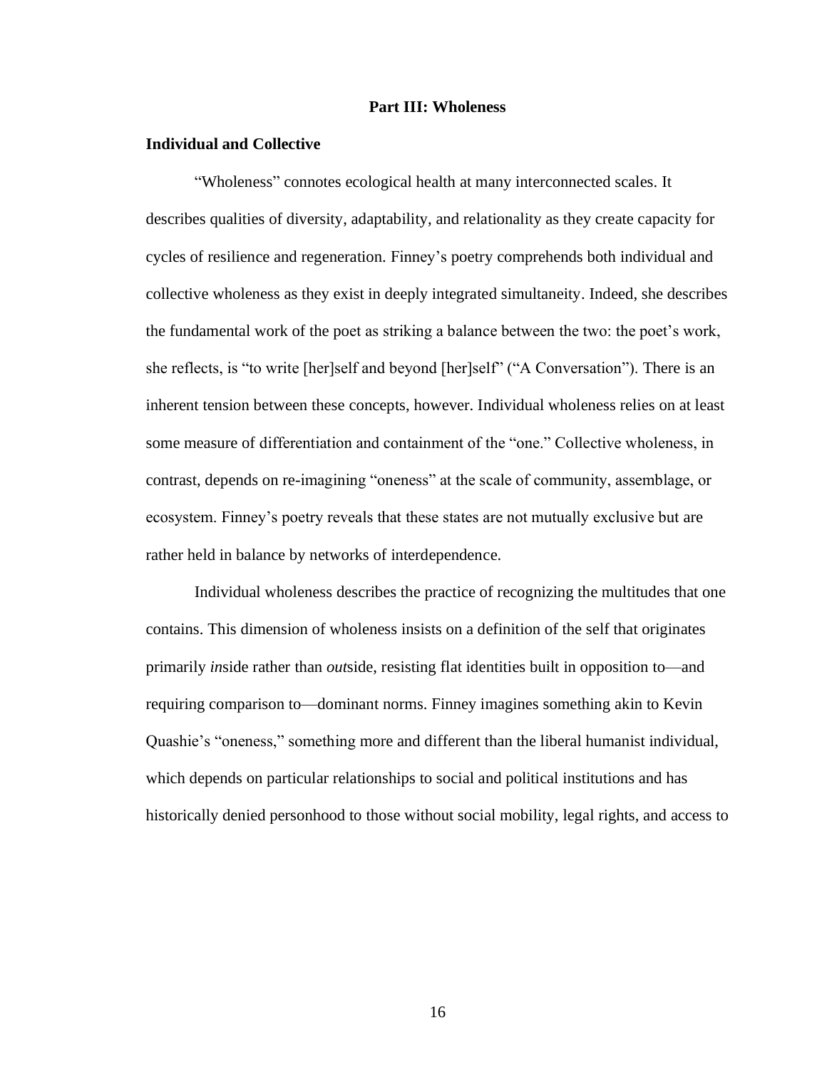## Part III: Wholeness

### Individual and Collective

"Wholeness" connotes ecological health at many interconnected scales. It describes qualities of diversity, adaptability, and relationality as they create capacity for cycles of resilience and regeneration. Finney's poetry comprehends both individual and collective wholeness as they exist in deeply integrated simultaneity. Indeed, she describes the fundamental work of the poet as striking a balance between the two: the poet's work, she reflects, is "to write [her]self and beyond [her]self" ("A Conversation"). There is an inherent tension between these concepts, however. Individual wholeness relies on at least some measure of differentiation and containment of the "one." Collective wholeness, in contrast, depends on re-imagining "oneness" at the scale of community, assemblage, or ecosystem. Finney's poetry reveals that these states are not mutually exclusive but are rather held in balance by networks of interdependence.

Individual wholeness describes the practice of recognizing the multitudes that one contains. This dimension of wholeness insists on a definition of the self that originates primarily *in*side rather than *out*side, resisting flat identities built in opposition to—and requiring comparison to—dominant norms. Finney imagines something akin to Kevin Quashie's "oneness," something more and different than the liberal humanist individual, which depends on particular relationships to social and political institutions and has historically denied personhood to those without social mobility, legal rights, and access to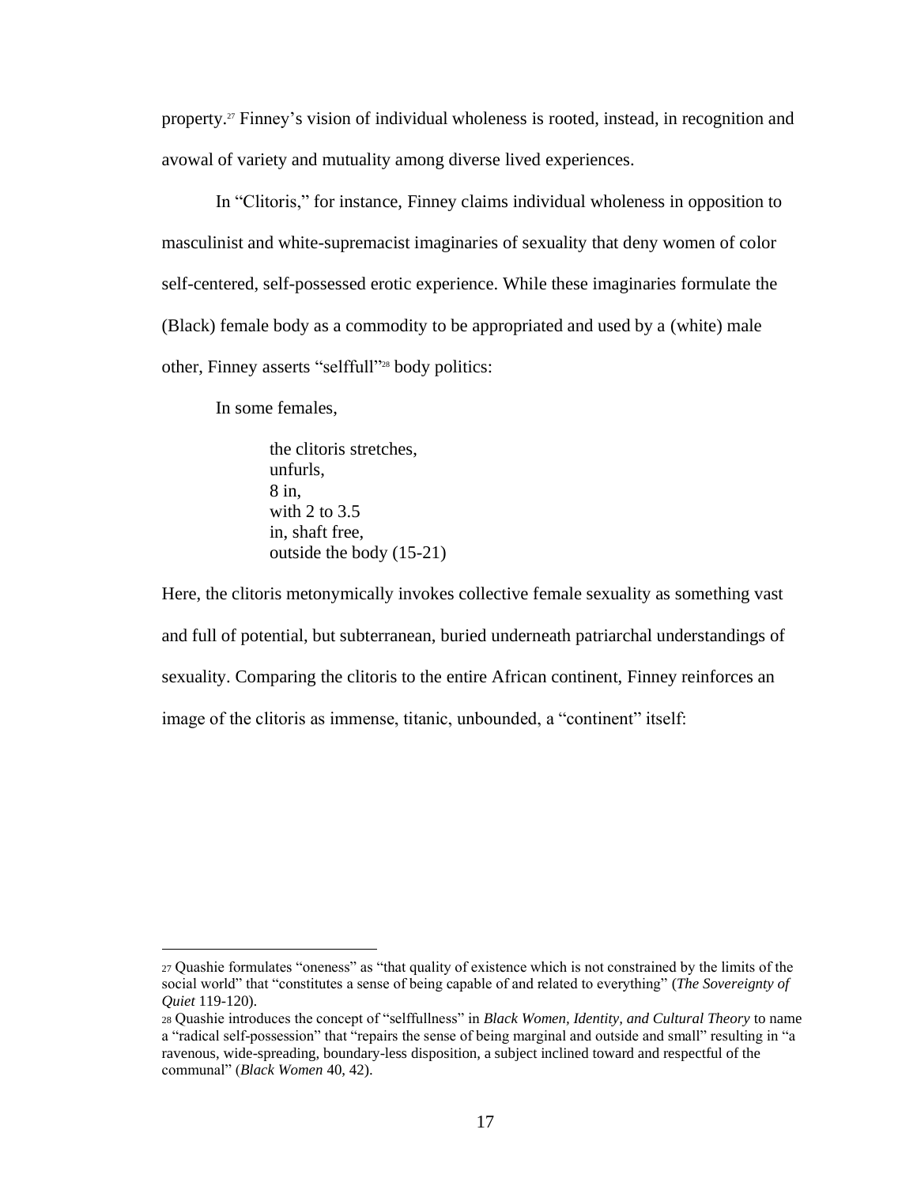property.[27] Finney's vision of individual wholeness is rooted, instead, in recognition and avowal of variety and mutuality among diverse lived experiences.

In "Clitoris," for instance, Finney claims individual wholeness in opposition to masculinist and white-supremacist imaginaries of sexuality that deny women of color self-centered, self-possessed erotic experience. While these imaginaries formulate the (Black) female body as a commodity to be appropriated and used by a (white) male other, Finney asserts "selffull"[28] body politics:

> In some females,
>
> > the clitoris stretches,
> > unfurls,
> > 8 in,
> > with 2 to 3.5
> > in, shaft free,
> > outside the body (15-21)

Here, the clitoris metonymically invokes collective female sexuality as something vast and full of potential, but subterranean, buried underneath patriarchal understandings of sexuality. Comparing the clitoris to the entire African continent, Finney reinforces an image of the clitoris as immense, titanic, unbounded, a "continent" itself:

---

[27] Quashie formulates "oneness" as "that quality of existence which is not constrained by the limits of the social world" that "constitutes a sense of being capable of and related to everything" (*The Sovereignty of Quiet* 119-120).

[28] Quashie introduces the concept of "selffullness" in *Black Women, Identity, and Cultural Theory* to name a "radical self-possession" that "repairs the sense of being marginal and outside and small" resulting in "a ravenous, wide-spreading, boundary-less disposition, a subject inclined toward and respectful of the communal" (*Black Women* 40, 42).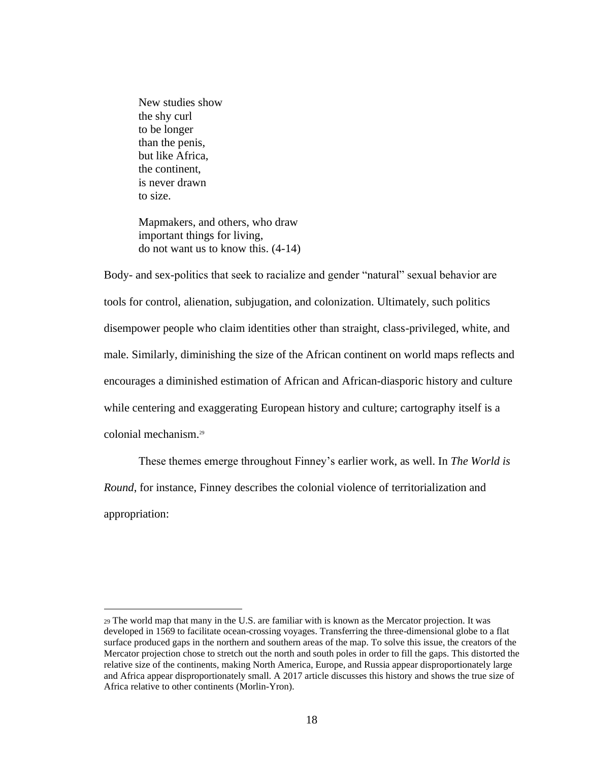> New studies show
> the shy curl
> to be longer
> than the penis,
> but like Africa,
> the continent,
> is never drawn
> to size.
>
> Mapmakers, and others, who draw
> important things for living,
> do not want us to know this. (4-14)

Body- and sex-politics that seek to racialize and gender "natural" sexual behavior are tools for control, alienation, subjugation, and colonization. Ultimately, such politics disempower people who claim identities other than straight, class-privileged, white, and male. Similarly, diminishing the size of the African continent on world maps reflects and encourages a diminished estimation of African and African-diasporic history and culture while centering and exaggerating European history and culture; cartography itself is a colonial mechanism.[29]

These themes emerge throughout Finney's earlier work, as well. In *The World is Round*, for instance, Finney describes the colonial violence of territorialization and appropriation:

---

[29] The world map that many in the U.S. are familiar with is known as the Mercator projection. It was developed in 1569 to facilitate ocean-crossing voyages. Transferring the three-dimensional globe to a flat surface produced gaps in the northern and southern areas of the map. To solve this issue, the creators of the Mercator projection chose to stretch out the north and south poles in order to fill the gaps. This distorted the relative size of the continents, making North America, Europe, and Russia appear disproportionately large and Africa appear disproportionately small. A 2017 article discusses this history and shows the true size of Africa relative to other continents (Morlin-Yron).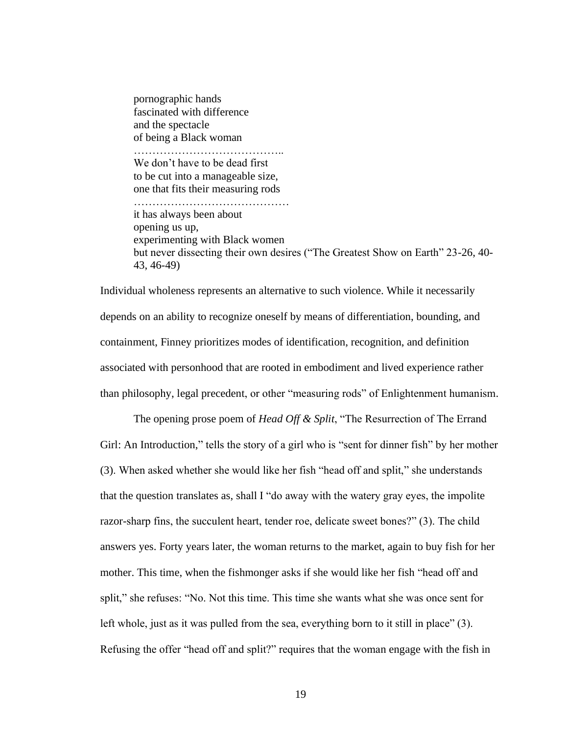pornographic hands  
fascinated with difference  
and the spectacle  
of being a Black woman  
…………………………………..  
We don't have to be dead first  
to be cut into a manageable size,  
one that fits their measuring rods  
……………………………………  
it has always been about  
opening us up,  
experimenting with Black women  
but never dissecting their own desires ("The Greatest Show on Earth" 23-26, 40-43, 46-49)

Individual wholeness represents an alternative to such violence. While it necessarily depends on an ability to recognize oneself by means of differentiation, bounding, and containment, Finney prioritizes modes of identification, recognition, and definition associated with personhood that are rooted in embodiment and lived experience rather than philosophy, legal precedent, or other "measuring rods" of Enlightenment humanism.

The opening prose poem of *Head Off & Split*, "The Resurrection of The Errand Girl: An Introduction," tells the story of a girl who is "sent for dinner fish" by her mother (3). When asked whether she would like her fish "head off and split," she understands that the question translates as, shall I "do away with the watery gray eyes, the impolite razor-sharp fins, the succulent heart, tender roe, delicate sweet bones?" (3). The child answers yes. Forty years later, the woman returns to the market, again to buy fish for her mother. This time, when the fishmonger asks if she would like her fish "head off and split," she refuses: "No. Not this time. This time she wants what she was once sent for left whole, just as it was pulled from the sea, everything born to it still in place" (3). Refusing the offer "head off and split?" requires that the woman engage with the fish in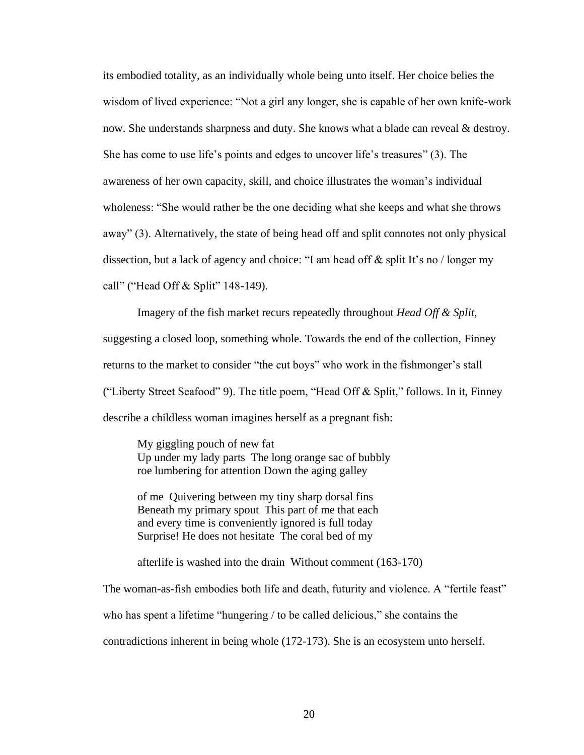its embodied totality, as an individually whole being unto itself. Her choice belies the wisdom of lived experience: "Not a girl any longer, she is capable of her own knife-work now. She understands sharpness and duty. She knows what a blade can reveal & destroy. She has come to use life's points and edges to uncover life's treasures" (3). The awareness of her own capacity, skill, and choice illustrates the woman's individual wholeness: "She would rather be the one deciding what she keeps and what she throws away" (3). Alternatively, the state of being head off and split connotes not only physical dissection, but a lack of agency and choice: "I am head off & split It's no / longer my call" ("Head Off & Split" 148-149).

Imagery of the fish market recurs repeatedly throughout *Head Off & Split*, suggesting a closed loop, something whole. Towards the end of the collection, Finney returns to the market to consider "the cut boys" who work in the fishmonger's stall ("Liberty Street Seafood" 9). The title poem, "Head Off & Split," follows. In it, Finney describe a childless woman imagines herself as a pregnant fish:

> My giggling pouch of new fat
> Up under my lady parts  The long orange sac of bubbly
> roe lumbering for attention Down the aging galley
>
> of me  Quivering between my tiny sharp dorsal fins
> Beneath my primary spout  This part of me that each
> and every time is conveniently ignored is full today
> Surprise! He does not hesitate  The coral bed of my
>
> afterlife is washed into the drain  Without comment (163-170)

The woman-as-fish embodies both life and death, futurity and violence. A "fertile feast" who has spent a lifetime "hungering / to be called delicious," she contains the contradictions inherent in being whole (172-173). She is an ecosystem unto herself.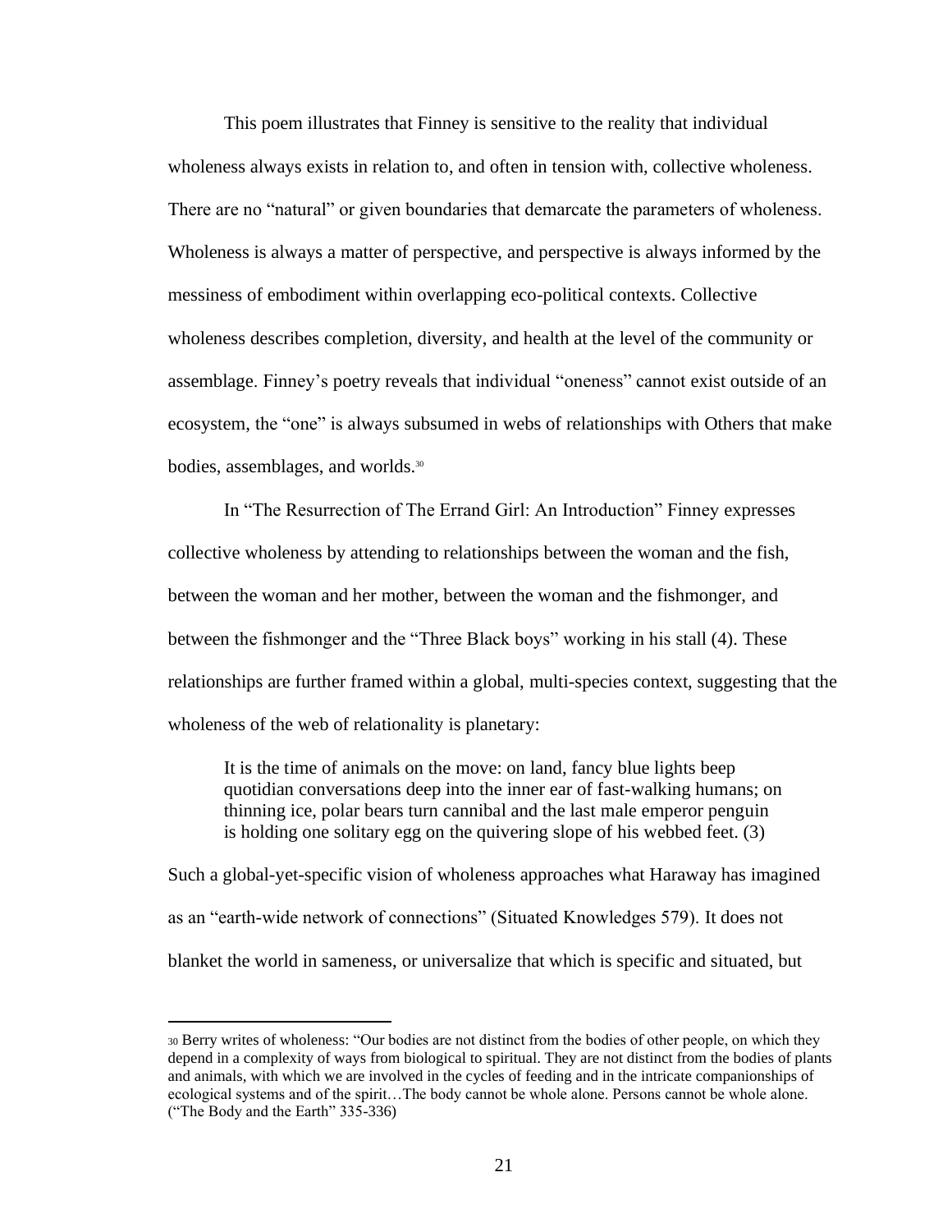This poem illustrates that Finney is sensitive to the reality that individual wholeness always exists in relation to, and often in tension with, collective wholeness. There are no "natural" or given boundaries that demarcate the parameters of wholeness. Wholeness is always a matter of perspective, and perspective is always informed by the messiness of embodiment within overlapping eco-political contexts. Collective wholeness describes completion, diversity, and health at the level of the community or assemblage. Finney's poetry reveals that individual "oneness" cannot exist outside of an ecosystem, the "one" is always subsumed in webs of relationships with Others that make bodies, assemblages, and worlds.[30]

In "The Resurrection of The Errand Girl: An Introduction" Finney expresses collective wholeness by attending to relationships between the woman and the fish, between the woman and her mother, between the woman and the fishmonger, and between the fishmonger and the "Three Black boys" working in his stall (4). These relationships are further framed within a global, multi-species context, suggesting that the wholeness of the web of relationality is planetary:

> It is the time of animals on the move: on land, fancy blue lights beep quotidian conversations deep into the inner ear of fast-walking humans; on thinning ice, polar bears turn cannibal and the last male emperor penguin is holding one solitary egg on the quivering slope of his webbed feet. (3)

Such a global-yet-specific vision of wholeness approaches what Haraway has imagined as an "earth-wide network of connections" (Situated Knowledges 579). It does not blanket the world in sameness, or universalize that which is specific and situated, but

---

[30] Berry writes of wholeness: "Our bodies are not distinct from the bodies of other people, on which they depend in a complexity of ways from biological to spiritual. They are not distinct from the bodies of plants and animals, with which we are involved in the cycles of feeding and in the intricate companionships of ecological systems and of the spirit…The body cannot be whole alone. Persons cannot be whole alone. ("The Body and the Earth" 335-336)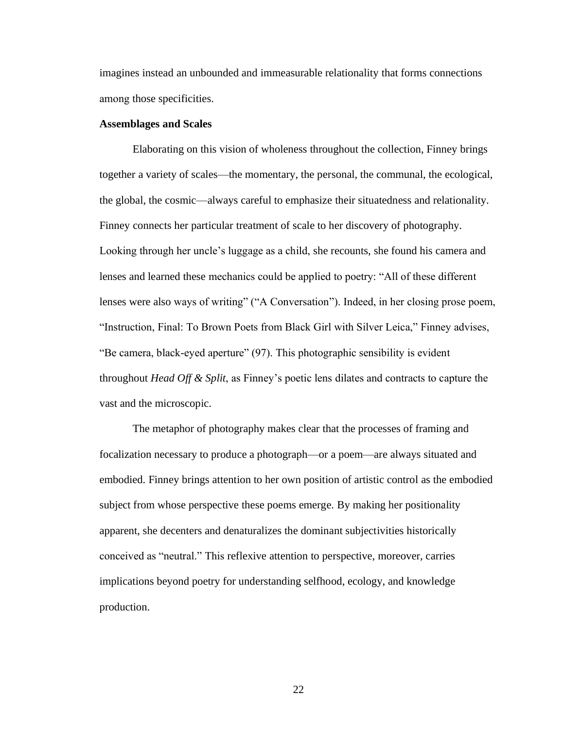imagines instead an unbounded and immeasurable relationality that forms connections among those specificities.

**Assemblages and Scales**

Elaborating on this vision of wholeness throughout the collection, Finney brings together a variety of scales—the momentary, the personal, the communal, the ecological, the global, the cosmic—always careful to emphasize their situatedness and relationality. Finney connects her particular treatment of scale to her discovery of photography. Looking through her uncle's luggage as a child, she recounts, she found his camera and lenses and learned these mechanics could be applied to poetry: "All of these different lenses were also ways of writing" ("A Conversation"). Indeed, in her closing prose poem, "Instruction, Final: To Brown Poets from Black Girl with Silver Leica," Finney advises, "Be camera, black-eyed aperture" (97). This photographic sensibility is evident throughout *Head Off & Split*, as Finney's poetic lens dilates and contracts to capture the vast and the microscopic.

The metaphor of photography makes clear that the processes of framing and focalization necessary to produce a photograph—or a poem—are always situated and embodied. Finney brings attention to her own position of artistic control as the embodied subject from whose perspective these poems emerge. By making her positionality apparent, she decenters and denaturalizes the dominant subjectivities historically conceived as "neutral." This reflexive attention to perspective, moreover, carries implications beyond poetry for understanding selfhood, ecology, and knowledge production.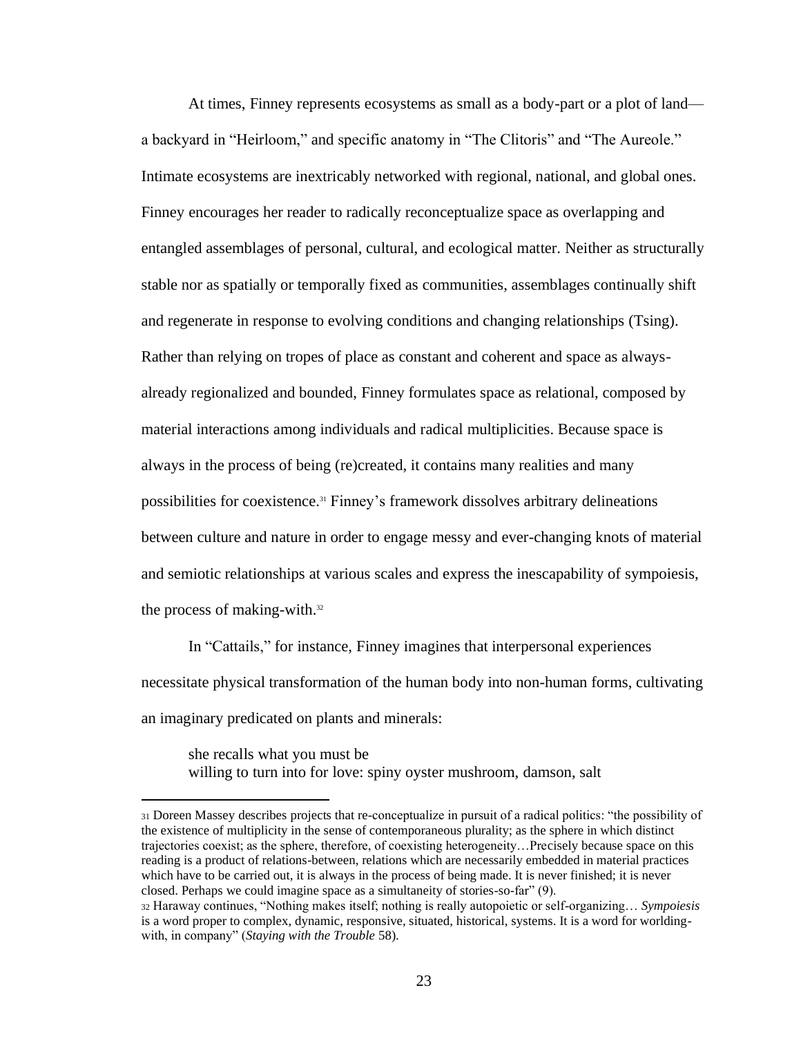At times, Finney represents ecosystems as small as a body-part or a plot of land—a backyard in "Heirloom," and specific anatomy in "The Clitoris" and "The Aureole." Intimate ecosystems are inextricably networked with regional, national, and global ones. Finney encourages her reader to radically reconceptualize space as overlapping and entangled assemblages of personal, cultural, and ecological matter. Neither as structurally stable nor as spatially or temporally fixed as communities, assemblages continually shift and regenerate in response to evolving conditions and changing relationships (Tsing). Rather than relying on tropes of place as constant and coherent and space as always-already regionalized and bounded, Finney formulates space as relational, composed by material interactions among individuals and radical multiplicities. Because space is always in the process of being (re)created, it contains many realities and many possibilities for coexistence.[31] Finney's framework dissolves arbitrary delineations between culture and nature in order to engage messy and ever-changing knots of material and semiotic relationships at various scales and express the inescapability of sympoiesis, the process of making-with.[32]

In "Cattails," for instance, Finney imagines that interpersonal experiences necessitate physical transformation of the human body into non-human forms, cultivating an imaginary predicated on plants and minerals:

> she recalls what you must be
> willing to turn into for love: spiny oyster mushroom, damson, salt

---

[31] Doreen Massey describes projects that re-conceptualize in pursuit of a radical politics: "the possibility of the existence of multiplicity in the sense of contemporaneous plurality; as the sphere in which distinct trajectories coexist; as the sphere, therefore, of coexisting heterogeneity…Precisely because space on this reading is a product of relations-between, relations which are necessarily embedded in material practices which have to be carried out, it is always in the process of being made. It is never finished; it is never closed. Perhaps we could imagine space as a simultaneity of stories-so-far" (9).

[32] Haraway continues, "Nothing makes itself; nothing is really autopoietic or self-organizing… *Sympoiesis* is a word proper to complex, dynamic, responsive, situated, historical, systems. It is a word for worlding-with, in company" (*Staying with the Trouble* 58).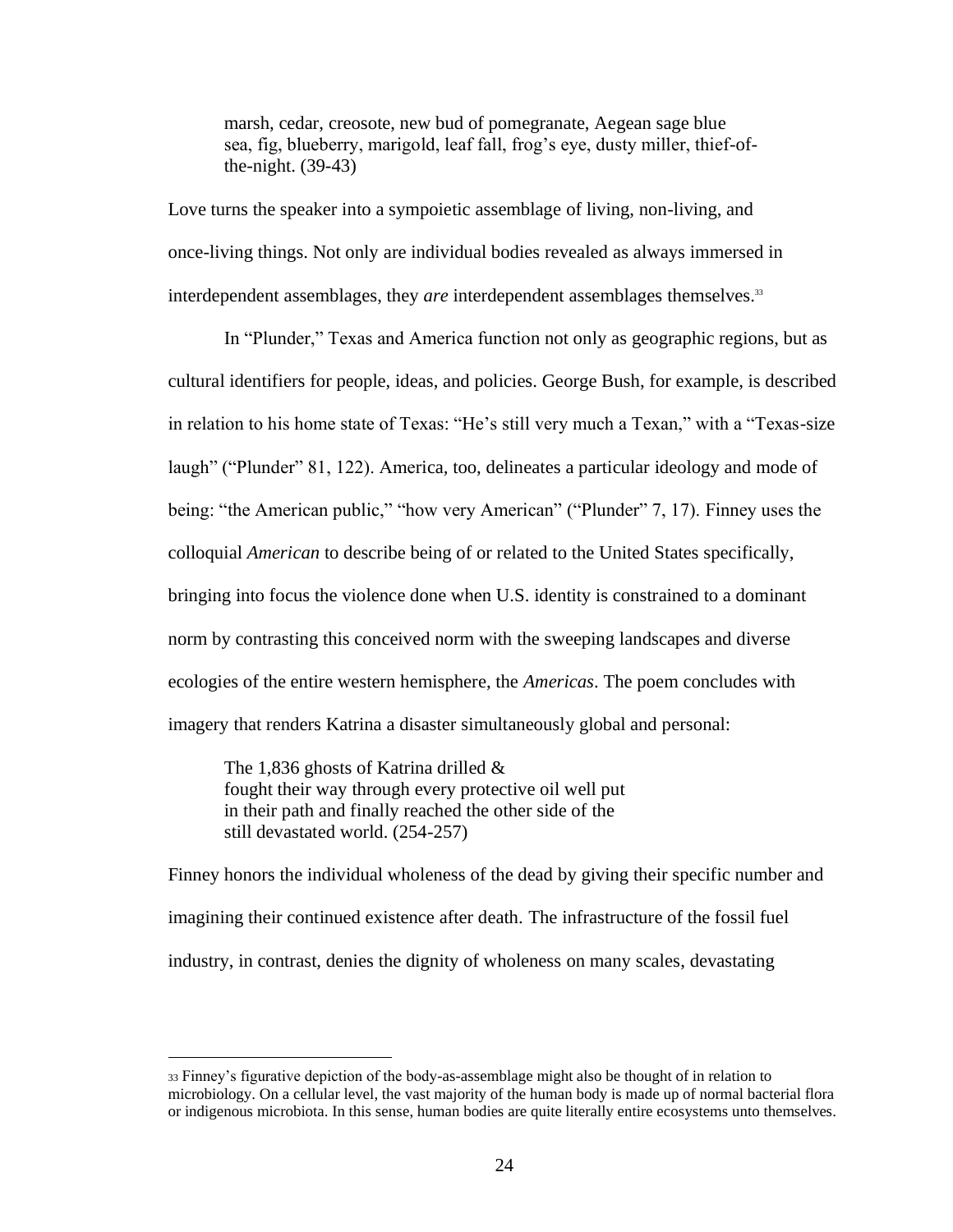> marsh, cedar, creosote, new bud of pomegranate, Aegean sage blue
> sea, fig, blueberry, marigold, leaf fall, frog's eye, dusty miller, thief-of-
> the-night. (39-43)

Love turns the speaker into a sympoietic assemblage of living, non-living, and once-living things. Not only are individual bodies revealed as always immersed in interdependent assemblages, they *are* interdependent assemblages themselves.[33]

In "Plunder," Texas and America function not only as geographic regions, but as cultural identifiers for people, ideas, and policies. George Bush, for example, is described in relation to his home state of Texas: "He's still very much a Texan," with a "Texas-size laugh" ("Plunder" 81, 122). America, too, delineates a particular ideology and mode of being: "the American public," "how very American" ("Plunder" 7, 17). Finney uses the colloquial *American* to describe being of or related to the United States specifically, bringing into focus the violence done when U.S. identity is constrained to a dominant norm by contrasting this conceived norm with the sweeping landscapes and diverse ecologies of the entire western hemisphere, the *Americas*. The poem concludes with imagery that renders Katrina a disaster simultaneously global and personal:

> The 1,836 ghosts of Katrina drilled &
> fought their way through every protective oil well put
> in their path and finally reached the other side of the
> still devastated world. (254-257)

Finney honors the individual wholeness of the dead by giving their specific number and imagining their continued existence after death. The infrastructure of the fossil fuel industry, in contrast, denies the dignity of wholeness on many scales, devastating

---

[33] Finney's figurative depiction of the body-as-assemblage might also be thought of in relation to microbiology. On a cellular level, the vast majority of the human body is made up of normal bacterial flora or indigenous microbiota. In this sense, human bodies are quite literally entire ecosystems unto themselves.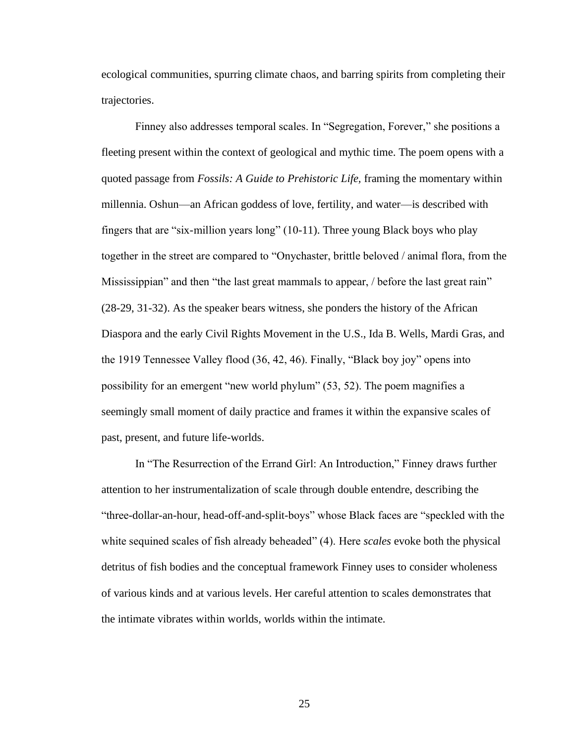ecological communities, spurring climate chaos, and barring spirits from completing their trajectories.

Finney also addresses temporal scales. In “Segregation, Forever,” she positions a fleeting present within the context of geological and mythic time. The poem opens with a quoted passage from *Fossils: A Guide to Prehistoric Life,* framing the momentary within millennia. Oshun—an African goddess of love, fertility, and water—is described with fingers that are “six-million years long” (10-11). Three young Black boys who play together in the street are compared to “Onychaster, brittle beloved / animal flora, from the Mississippian” and then “the last great mammals to appear, / before the last great rain” (28-29, 31-32). As the speaker bears witness, she ponders the history of the African Diaspora and the early Civil Rights Movement in the U.S., Ida B. Wells, Mardi Gras, and the 1919 Tennessee Valley flood (36, 42, 46). Finally, “Black boy joy” opens into possibility for an emergent “new world phylum” (53, 52). The poem magnifies a seemingly small moment of daily practice and frames it within the expansive scales of past, present, and future life-worlds.

In “The Resurrection of the Errand Girl: An Introduction,” Finney draws further attention to her instrumentalization of scale through double entendre, describing the “three-dollar-an-hour, head-off-and-split-boys” whose Black faces are “speckled with the white sequined scales of fish already beheaded” (4). Here *scales* evoke both the physical detritus of fish bodies and the conceptual framework Finney uses to consider wholeness of various kinds and at various levels. Her careful attention to scales demonstrates that the intimate vibrates within worlds, worlds within the intimate.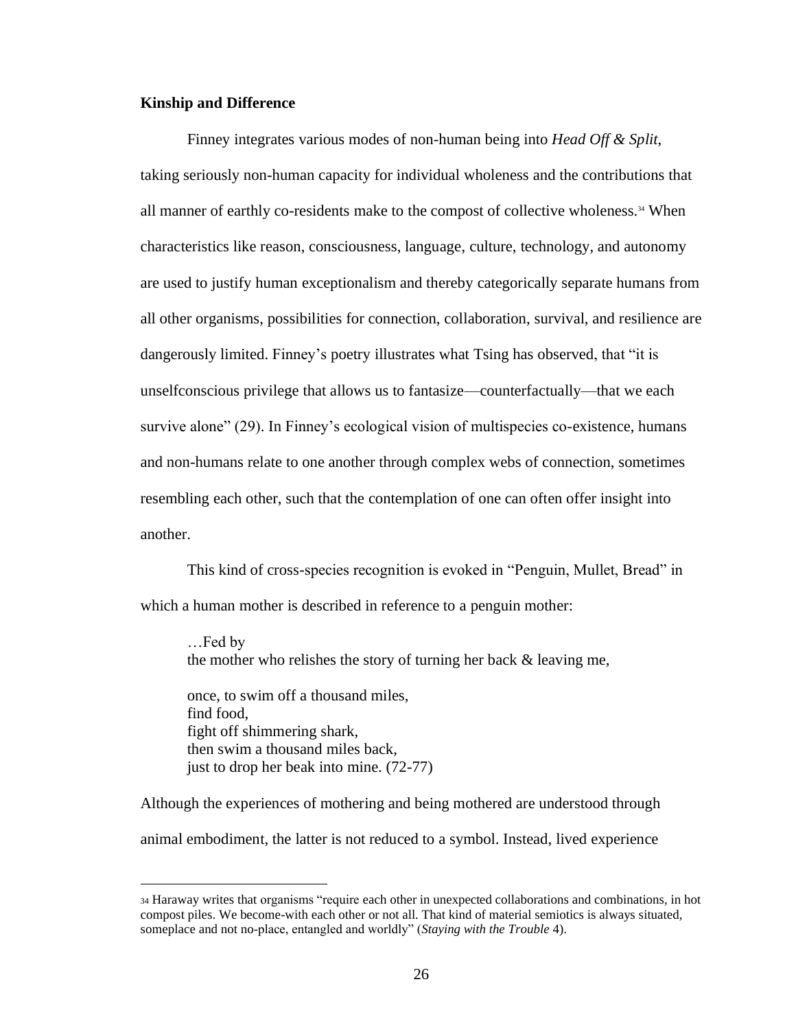### Kinship and Difference

Finney integrates various modes of non-human being into *Head Off & Split*, taking seriously non-human capacity for individual wholeness and the contributions that all manner of earthly co-residents make to the compost of collective wholeness.[34] When characteristics like reason, consciousness, language, culture, technology, and autonomy are used to justify human exceptionalism and thereby categorically separate humans from all other organisms, possibilities for connection, collaboration, survival, and resilience are dangerously limited. Finney's poetry illustrates what Tsing has observed, that "it is unselfconscious privilege that allows us to fantasize—counterfactually—that we each survive alone" (29). In Finney's ecological vision of multispecies co-existence, humans and non-humans relate to one another through complex webs of connection, sometimes resembling each other, such that the contemplation of one can often offer insight into another.

This kind of cross-species recognition is evoked in "Penguin, Mullet, Bread" in which a human mother is described in reference to a penguin mother:

> …Fed by
> the mother who relishes the story of turning her back & leaving me,
>
> once, to swim off a thousand miles,
> find food,
> fight off shimmering shark,
> then swim a thousand miles back,
> just to drop her beak into mine. (72-77)

Although the experiences of mothering and being mothered are understood through animal embodiment, the latter is not reduced to a symbol. Instead, lived experience

---

[34] Haraway writes that organisms "require each other in unexpected collaborations and combinations, in hot compost piles. We become-with each other or not all. That kind of material semiotics is always situated, someplace and not no-place, entangled and worldly" (*Staying with the Trouble* 4).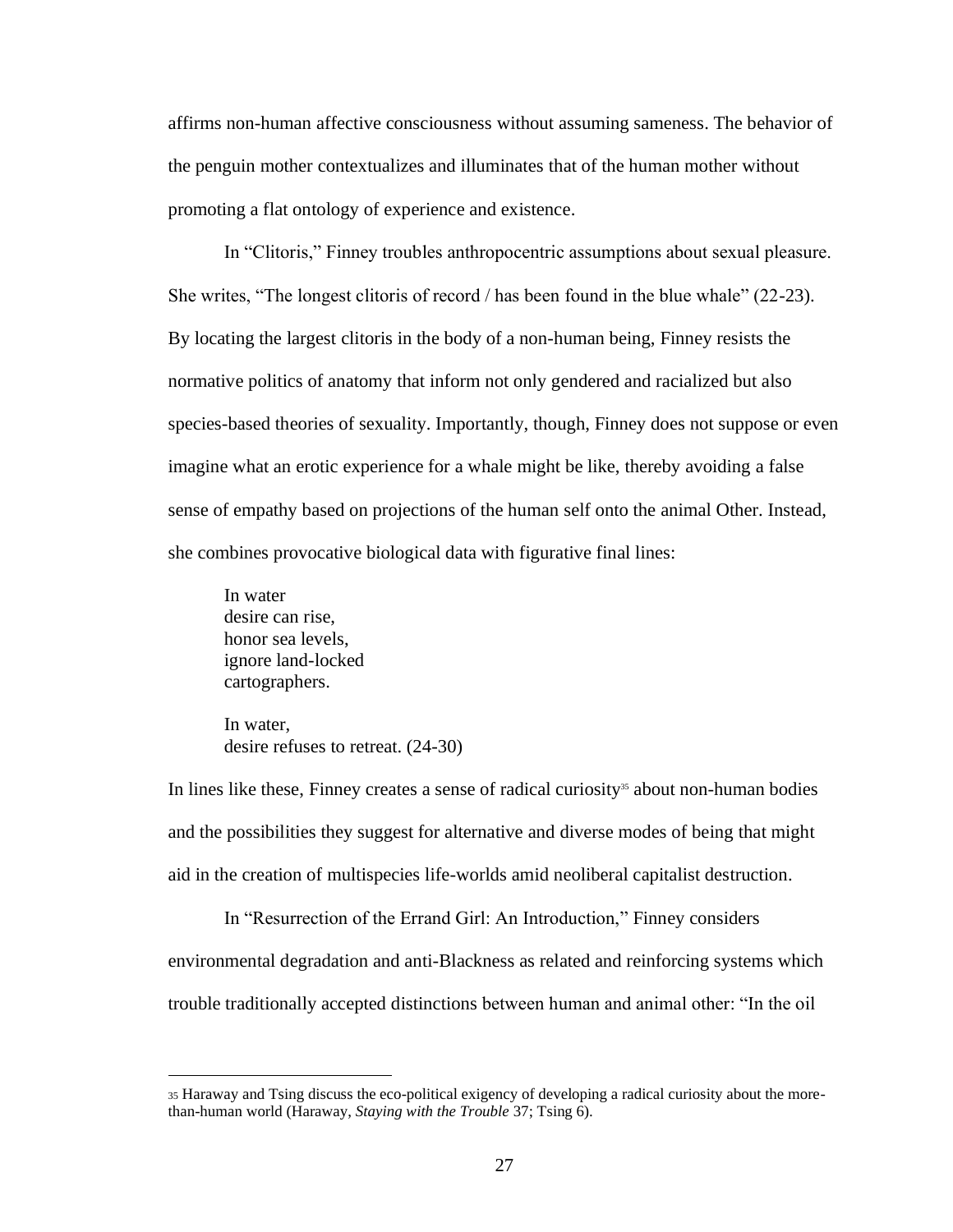affirms non-human affective consciousness without assuming sameness. The behavior of the penguin mother contextualizes and illuminates that of the human mother without promoting a flat ontology of experience and existence.

In "Clitoris," Finney troubles anthropocentric assumptions about sexual pleasure. She writes, "The longest clitoris of record / has been found in the blue whale" (22-23). By locating the largest clitoris in the body of a non-human being, Finney resists the normative politics of anatomy that inform not only gendered and racialized but also species-based theories of sexuality. Importantly, though, Finney does not suppose or even imagine what an erotic experience for a whale might be like, thereby avoiding a false sense of empathy based on projections of the human self onto the animal Other. Instead, she combines provocative biological data with figurative final lines:

> In water  
> desire can rise,  
> honor sea levels,  
> ignore land-locked  
> cartographers.
>
> In water,  
> desire refuses to retreat. (24-30)

In lines like these, Finney creates a sense of radical curiosity[35] about non-human bodies and the possibilities they suggest for alternative and diverse modes of being that might aid in the creation of multispecies life-worlds amid neoliberal capitalist destruction.

In "Resurrection of the Errand Girl: An Introduction," Finney considers environmental degradation and anti-Blackness as related and reinforcing systems which trouble traditionally accepted distinctions between human and animal other: "In the oil

---

[35] Haraway and Tsing discuss the eco-political exigency of developing a radical curiosity about the more-than-human world (Haraway, *Staying with the Trouble* 37; Tsing 6).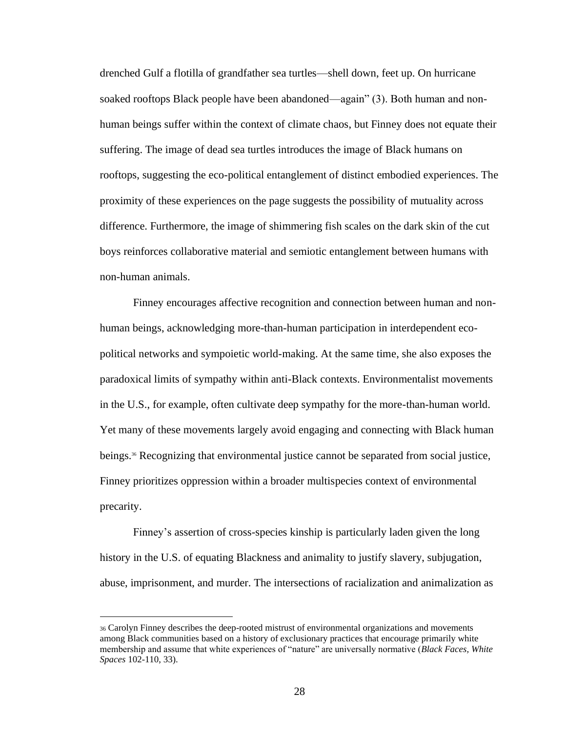drenched Gulf a flotilla of grandfather sea turtles—shell down, feet up. On hurricane soaked rooftops Black people have been abandoned—again" (3). Both human and non-human beings suffer within the context of climate chaos, but Finney does not equate their suffering. The image of dead sea turtles introduces the image of Black humans on rooftops, suggesting the eco-political entanglement of distinct embodied experiences. The proximity of these experiences on the page suggests the possibility of mutuality across difference. Furthermore, the image of shimmering fish scales on the dark skin of the cut boys reinforces collaborative material and semiotic entanglement between humans with non-human animals.

Finney encourages affective recognition and connection between human and non-human beings, acknowledging more-than-human participation in interdependent eco-political networks and sympoietic world-making. At the same time, she also exposes the paradoxical limits of sympathy within anti-Black contexts. Environmentalist movements in the U.S., for example, often cultivate deep sympathy for the more-than-human world. Yet many of these movements largely avoid engaging and connecting with Black human beings.[36] Recognizing that environmental justice cannot be separated from social justice, Finney prioritizes oppression within a broader multispecies context of environmental precarity.

Finney's assertion of cross-species kinship is particularly laden given the long history in the U.S. of equating Blackness and animality to justify slavery, subjugation, abuse, imprisonment, and murder. The intersections of racialization and animalization as

[36] Carolyn Finney describes the deep-rooted mistrust of environmental organizations and movements among Black communities based on a history of exclusionary practices that encourage primarily white membership and assume that white experiences of "nature" are universally normative (*Black Faces, White Spaces* 102-110, 33).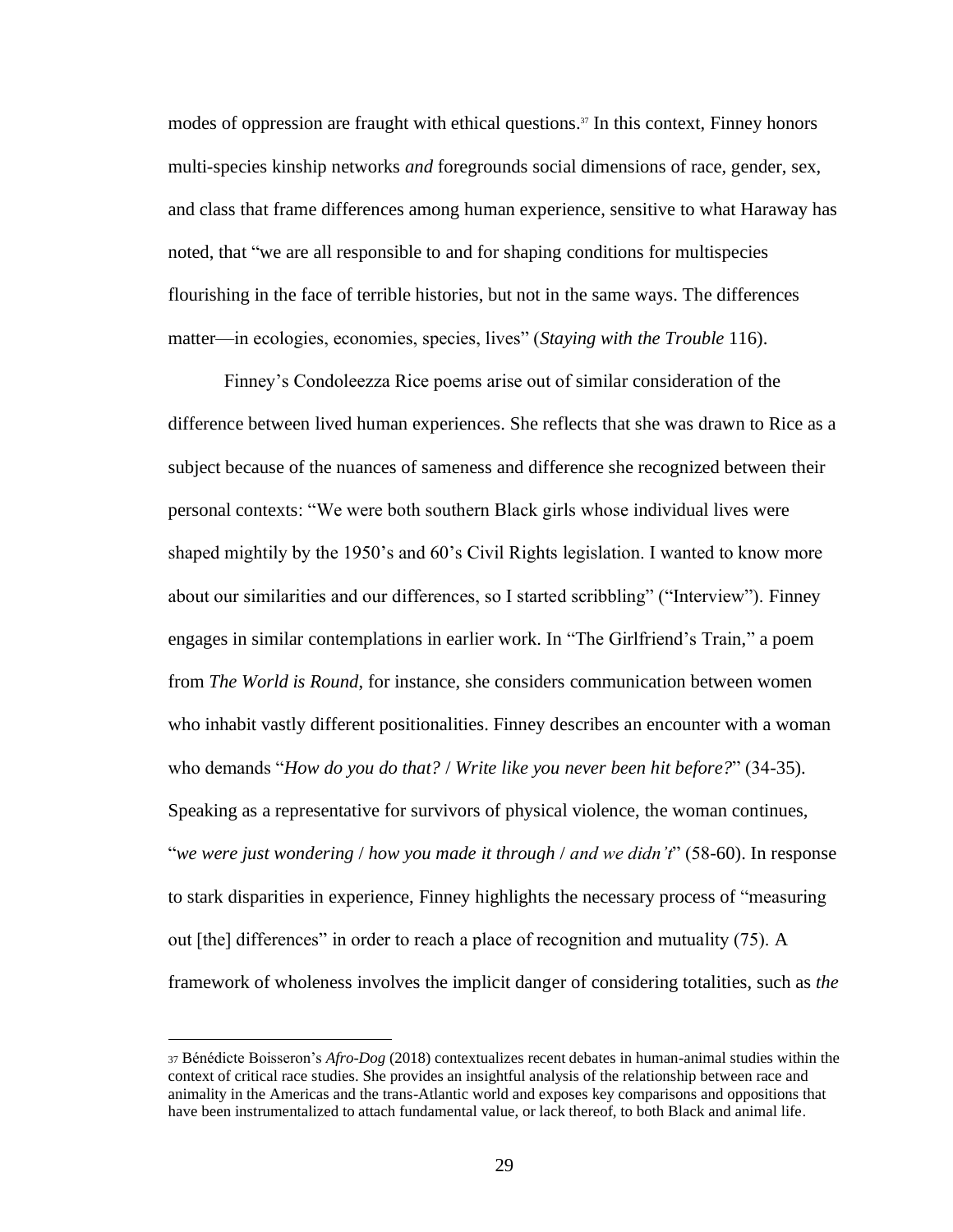modes of oppression are fraught with ethical questions.[37] In this context, Finney honors multi-species kinship networks *and* foregrounds social dimensions of race, gender, sex, and class that frame differences among human experience, sensitive to what Haraway has noted, that "we are all responsible to and for shaping conditions for multispecies flourishing in the face of terrible histories, but not in the same ways. The differences matter—in ecologies, economies, species, lives" (*Staying with the Trouble* 116).

Finney's Condoleezza Rice poems arise out of similar consideration of the difference between lived human experiences. She reflects that she was drawn to Rice as a subject because of the nuances of sameness and difference she recognized between their personal contexts: "We were both southern Black girls whose individual lives were shaped mightily by the 1950's and 60's Civil Rights legislation. I wanted to know more about our similarities and our differences, so I started scribbling" ("Interview"). Finney engages in similar contemplations in earlier work. In "The Girlfriend's Train," a poem from *The World is Round*, for instance, she considers communication between women who inhabit vastly different positionalities. Finney describes an encounter with a woman who demands "*How do you do that?* / *Write like you never been hit before?*" (34-35). Speaking as a representative for survivors of physical violence, the woman continues, "*we were just wondering* / *how you made it through* / *and we didn't*" (58-60). In response to stark disparities in experience, Finney highlights the necessary process of "measuring out [the] differences" in order to reach a place of recognition and mutuality (75). A framework of wholeness involves the implicit danger of considering totalities, such as *the*

[37] Bénédicte Boisseron's *Afro-Dog* (2018) contextualizes recent debates in human-animal studies within the context of critical race studies. She provides an insightful analysis of the relationship between race and animality in the Americas and the trans-Atlantic world and exposes key comparisons and oppositions that have been instrumentalized to attach fundamental value, or lack thereof, to both Black and animal life.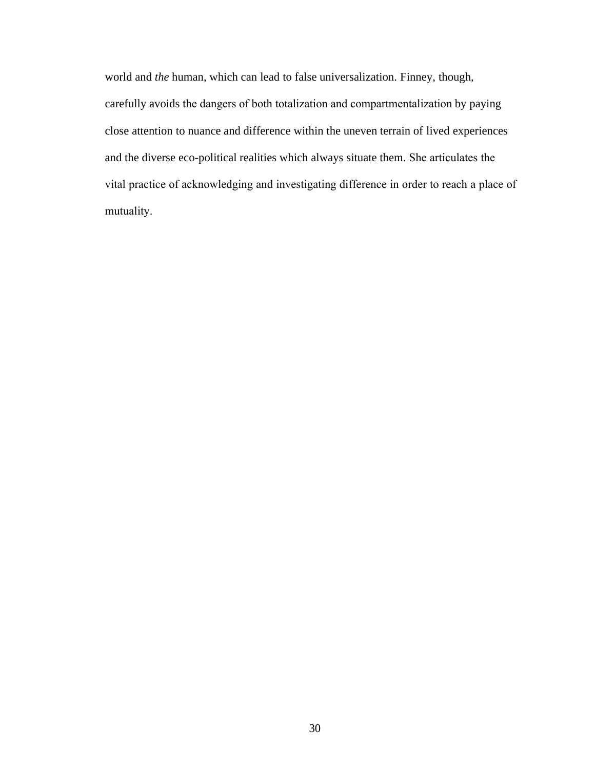world and *the* human, which can lead to false universalization. Finney, though, carefully avoids the dangers of both totalization and compartmentalization by paying close attention to nuance and difference within the uneven terrain of lived experiences and the diverse eco-political realities which always situate them. She articulates the vital practice of acknowledging and investigating difference in order to reach a place of mutuality.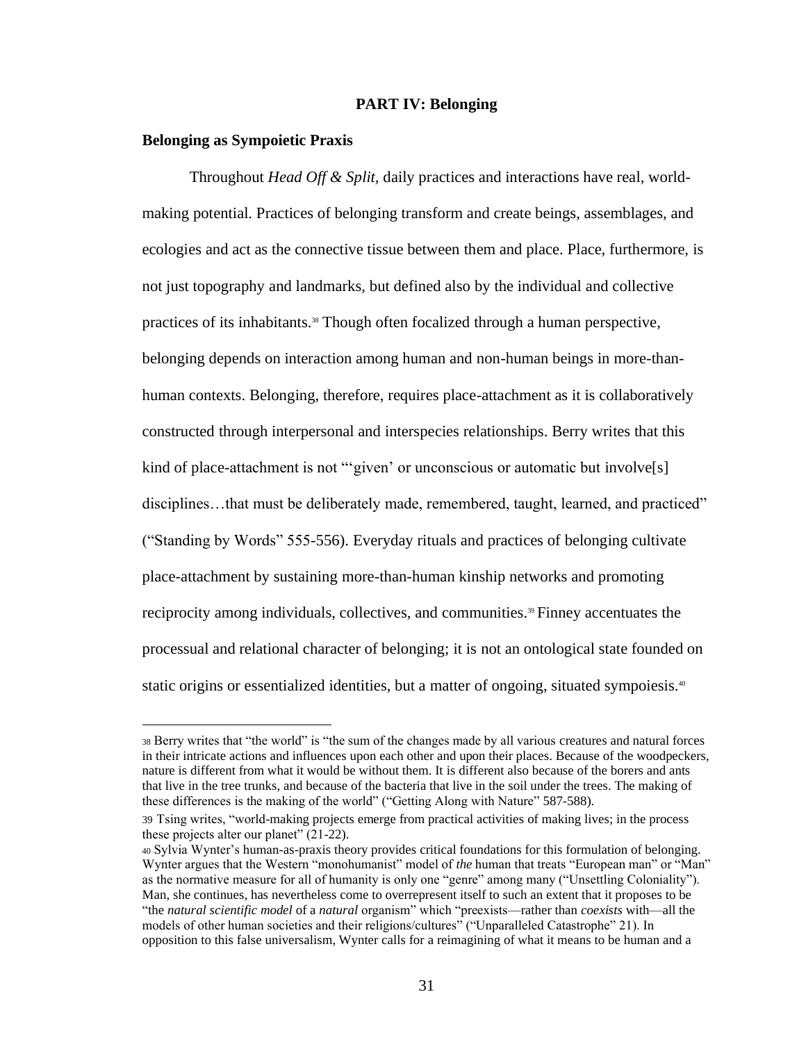## PART IV: Belonging

### Belonging as Sympoietic Praxis

Throughout *Head Off & Split*, daily practices and interactions have real, world-making potential. Practices of belonging transform and create beings, assemblages, and ecologies and act as the connective tissue between them and place. Place, furthermore, is not just topography and landmarks, but defined also by the individual and collective practices of its inhabitants.[38] Though often focalized through a human perspective, belonging depends on interaction among human and non-human beings in more-than-human contexts. Belonging, therefore, requires place-attachment as it is collaboratively constructed through interpersonal and interspecies relationships. Berry writes that this kind of place-attachment is not "'given' or unconscious or automatic but involve[s] disciplines…that must be deliberately made, remembered, taught, learned, and practiced" ("Standing by Words" 555-556). Everyday rituals and practices of belonging cultivate place-attachment by sustaining more-than-human kinship networks and promoting reciprocity among individuals, collectives, and communities.[39] Finney accentuates the processual and relational character of belonging; it is not an ontological state founded on static origins or essentialized identities, but a matter of ongoing, situated sympoiesis.[40]

---

[38] Berry writes that "the world" is "the sum of the changes made by all various creatures and natural forces in their intricate actions and influences upon each other and upon their places. Because of the woodpeckers, nature is different from what it would be without them. It is different also because of the borers and ants that live in the tree trunks, and because of the bacteria that live in the soil under the trees. The making of these differences is the making of the world" ("Getting Along with Nature" 587-588).

[39] Tsing writes, "world-making projects emerge from practical activities of making lives; in the process these projects alter our planet" (21-22).

[40] Sylvia Wynter's human-as-praxis theory provides critical foundations for this formulation of belonging. Wynter argues that the Western "monohumanist" model of *the* human that treats "European man" or "Man" as the normative measure for all of humanity is only one "genre" among many ("Unsettling Coloniality"). Man, she continues, has nevertheless come to overrepresent itself to such an extent that it proposes to be "the *natural scientific model* of a *natural* organism" which "preexists—rather than *coexists* with—all the models of other human societies and their religions/cultures" ("Unparalleled Catastrophe" 21). In opposition to this false universalism, Wynter calls for a reimagining of what it means to be human and a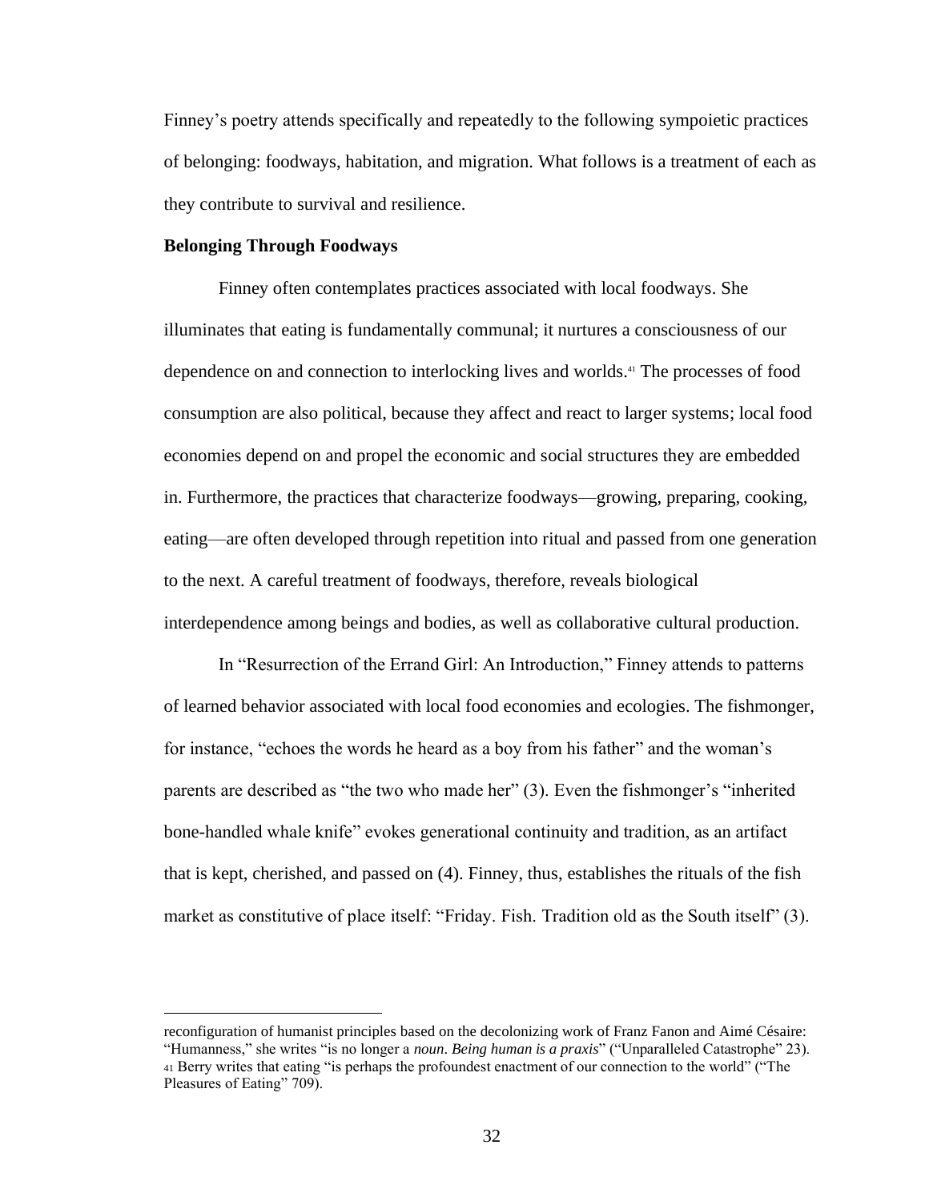Finney's poetry attends specifically and repeatedly to the following sympoietic practices of belonging: foodways, habitation, and migration. What follows is a treatment of each as they contribute to survival and resilience.

**Belonging Through Foodways**

Finney often contemplates practices associated with local foodways. She illuminates that eating is fundamentally communal; it nurtures a consciousness of our dependence on and connection to interlocking lives and worlds.[41] The processes of food consumption are also political, because they affect and react to larger systems; local food economies depend on and propel the economic and social structures they are embedded in. Furthermore, the practices that characterize foodways—growing, preparing, cooking, eating—are often developed through repetition into ritual and passed from one generation to the next. A careful treatment of foodways, therefore, reveals biological interdependence among beings and bodies, as well as collaborative cultural production.

In "Resurrection of the Errand Girl: An Introduction," Finney attends to patterns of learned behavior associated with local food economies and ecologies. The fishmonger, for instance, "echoes the words he heard as a boy from his father" and the woman's parents are described as "the two who made her" (3). Even the fishmonger's "inherited bone-handled whale knife" evokes generational continuity and tradition, as an artifact that is kept, cherished, and passed on (4). Finney, thus, establishes the rituals of the fish market as constitutive of place itself: "Friday. Fish. Tradition old as the South itself" (3).

---

reconfiguration of humanist principles based on the decolonizing work of Franz Fanon and Aimé Césaire: "Humanness," she writes "is no longer a *noun*. *Being human is a praxis*" ("Unparalleled Catastrophe" 23).

[41] Berry writes that eating "is perhaps the profoundest enactment of our connection to the world" ("The Pleasures of Eating" 709).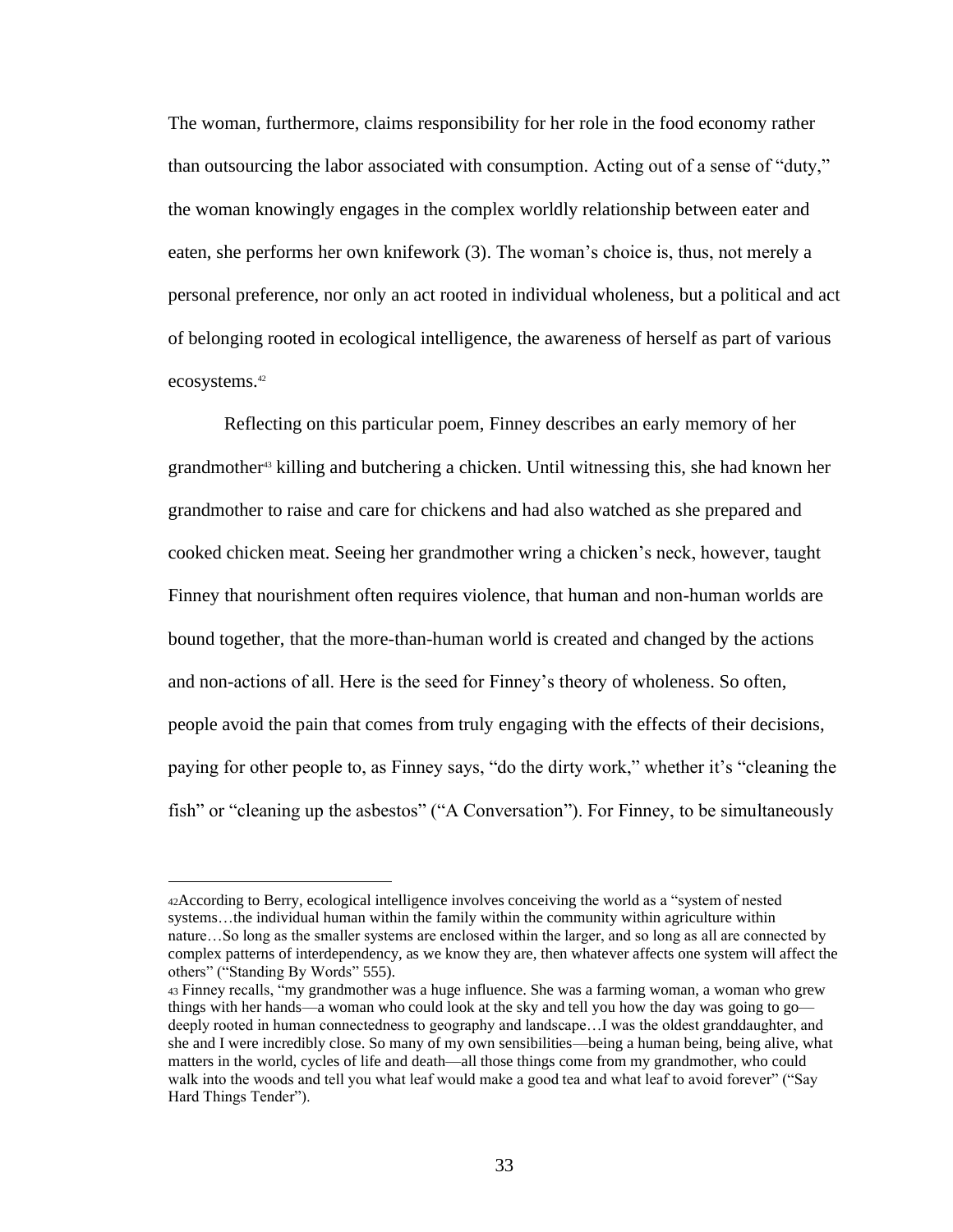The woman, furthermore, claims responsibility for her role in the food economy rather than outsourcing the labor associated with consumption. Acting out of a sense of "duty," the woman knowingly engages in the complex worldly relationship between eater and eaten, she performs her own knifework (3). The woman's choice is, thus, not merely a personal preference, nor only an act rooted in individual wholeness, but a political and act of belonging rooted in ecological intelligence, the awareness of herself as part of various ecosystems.[42]

Reflecting on this particular poem, Finney describes an early memory of her grandmother[43] killing and butchering a chicken. Until witnessing this, she had known her grandmother to raise and care for chickens and had also watched as she prepared and cooked chicken meat. Seeing her grandmother wring a chicken's neck, however, taught Finney that nourishment often requires violence, that human and non-human worlds are bound together, that the more-than-human world is created and changed by the actions and non-actions of all. Here is the seed for Finney's theory of wholeness. So often, people avoid the pain that comes from truly engaging with the effects of their decisions, paying for other people to, as Finney says, "do the dirty work," whether it's "cleaning the fish" or "cleaning up the asbestos" ("A Conversation"). For Finney, to be simultaneously

---

[42] According to Berry, ecological intelligence involves conceiving the world as a "system of nested systems…the individual human within the family within the community within agriculture within nature…So long as the smaller systems are enclosed within the larger, and so long as all are connected by complex patterns of interdependency, as we know they are, then whatever affects one system will affect the others" ("Standing By Words" 555).

[43] Finney recalls, "my grandmother was a huge influence. She was a farming woman, a woman who grew things with her hands—a woman who could look at the sky and tell you how the day was going to go—deeply rooted in human connectedness to geography and landscape…I was the oldest granddaughter, and she and I were incredibly close. So many of my own sensibilities—being a human being, being alive, what matters in the world, cycles of life and death—all those things come from my grandmother, who could walk into the woods and tell you what leaf would make a good tea and what leaf to avoid forever" ("Say Hard Things Tender").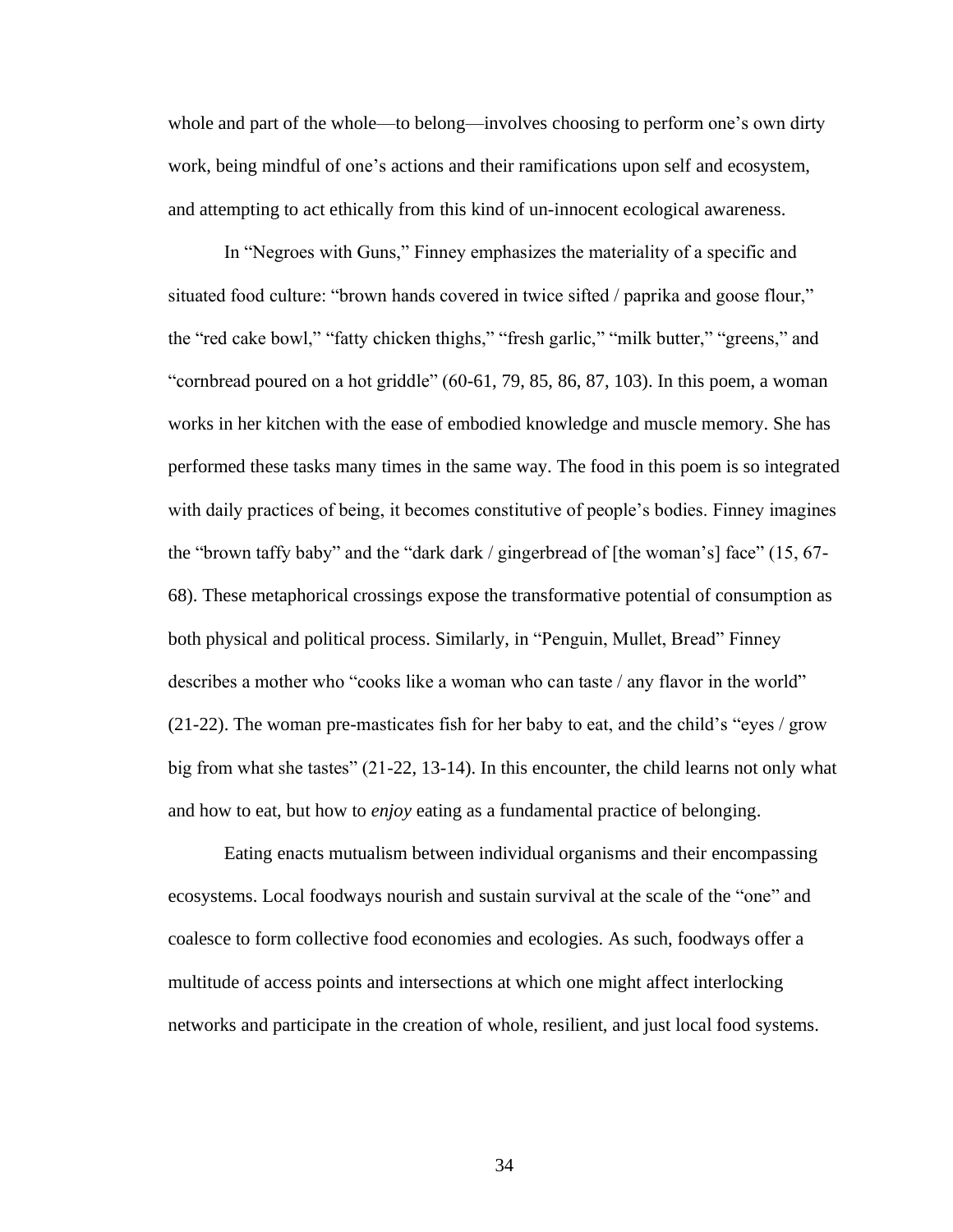whole and part of the whole—to belong—involves choosing to perform one's own dirty work, being mindful of one's actions and their ramifications upon self and ecosystem, and attempting to act ethically from this kind of un-innocent ecological awareness.

In "Negroes with Guns," Finney emphasizes the materiality of a specific and situated food culture: "brown hands covered in twice sifted / paprika and goose flour," the "red cake bowl," "fatty chicken thighs," "fresh garlic," "milk butter," "greens," and "cornbread poured on a hot griddle" (60-61, 79, 85, 86, 87, 103). In this poem, a woman works in her kitchen with the ease of embodied knowledge and muscle memory. She has performed these tasks many times in the same way. The food in this poem is so integrated with daily practices of being, it becomes constitutive of people's bodies. Finney imagines the "brown taffy baby" and the "dark dark / gingerbread of [the woman's] face" (15, 67-68). These metaphorical crossings expose the transformative potential of consumption as both physical and political process. Similarly, in "Penguin, Mullet, Bread" Finney describes a mother who "cooks like a woman who can taste / any flavor in the world" (21-22). The woman pre-masticates fish for her baby to eat, and the child's "eyes / grow big from what she tastes" (21-22, 13-14). In this encounter, the child learns not only what and how to eat, but how to *enjoy* eating as a fundamental practice of belonging.

Eating enacts mutualism between individual organisms and their encompassing ecosystems. Local foodways nourish and sustain survival at the scale of the "one" and coalesce to form collective food economies and ecologies. As such, foodways offer a multitude of access points and intersections at which one might affect interlocking networks and participate in the creation of whole, resilient, and just local food systems.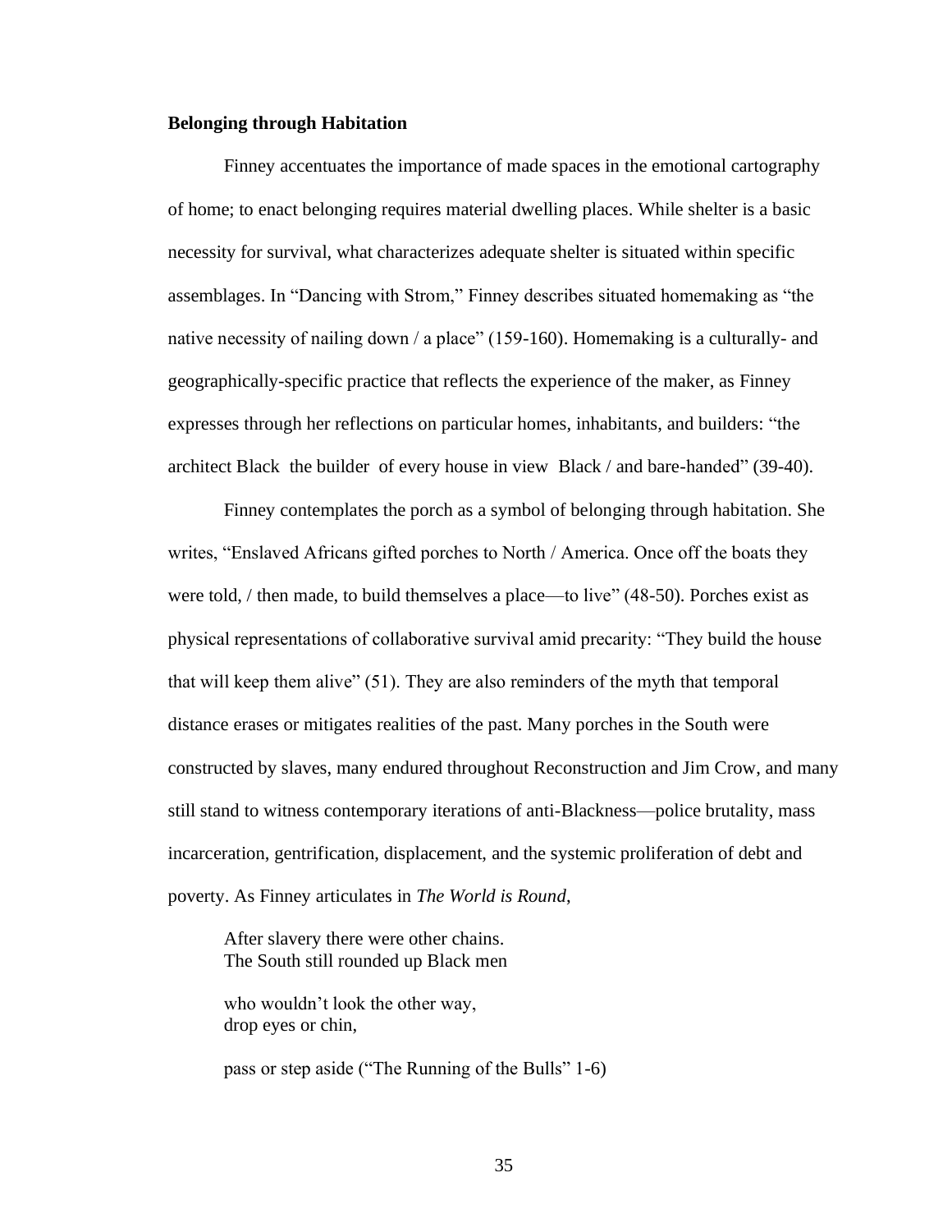**Belonging through Habitation**

Finney accentuates the importance of made spaces in the emotional cartography of home; to enact belonging requires material dwelling places. While shelter is a basic necessity for survival, what characterizes adequate shelter is situated within specific assemblages. In "Dancing with Strom," Finney describes situated homemaking as "the native necessity of nailing down / a place" (159-160). Homemaking is a culturally- and geographically-specific practice that reflects the experience of the maker, as Finney expresses through her reflections on particular homes, inhabitants, and builders: "the architect Black  the builder  of every house in view  Black / and bare-handed" (39-40).

Finney contemplates the porch as a symbol of belonging through habitation. She writes, "Enslaved Africans gifted porches to North / America. Once off the boats they were told, / then made, to build themselves a place—to live" (48-50). Porches exist as physical representations of collaborative survival amid precarity: "They build the house that will keep them alive" (51). They are also reminders of the myth that temporal distance erases or mitigates realities of the past. Many porches in the South were constructed by slaves, many endured throughout Reconstruction and Jim Crow, and many still stand to witness contemporary iterations of anti-Blackness—police brutality, mass incarceration, gentrification, displacement, and the systemic proliferation of debt and poverty. As Finney articulates in *The World is Round*,

> After slavery there were other chains.
> The South still rounded up Black men
>
> who wouldn't look the other way,
> drop eyes or chin,
>
> pass or step aside ("The Running of the Bulls" 1-6)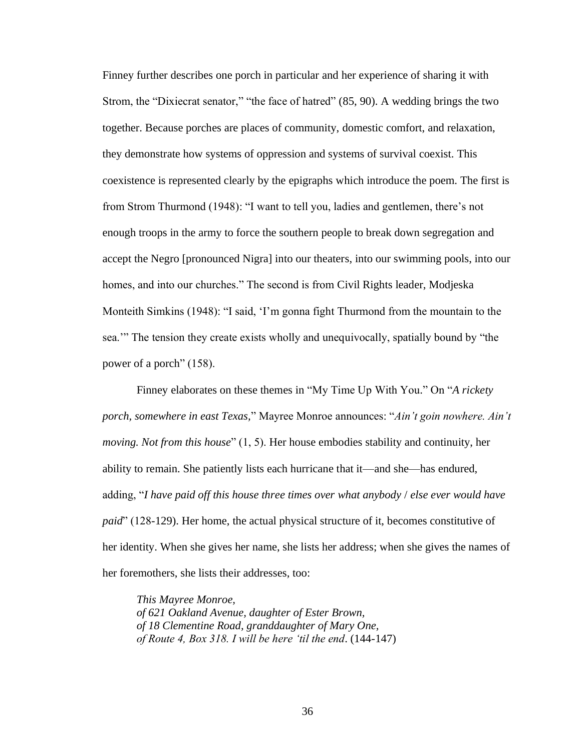Finney further describes one porch in particular and her experience of sharing it with Strom, the "Dixiecrat senator," "the face of hatred" (85, 90). A wedding brings the two together. Because porches are places of community, domestic comfort, and relaxation, they demonstrate how systems of oppression and systems of survival coexist. This coexistence is represented clearly by the epigraphs which introduce the poem. The first is from Strom Thurmond (1948): "I want to tell you, ladies and gentlemen, there's not enough troops in the army to force the southern people to break down segregation and accept the Negro [pronounced Nigra] into our theaters, into our swimming pools, into our homes, and into our churches." The second is from Civil Rights leader, Modjeska Monteith Simkins (1948): "I said, 'I'm gonna fight Thurmond from the mountain to the sea.'" The tension they create exists wholly and unequivocally, spatially bound by "the power of a porch" (158).

Finney elaborates on these themes in "My Time Up With You." On "*A rickety porch, somewhere in east Texas,*" Mayree Monroe announces: "*Ain't goin nowhere. Ain't moving. Not from this house*" (1, 5). Her house embodies stability and continuity, her ability to remain. She patiently lists each hurricane that it—and she—has endured, adding, "*I have paid off this house three times over what anybody* / *else ever would have paid*" (128-129). Her home, the actual physical structure of it, becomes constitutive of her identity. When she gives her name, she lists her address; when she gives the names of her foremothers, she lists their addresses, too:

> *This Mayree Monroe,*
> *of 621 Oakland Avenue, daughter of Ester Brown,*
> *of 18 Clementine Road, granddaughter of Mary One,*
> *of Route 4, Box 318. I will be here 'til the end*. (144-147)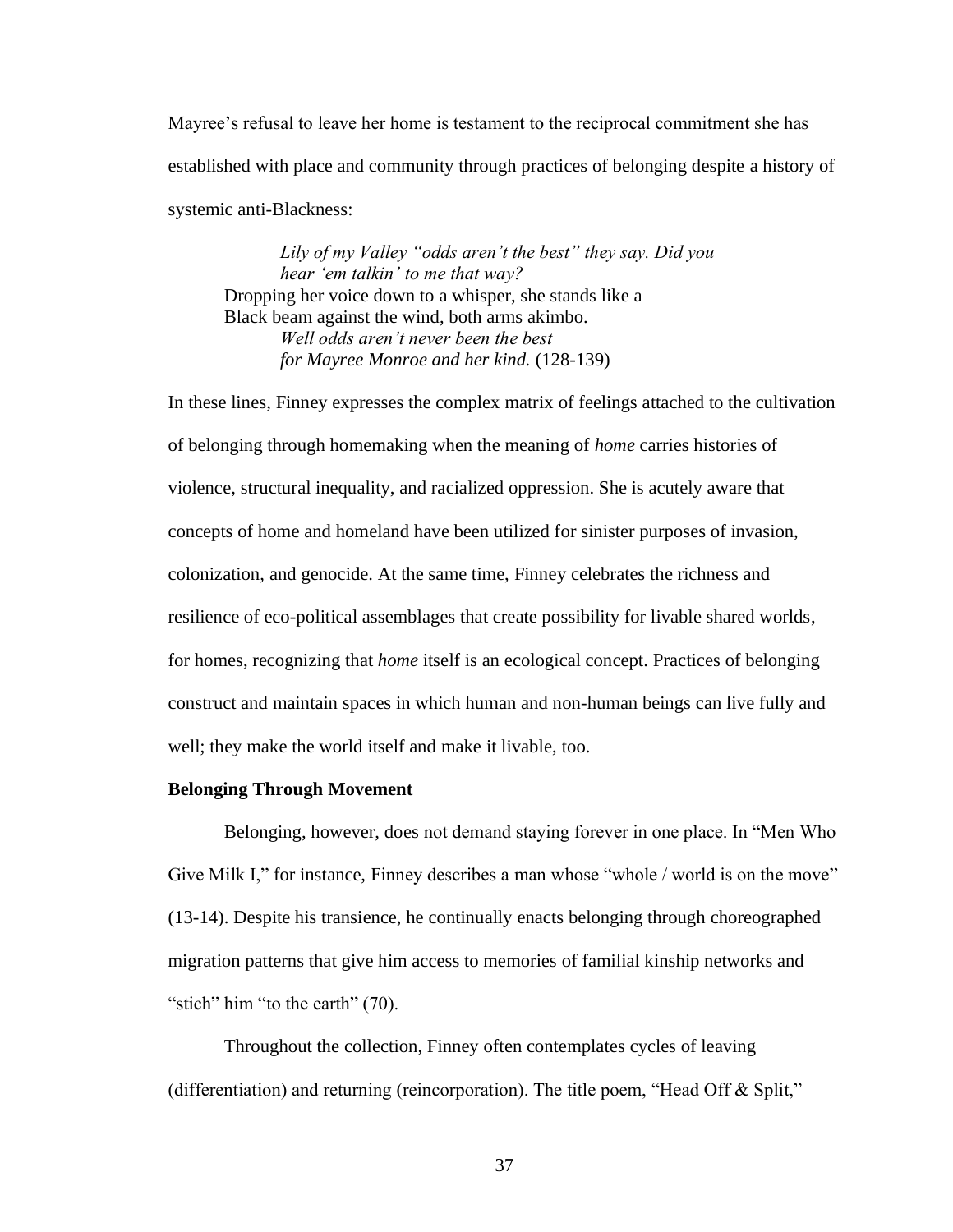Mayree's refusal to leave her home is testament to the reciprocal commitment she has established with place and community through practices of belonging despite a history of systemic anti-Blackness:

> *Lily of my Valley "odds aren't the best" they say. Did you hear 'em talkin' to me that way?*
> Dropping her voice down to a whisper, she stands like a Black beam against the wind, both arms akimbo.
> *Well odds aren't never been the best*
> *for Mayree Monroe and her kind.* (128-139)

In these lines, Finney expresses the complex matrix of feelings attached to the cultivation of belonging through homemaking when the meaning of *home* carries histories of violence, structural inequality, and racialized oppression. She is acutely aware that concepts of home and homeland have been utilized for sinister purposes of invasion, colonization, and genocide. At the same time, Finney celebrates the richness and resilience of eco-political assemblages that create possibility for livable shared worlds, for homes, recognizing that *home* itself is an ecological concept. Practices of belonging construct and maintain spaces in which human and non-human beings can live fully and well; they make the world itself and make it livable, too.

**Belonging Through Movement**

Belonging, however, does not demand staying forever in one place. In "Men Who Give Milk I," for instance, Finney describes a man whose "whole / world is on the move" (13-14). Despite his transience, he continually enacts belonging through choreographed migration patterns that give him access to memories of familial kinship networks and "stich" him "to the earth" (70).

Throughout the collection, Finney often contemplates cycles of leaving (differentiation) and returning (reincorporation). The title poem, "Head Off & Split,"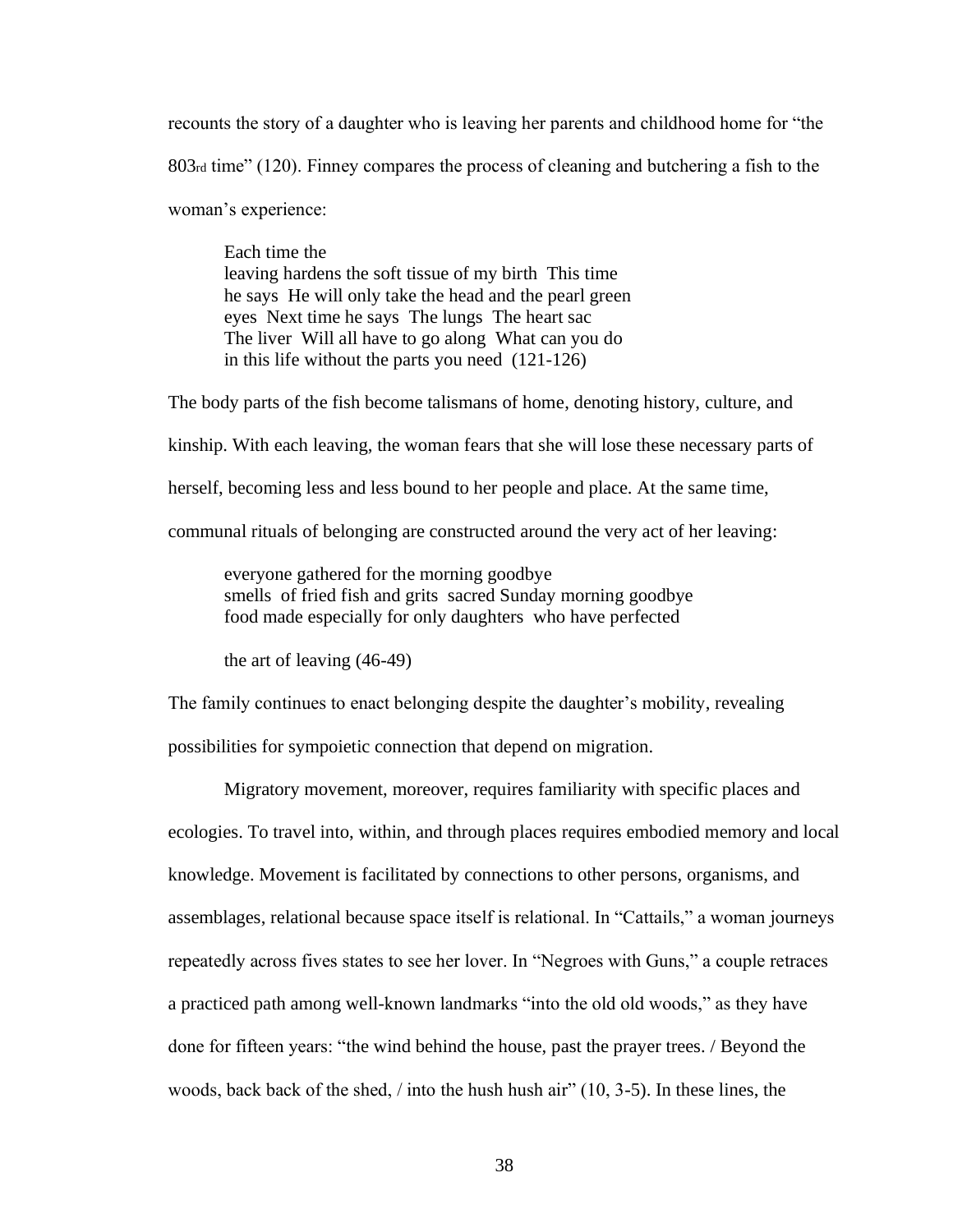recounts the story of a daughter who is leaving her parents and childhood home for "the 803rd time" (120). Finney compares the process of cleaning and butchering a fish to the woman's experience:

> Each time the  
> leaving hardens the soft tissue of my birth  This time  
> he says  He will only take the head and the pearl green  
> eyes  Next time he says  The lungs  The heart sac  
> The liver  Will all have to go along  What can you do  
> in this life without the parts you need  (121-126)

The body parts of the fish become talismans of home, denoting history, culture, and kinship. With each leaving, the woman fears that she will lose these necessary parts of herself, becoming less and less bound to her people and place. At the same time, communal rituals of belonging are constructed around the very act of her leaving:

> everyone gathered for the morning goodbye  
> smells  of fried fish and grits  sacred Sunday morning goodbye  
> food made especially for only daughters  who have perfected
>
> the art of leaving (46-49)

The family continues to enact belonging despite the daughter's mobility, revealing possibilities for sympoietic connection that depend on migration.

Migratory movement, moreover, requires familiarity with specific places and ecologies. To travel into, within, and through places requires embodied memory and local knowledge. Movement is facilitated by connections to other persons, organisms, and assemblages, relational because space itself is relational. In "Cattails," a woman journeys repeatedly across fives states to see her lover. In "Negroes with Guns," a couple retraces a practiced path among well-known landmarks "into the old old woods," as they have done for fifteen years: "the wind behind the house, past the prayer trees. / Beyond the woods, back back of the shed, / into the hush hush air" (10, 3-5). In these lines, the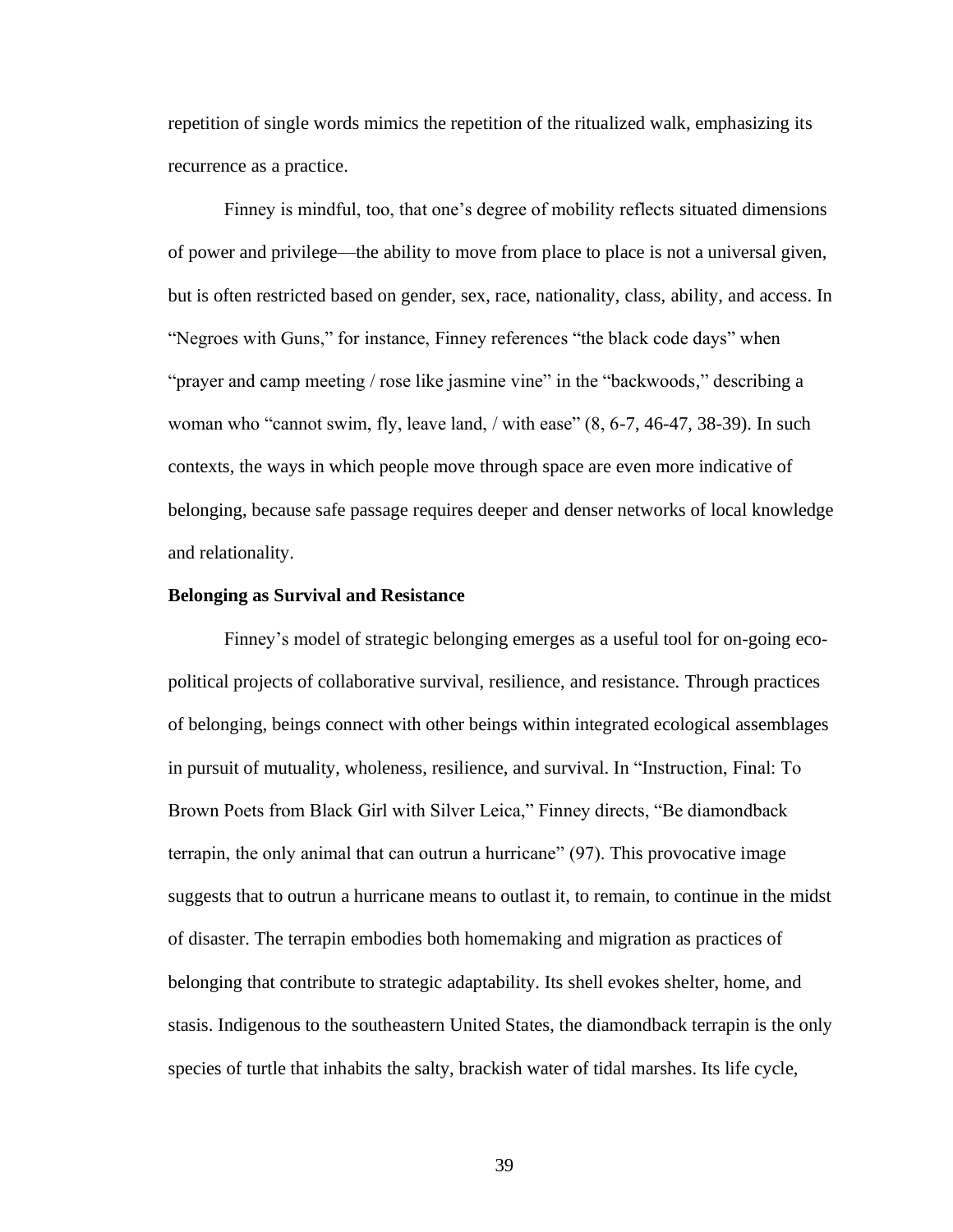repetition of single words mimics the repetition of the ritualized walk, emphasizing its recurrence as a practice.

Finney is mindful, too, that one's degree of mobility reflects situated dimensions of power and privilege—the ability to move from place to place is not a universal given, but is often restricted based on gender, sex, race, nationality, class, ability, and access. In "Negroes with Guns," for instance, Finney references "the black code days" when "prayer and camp meeting / rose like jasmine vine" in the "backwoods," describing a woman who "cannot swim, fly, leave land, / with ease" (8, 6-7, 46-47, 38-39). In such contexts, the ways in which people move through space are even more indicative of belonging, because safe passage requires deeper and denser networks of local knowledge and relationality.

**Belonging as Survival and Resistance**

Finney's model of strategic belonging emerges as a useful tool for on-going eco-political projects of collaborative survival, resilience, and resistance. Through practices of belonging, beings connect with other beings within integrated ecological assemblages in pursuit of mutuality, wholeness, resilience, and survival. In "Instruction, Final: To Brown Poets from Black Girl with Silver Leica," Finney directs, "Be diamondback terrapin, the only animal that can outrun a hurricane" (97). This provocative image suggests that to outrun a hurricane means to outlast it, to remain, to continue in the midst of disaster. The terrapin embodies both homemaking and migration as practices of belonging that contribute to strategic adaptability. Its shell evokes shelter, home, and stasis. Indigenous to the southeastern United States, the diamondback terrapin is the only species of turtle that inhabits the salty, brackish water of tidal marshes. Its life cycle,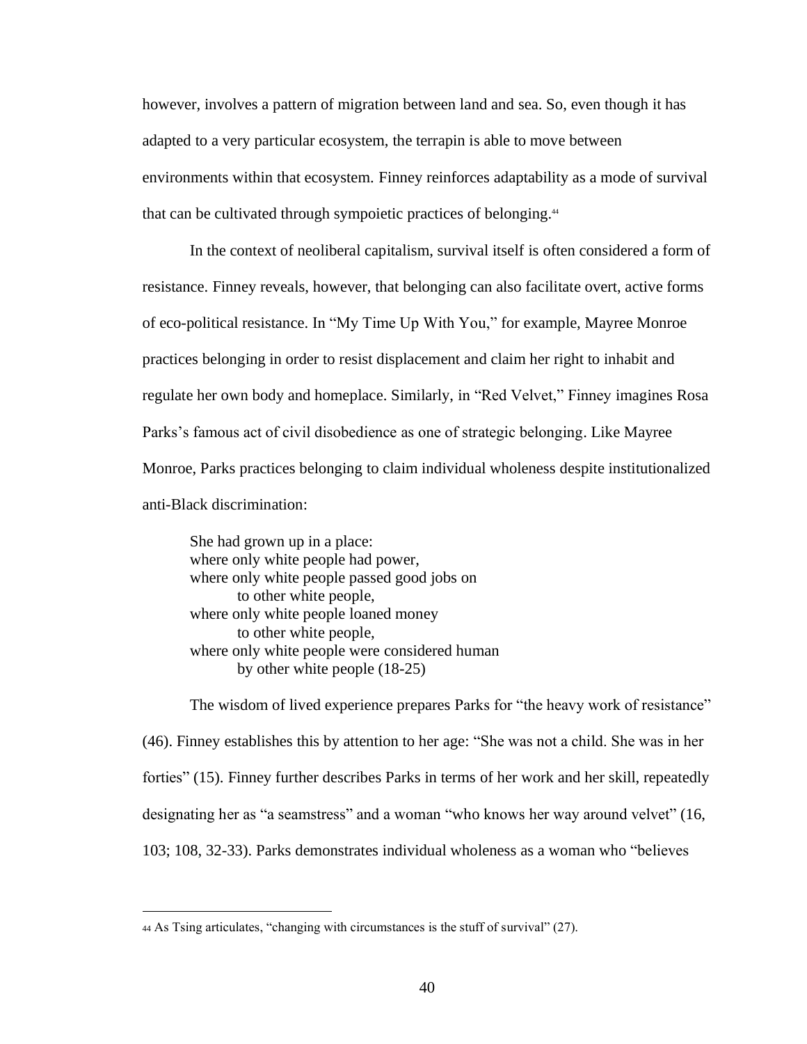however, involves a pattern of migration between land and sea. So, even though it has adapted to a very particular ecosystem, the terrapin is able to move between environments within that ecosystem. Finney reinforces adaptability as a mode of survival that can be cultivated through sympoietic practices of belonging.[44]

In the context of neoliberal capitalism, survival itself is often considered a form of resistance. Finney reveals, however, that belonging can also facilitate overt, active forms of eco-political resistance. In "My Time Up With You," for example, Mayree Monroe practices belonging in order to resist displacement and claim her right to inhabit and regulate her own body and homeplace. Similarly, in "Red Velvet," Finney imagines Rosa Parks's famous act of civil disobedience as one of strategic belonging. Like Mayree Monroe, Parks practices belonging to claim individual wholeness despite institutionalized anti-Black discrimination:

> She had grown up in a place:
> where only white people had power,
> where only white people passed good jobs on
> &nbsp;&nbsp;&nbsp;&nbsp;&nbsp;&nbsp;&nbsp;&nbsp;to other white people,
> where only white people loaned money
> &nbsp;&nbsp;&nbsp;&nbsp;&nbsp;&nbsp;&nbsp;&nbsp;to other white people,
> where only white people were considered human
> &nbsp;&nbsp;&nbsp;&nbsp;&nbsp;&nbsp;&nbsp;&nbsp;by other white people (18-25)

The wisdom of lived experience prepares Parks for "the heavy work of resistance" (46). Finney establishes this by attention to her age: "She was not a child. She was in her forties" (15). Finney further describes Parks in terms of her work and her skill, repeatedly designating her as "a seamstress" and a woman "who knows her way around velvet" (16, 103; 108, 32-33). Parks demonstrates individual wholeness as a woman who "believes

[44] As Tsing articulates, "changing with circumstances is the stuff of survival" (27).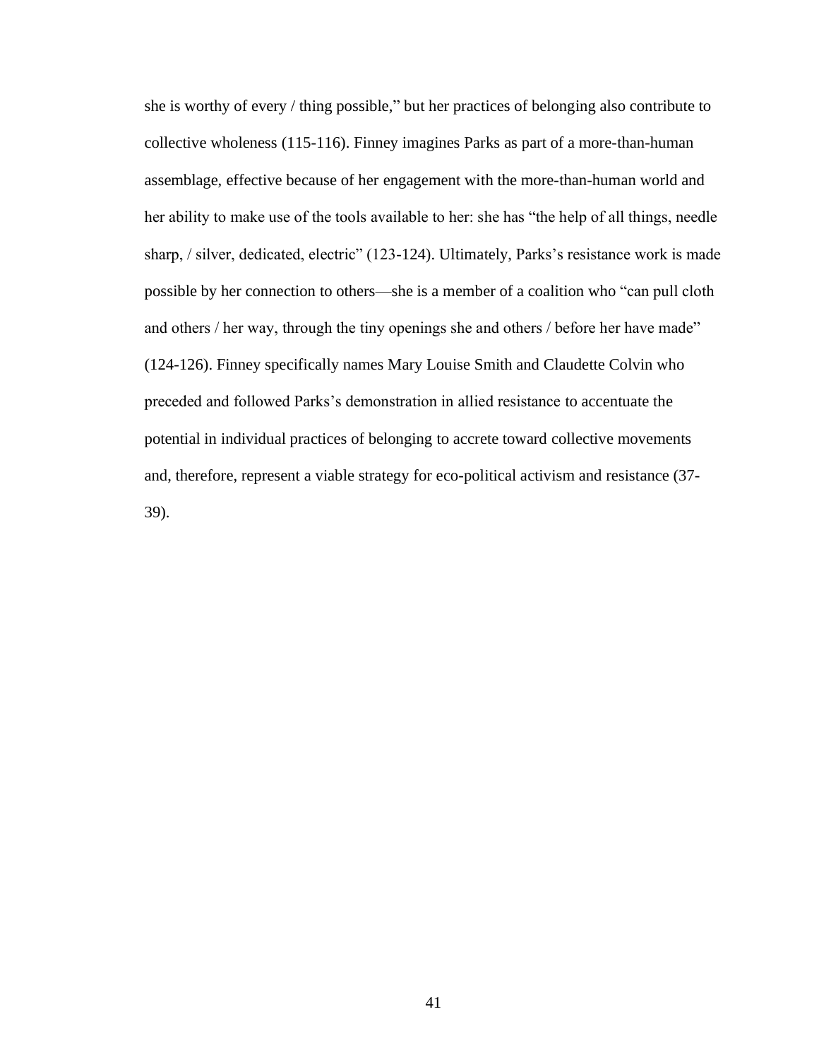she is worthy of every / thing possible," but her practices of belonging also contribute to collective wholeness (115-116). Finney imagines Parks as part of a more-than-human assemblage, effective because of her engagement with the more-than-human world and her ability to make use of the tools available to her: she has "the help of all things, needle sharp, / silver, dedicated, electric" (123-124). Ultimately, Parks's resistance work is made possible by her connection to others—she is a member of a coalition who "can pull cloth and others / her way, through the tiny openings she and others / before her have made" (124-126). Finney specifically names Mary Louise Smith and Claudette Colvin who preceded and followed Parks's demonstration in allied resistance to accentuate the potential in individual practices of belonging to accrete toward collective movements and, therefore, represent a viable strategy for eco-political activism and resistance (37-39).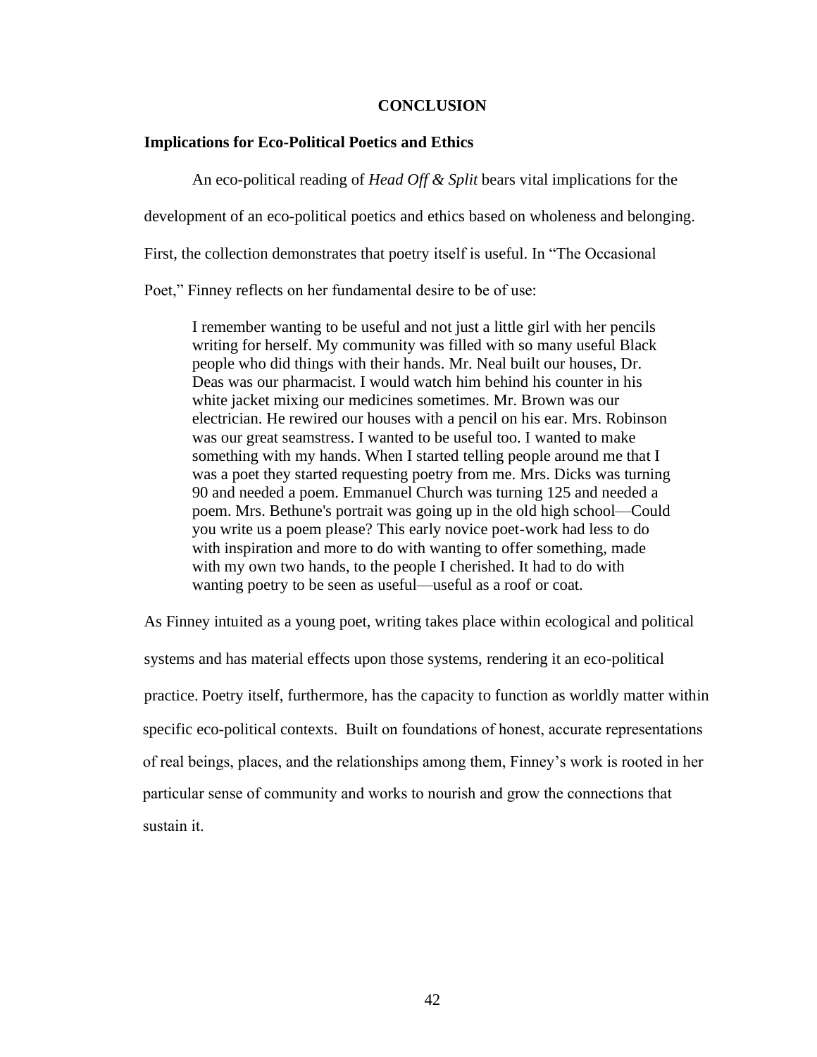# CONCLUSION

## Implications for Eco-Political Poetics and Ethics

An eco-political reading of *Head Off & Split* bears vital implications for the development of an eco-political poetics and ethics based on wholeness and belonging. First, the collection demonstrates that poetry itself is useful. In "The Occasional Poet," Finney reflects on her fundamental desire to be of use:

> I remember wanting to be useful and not just a little girl with her pencils writing for herself. My community was filled with so many useful Black people who did things with their hands. Mr. Neal built our houses, Dr. Deas was our pharmacist. I would watch him behind his counter in his white jacket mixing our medicines sometimes. Mr. Brown was our electrician. He rewired our houses with a pencil on his ear. Mrs. Robinson was our great seamstress. I wanted to be useful too. I wanted to make something with my hands. When I started telling people around me that I was a poet they started requesting poetry from me. Mrs. Dicks was turning 90 and needed a poem. Emmanuel Church was turning 125 and needed a poem. Mrs. Bethune's portrait was going up in the old high school—Could you write us a poem please? This early novice poet-work had less to do with inspiration and more to do with wanting to offer something, made with my own two hands, to the people I cherished. It had to do with wanting poetry to be seen as useful—useful as a roof or coat.

As Finney intuited as a young poet, writing takes place within ecological and political systems and has material effects upon those systems, rendering it an eco-political practice. Poetry itself, furthermore, has the capacity to function as worldly matter within specific eco-political contexts. Built on foundations of honest, accurate representations of real beings, places, and the relationships among them, Finney's work is rooted in her particular sense of community and works to nourish and grow the connections that sustain it.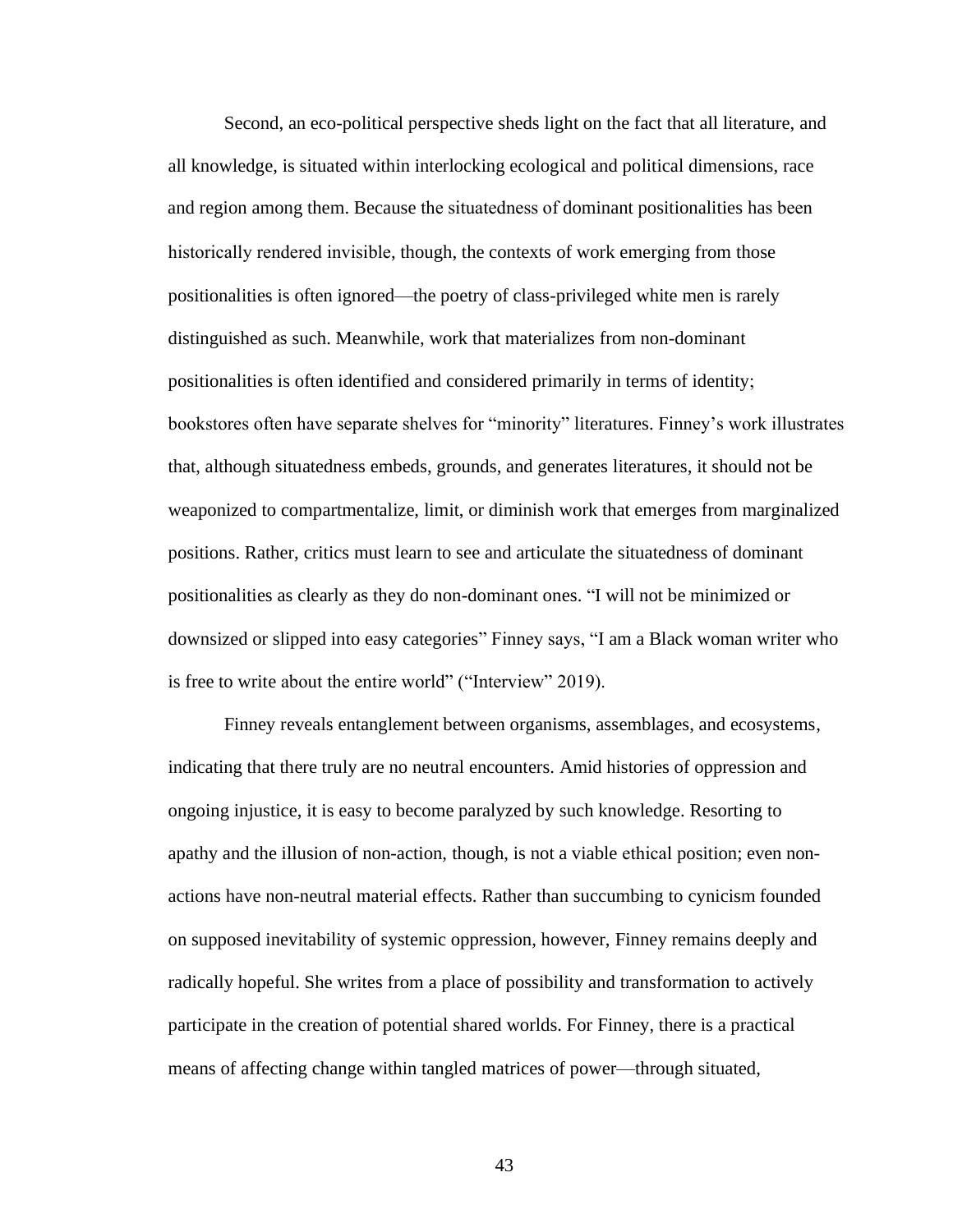Second, an eco-political perspective sheds light on the fact that all literature, and all knowledge, is situated within interlocking ecological and political dimensions, race and region among them. Because the situatedness of dominant positionalities has been historically rendered invisible, though, the contexts of work emerging from those positionalities is often ignored—the poetry of class-privileged white men is rarely distinguished as such. Meanwhile, work that materializes from non-dominant positionalities is often identified and considered primarily in terms of identity; bookstores often have separate shelves for "minority" literatures. Finney's work illustrates that, although situatedness embeds, grounds, and generates literatures, it should not be weaponized to compartmentalize, limit, or diminish work that emerges from marginalized positions. Rather, critics must learn to see and articulate the situatedness of dominant positionalities as clearly as they do non-dominant ones. "I will not be minimized or downsized or slipped into easy categories" Finney says, "I am a Black woman writer who is free to write about the entire world" ("Interview" 2019).

Finney reveals entanglement between organisms, assemblages, and ecosystems, indicating that there truly are no neutral encounters. Amid histories of oppression and ongoing injustice, it is easy to become paralyzed by such knowledge. Resorting to apathy and the illusion of non-action, though, is not a viable ethical position; even non-actions have non-neutral material effects. Rather than succumbing to cynicism founded on supposed inevitability of systemic oppression, however, Finney remains deeply and radically hopeful. She writes from a place of possibility and transformation to actively participate in the creation of potential shared worlds. For Finney, there is a practical means of affecting change within tangled matrices of power—through situated,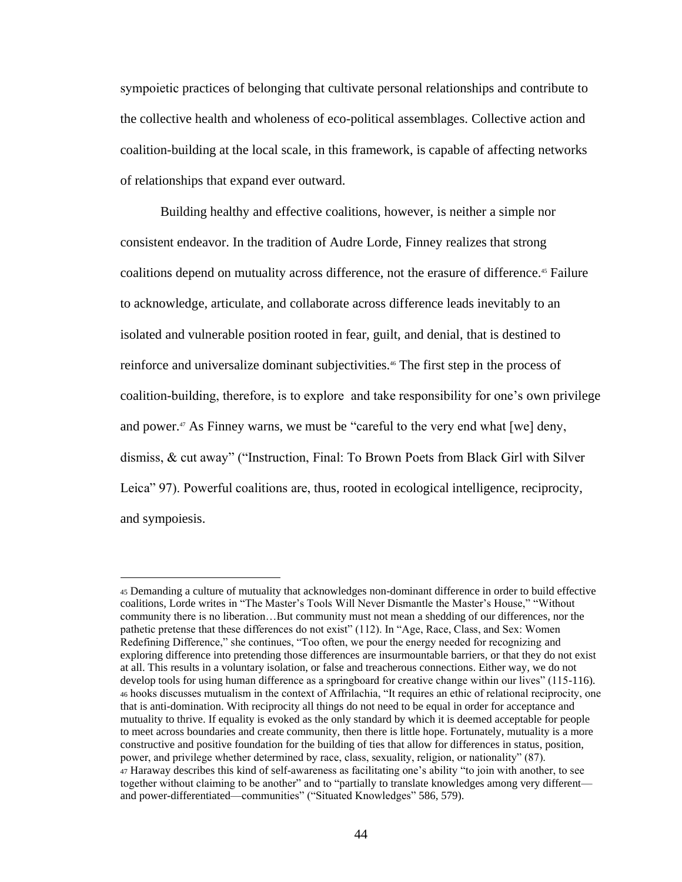sympoietic practices of belonging that cultivate personal relationships and contribute to the collective health and wholeness of eco-political assemblages. Collective action and coalition-building at the local scale, in this framework, is capable of affecting networks of relationships that expand ever outward.

Building healthy and effective coalitions, however, is neither a simple nor consistent endeavor. In the tradition of Audre Lorde, Finney realizes that strong coalitions depend on mutuality across difference, not the erasure of difference.[45] Failure to acknowledge, articulate, and collaborate across difference leads inevitably to an isolated and vulnerable position rooted in fear, guilt, and denial, that is destined to reinforce and universalize dominant subjectivities.[46] The first step in the process of coalition-building, therefore, is to explore and take responsibility for one's own privilege and power.[47] As Finney warns, we must be "careful to the very end what [we] deny, dismiss, & cut away" ("Instruction, Final: To Brown Poets from Black Girl with Silver Leica" 97). Powerful coalitions are, thus, rooted in ecological intelligence, reciprocity, and sympoiesis.

---

[45] Demanding a culture of mutuality that acknowledges non-dominant difference in order to build effective coalitions, Lorde writes in "The Master's Tools Will Never Dismantle the Master's House," "Without community there is no liberation…But community must not mean a shedding of our differences, nor the pathetic pretense that these differences do not exist" (112). In "Age, Race, Class, and Sex: Women Redefining Difference," she continues, "Too often, we pour the energy needed for recognizing and exploring difference into pretending those differences are insurmountable barriers, or that they do not exist at all. This results in a voluntary isolation, or false and treacherous connections. Either way, we do not develop tools for using human difference as a springboard for creative change within our lives" (115-116).

[46] hooks discusses mutualism in the context of Affrilachia, "It requires an ethic of relational reciprocity, one that is anti-domination. With reciprocity all things do not need to be equal in order for acceptance and mutuality to thrive. If equality is evoked as the only standard by which it is deemed acceptable for people to meet across boundaries and create community, then there is little hope. Fortunately, mutuality is a more constructive and positive foundation for the building of ties that allow for differences in status, position, power, and privilege whether determined by race, class, sexuality, religion, or nationality" (87).

[47] Haraway describes this kind of self-awareness as facilitating one's ability "to join with another, to see together without claiming to be another" and to "partially to translate knowledges among very different—and power-differentiated—communities" ("Situated Knowledges" 586, 579).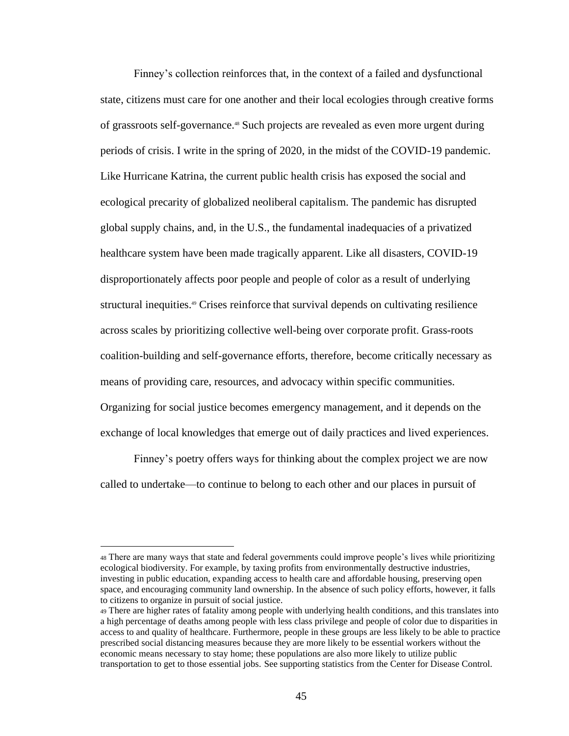Finney's collection reinforces that, in the context of a failed and dysfunctional state, citizens must care for one another and their local ecologies through creative forms of grassroots self-governance.[48] Such projects are revealed as even more urgent during periods of crisis. I write in the spring of 2020, in the midst of the COVID-19 pandemic. Like Hurricane Katrina, the current public health crisis has exposed the social and ecological precarity of globalized neoliberal capitalism. The pandemic has disrupted global supply chains, and, in the U.S., the fundamental inadequacies of a privatized healthcare system have been made tragically apparent. Like all disasters, COVID-19 disproportionately affects poor people and people of color as a result of underlying structural inequities.[49] Crises reinforce that survival depends on cultivating resilience across scales by prioritizing collective well-being over corporate profit. Grass-roots coalition-building and self-governance efforts, therefore, become critically necessary as means of providing care, resources, and advocacy within specific communities. Organizing for social justice becomes emergency management, and it depends on the exchange of local knowledges that emerge out of daily practices and lived experiences.

Finney's poetry offers ways for thinking about the complex project we are now called to undertake—to continue to belong to each other and our places in pursuit of

---

[48] There are many ways that state and federal governments could improve people's lives while prioritizing ecological biodiversity. For example, by taxing profits from environmentally destructive industries, investing in public education, expanding access to health care and affordable housing, preserving open space, and encouraging community land ownership. In the absence of such policy efforts, however, it falls to citizens to organize in pursuit of social justice.

[49] There are higher rates of fatality among people with underlying health conditions, and this translates into a high percentage of deaths among people with less class privilege and people of color due to disparities in access to and quality of healthcare. Furthermore, people in these groups are less likely to be able to practice prescribed social distancing measures because they are more likely to be essential workers without the economic means necessary to stay home; these populations are also more likely to utilize public transportation to get to those essential jobs. See supporting statistics from the Center for Disease Control.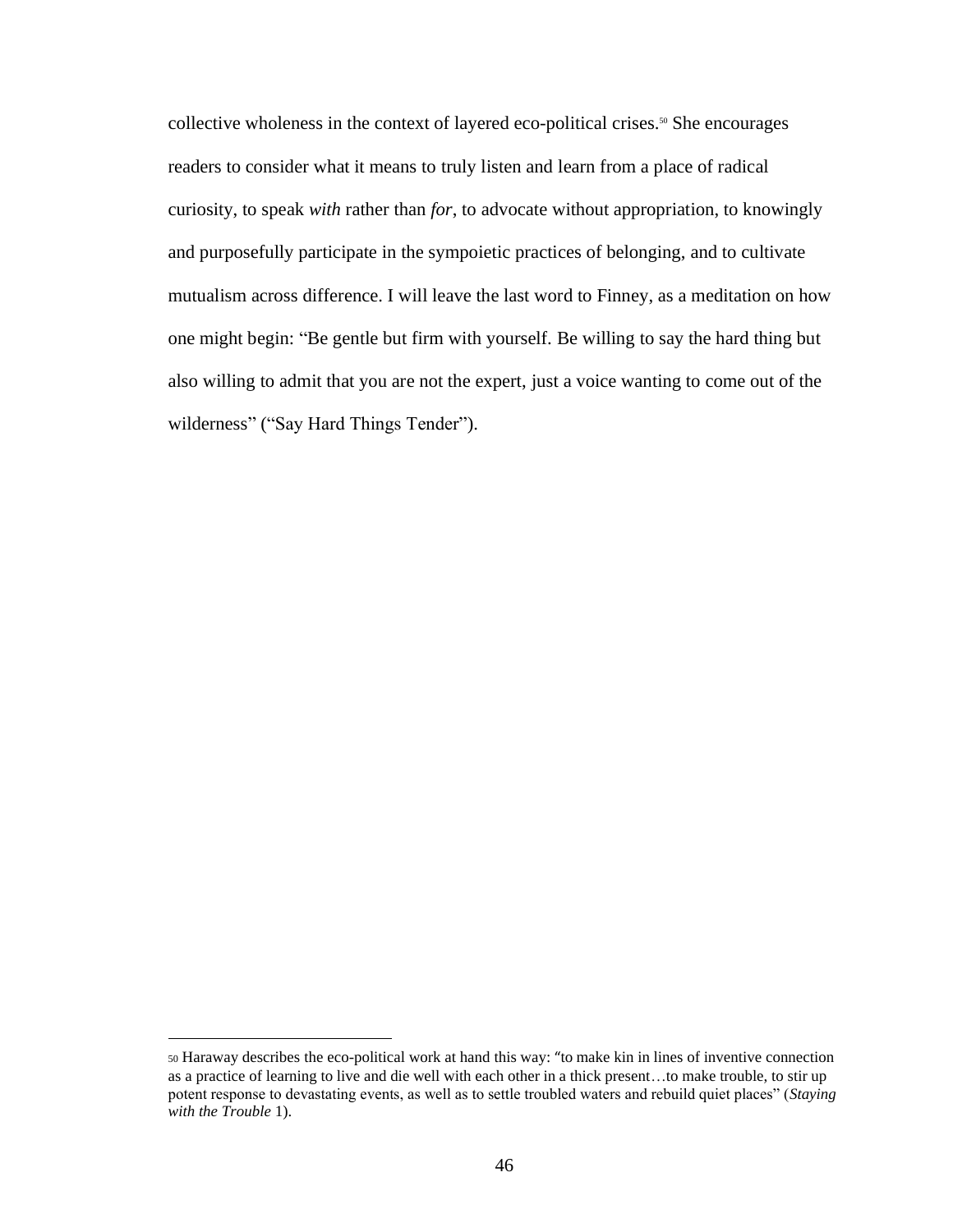collective wholeness in the context of layered eco-political crises.[50] She encourages readers to consider what it means to truly listen and learn from a place of radical curiosity, to speak *with* rather than *for*, to advocate without appropriation, to knowingly and purposefully participate in the sympoietic practices of belonging, and to cultivate mutualism across difference. I will leave the last word to Finney, as a meditation on how one might begin: "Be gentle but firm with yourself. Be willing to say the hard thing but also willing to admit that you are not the expert, just a voice wanting to come out of the wilderness" ("Say Hard Things Tender").

---

[50] Haraway describes the eco-political work at hand this way: "to make kin in lines of inventive connection as a practice of learning to live and die well with each other in a thick present…to make trouble, to stir up potent response to devastating events, as well as to settle troubled waters and rebuild quiet places" (*Staying with the Trouble* 1).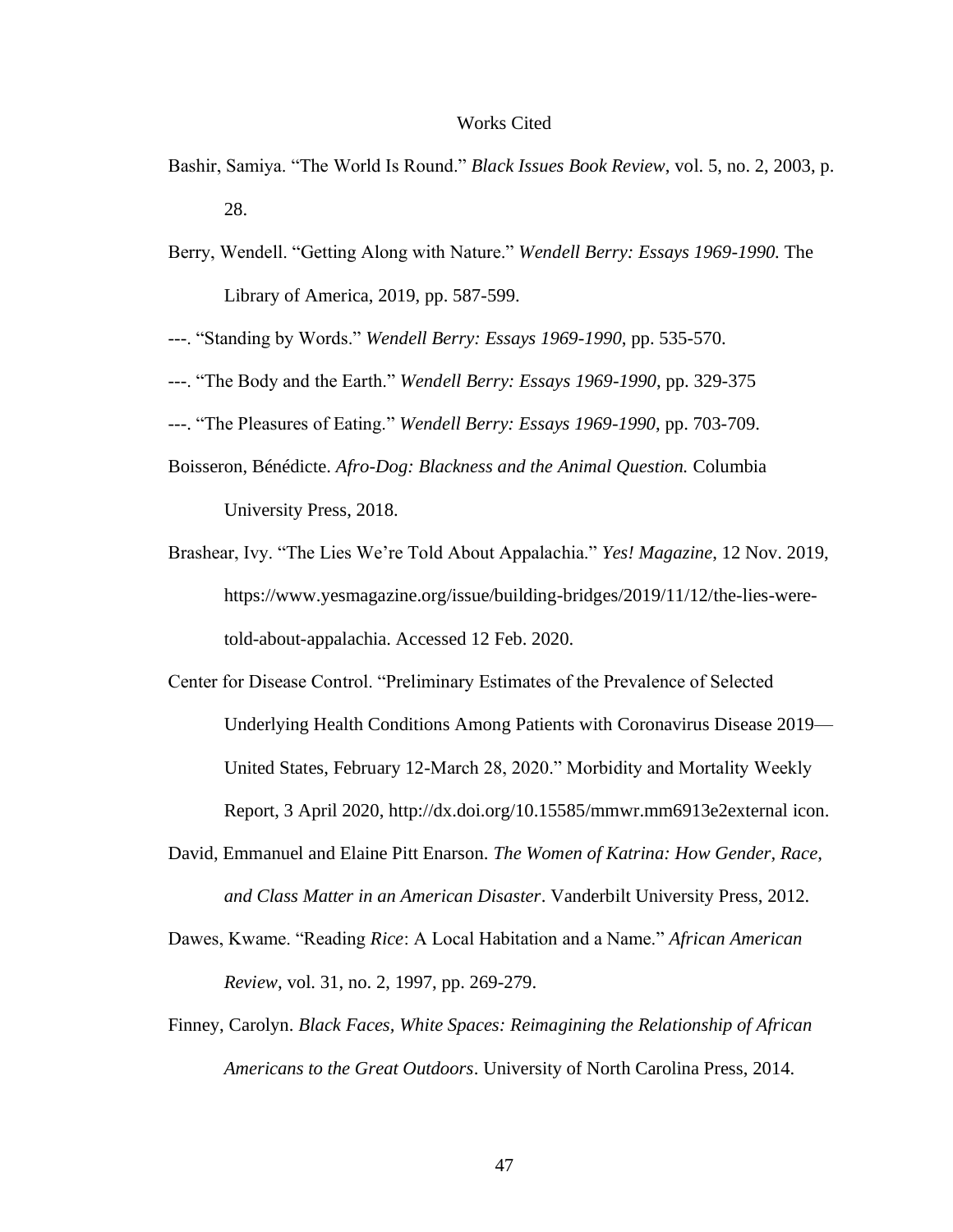# Works Cited

Bashir, Samiya. "The World Is Round." *Black Issues Book Review*, vol. 5, no. 2, 2003, p. 28.

Berry, Wendell. "Getting Along with Nature." *Wendell Berry: Essays 1969-1990.* The Library of America, 2019, pp. 587-599.

---. "Standing by Words." *Wendell Berry: Essays 1969-1990*, pp. 535-570.

---. "The Body and the Earth." *Wendell Berry: Essays 1969-1990*, pp. 329-375

---. "The Pleasures of Eating." *Wendell Berry: Essays 1969-1990*, pp. 703-709.

Boisseron, Bénédicte. *Afro-Dog: Blackness and the Animal Question.* Columbia University Press, 2018.

Brashear, Ivy. "The Lies We're Told About Appalachia." *Yes! Magazine*, 12 Nov. 2019, https://www.yesmagazine.org/issue/building-bridges/2019/11/12/the-lies-were-told-about-appalachia. Accessed 12 Feb. 2020.

Center for Disease Control. "Preliminary Estimates of the Prevalence of Selected Underlying Health Conditions Among Patients with Coronavirus Disease 2019—United States, February 12-March 28, 2020." Morbidity and Mortality Weekly Report, 3 April 2020, http://dx.doi.org/10.15585/mmwr.mm6913e2external icon.

David, Emmanuel and Elaine Pitt Enarson. *The Women of Katrina: How Gender, Race, and Class Matter in an American Disaster*. Vanderbilt University Press, 2012.

Dawes, Kwame. "Reading *Rice*: A Local Habitation and a Name." *African American Review*, vol. 31, no. 2, 1997, pp. 269-279.

Finney, Carolyn. *Black Faces, White Spaces: Reimagining the Relationship of African Americans to the Great Outdoors*. University of North Carolina Press, 2014.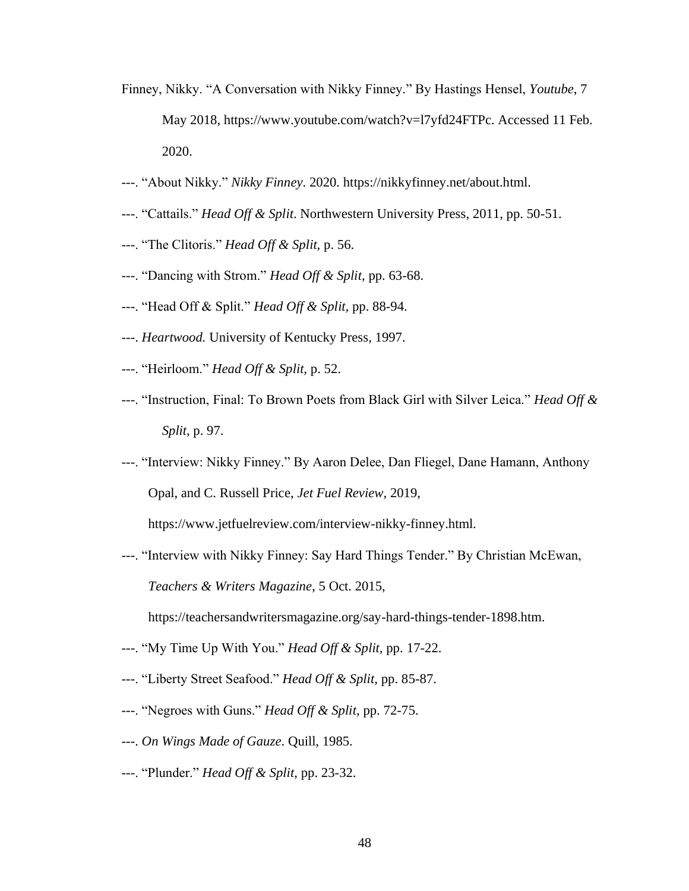Finney, Nikky. "A Conversation with Nikky Finney." By Hastings Hensel, *Youtube*, 7 May 2018, https://www.youtube.com/watch?v=l7yfd24FTPc. Accessed 11 Feb. 2020.

---. "About Nikky." *Nikky Finney*. 2020. https://nikkyfinney.net/about.html.

---. "Cattails." *Head Off & Split*. Northwestern University Press, 2011, pp. 50-51.

---. "The Clitoris." *Head Off & Split,* p. 56.

---. "Dancing with Strom." *Head Off & Split,* pp. 63-68.

---. "Head Off & Split." *Head Off & Split,* pp. 88-94.

---. *Heartwood.* University of Kentucky Press, 1997.

---. "Heirloom." *Head Off & Split,* p. 52.

---. "Instruction, Final: To Brown Poets from Black Girl with Silver Leica." *Head Off & Split,* p. 97.

---. "Interview: Nikky Finney." By Aaron Delee, Dan Fliegel, Dane Hamann, Anthony Opal, and C. Russell Price, *Jet Fuel Review*, 2019, https://www.jetfuelreview.com/interview-nikky-finney.html.

---. "Interview with Nikky Finney: Say Hard Things Tender." By Christian McEwan, *Teachers & Writers Magazine*, 5 Oct. 2015, https://teachersandwritersmagazine.org/say-hard-things-tender-1898.htm.

---. "My Time Up With You." *Head Off & Split,* pp. 17-22.

---. "Liberty Street Seafood." *Head Off & Split,* pp. 85-87.

---. "Negroes with Guns." *Head Off & Split,* pp. 72-75.

---. *On Wings Made of Gauze*. Quill, 1985.

---. "Plunder." *Head Off & Split*, pp. 23-32.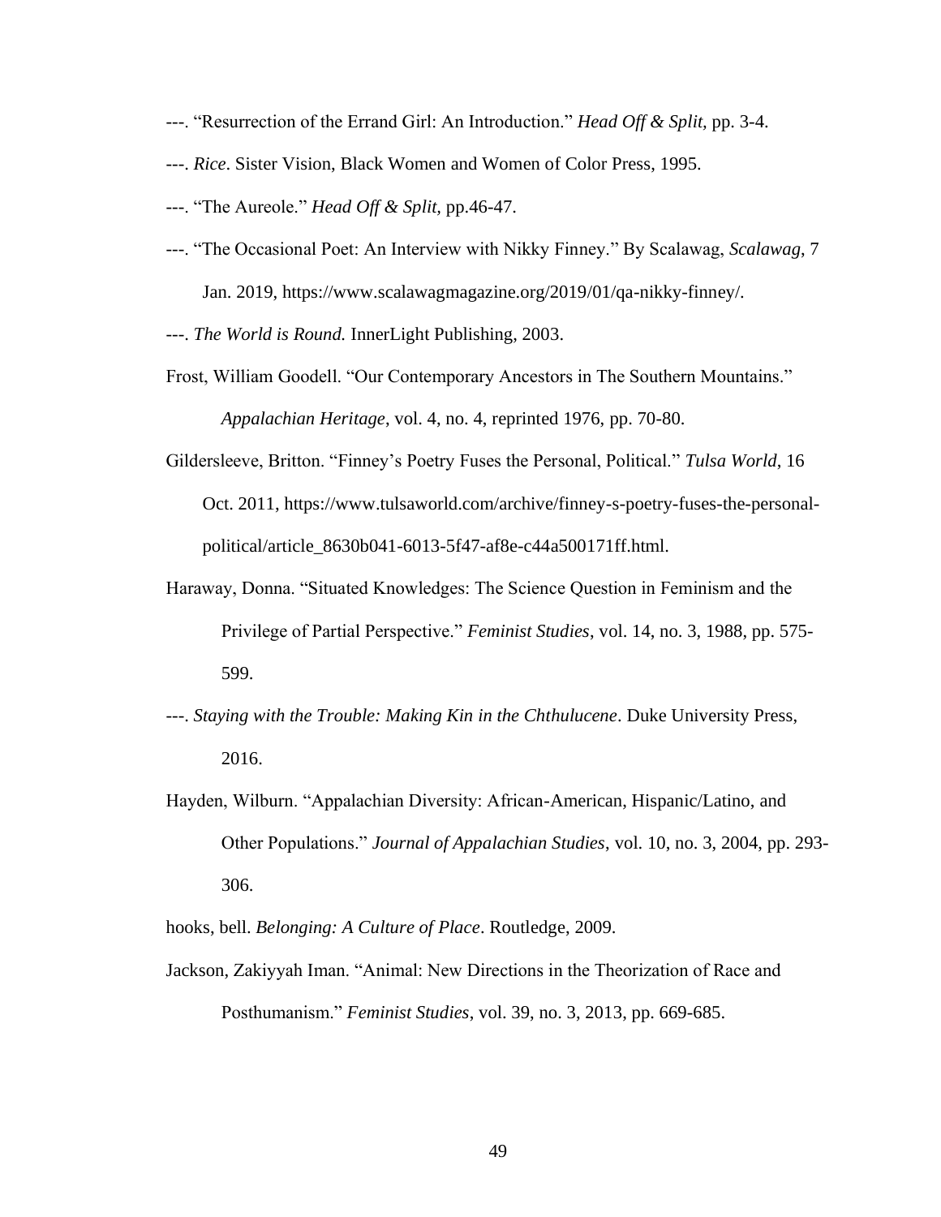---. “Resurrection of the Errand Girl: An Introduction.” *Head Off & Split,* pp. 3-4.

---. *Rice*. Sister Vision, Black Women and Women of Color Press, 1995.

---. “The Aureole.” *Head Off & Split,* pp.46-47.

---. “The Occasional Poet: An Interview with Nikky Finney.” By Scalawag, *Scalawag*, 7 Jan. 2019, https://www.scalawagmagazine.org/2019/01/qa-nikky-finney/.

---. *The World is Round.* InnerLight Publishing, 2003.

Frost, William Goodell. “Our Contemporary Ancestors in The Southern Mountains.” *Appalachian Heritage*, vol. 4, no. 4, reprinted 1976, pp. 70-80.

Gildersleeve, Britton. “Finney’s Poetry Fuses the Personal, Political.” *Tulsa World*, 16 Oct. 2011, https://www.tulsaworld.com/archive/finney-s-poetry-fuses-the-personal-political/article_8630b041-6013-5f47-af8e-c44a500171ff.html.

Haraway, Donna. “Situated Knowledges: The Science Question in Feminism and the Privilege of Partial Perspective.” *Feminist Studies*, vol. 14, no. 3, 1988, pp. 575-599.

---. *Staying with the Trouble: Making Kin in the Chthulucene*. Duke University Press, 2016.

Hayden, Wilburn. “Appalachian Diversity: African-American, Hispanic/Latino, and Other Populations.” *Journal of Appalachian Studies*, vol. 10, no. 3, 2004, pp. 293-306.

hooks, bell. *Belonging: A Culture of Place*. Routledge, 2009.

Jackson, Zakiyyah Iman. “Animal: New Directions in the Theorization of Race and Posthumanism.” *Feminist Studies*, vol. 39, no. 3, 2013, pp. 669-685.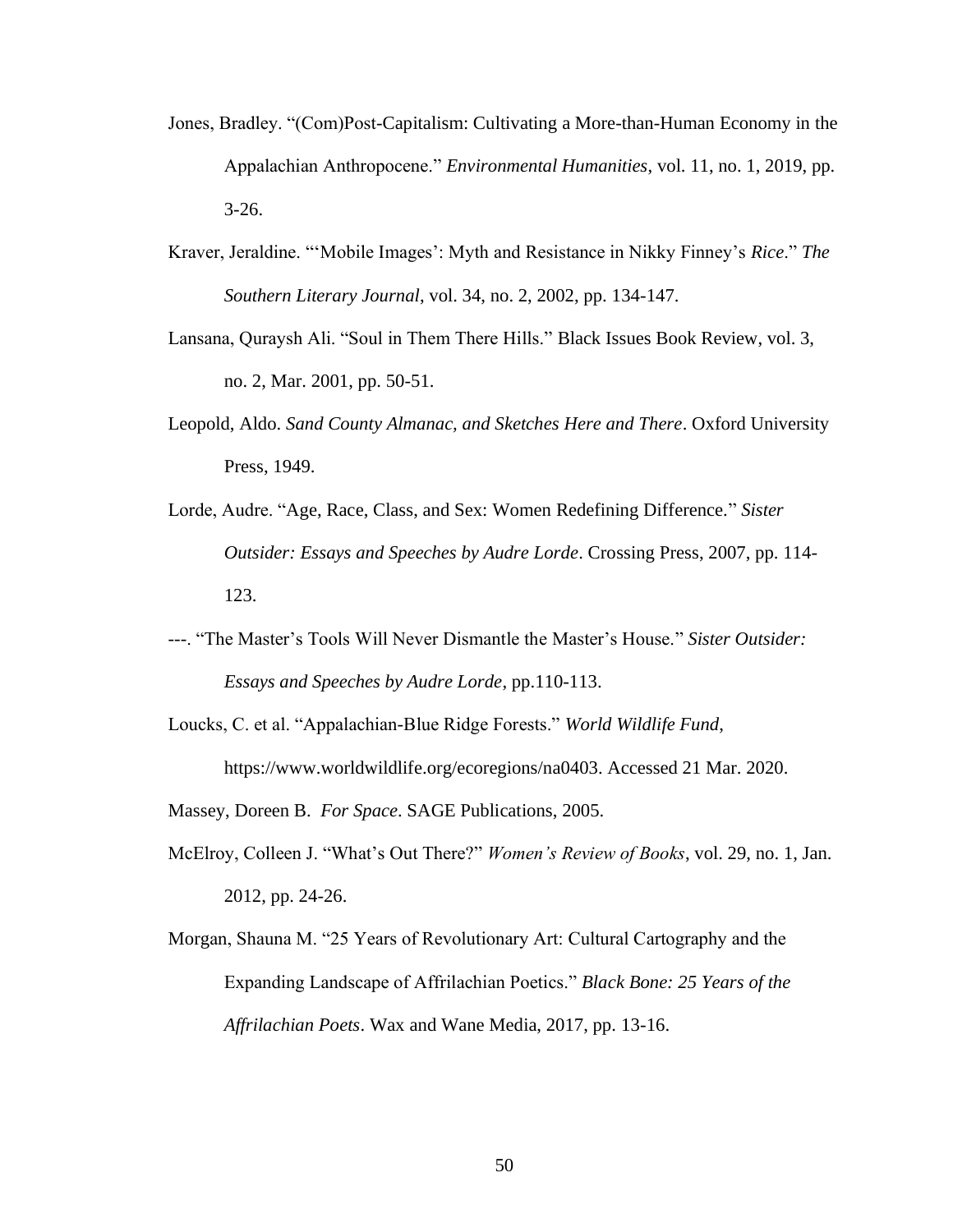Jones, Bradley. "(Com)Post-Capitalism: Cultivating a More-than-Human Economy in the Appalachian Anthropocene." *Environmental Humanities*, vol. 11, no. 1, 2019, pp. 3-26.

Kraver, Jeraldine. "'Mobile Images': Myth and Resistance in Nikky Finney's *Rice*." *The Southern Literary Journal*, vol. 34, no. 2, 2002, pp. 134-147.

Lansana, Quraysh Ali. "Soul in Them There Hills." Black Issues Book Review, vol. 3, no. 2, Mar. 2001, pp. 50-51.

Leopold, Aldo. *Sand County Almanac, and Sketches Here and There*. Oxford University Press, 1949.

Lorde, Audre. "Age, Race, Class, and Sex: Women Redefining Difference." *Sister Outsider: Essays and Speeches by Audre Lorde*. Crossing Press, 2007, pp. 114-123.

---. "The Master's Tools Will Never Dismantle the Master's House." *Sister Outsider: Essays and Speeches by Audre Lorde*, pp.110-113.

Loucks, C. et al. "Appalachian-Blue Ridge Forests." *World Wildlife Fund*, https://www.worldwildlife.org/ecoregions/na0403. Accessed 21 Mar. 2020.

Massey, Doreen B. *For Space*. SAGE Publications, 2005.

McElroy, Colleen J. "What's Out There?" *Women's Review of Books*, vol. 29, no. 1, Jan. 2012, pp. 24-26.

Morgan, Shauna M. "25 Years of Revolutionary Art: Cultural Cartography and the Expanding Landscape of Affrilachian Poetics." *Black Bone: 25 Years of the Affrilachian Poets*. Wax and Wane Media, 2017, pp. 13-16.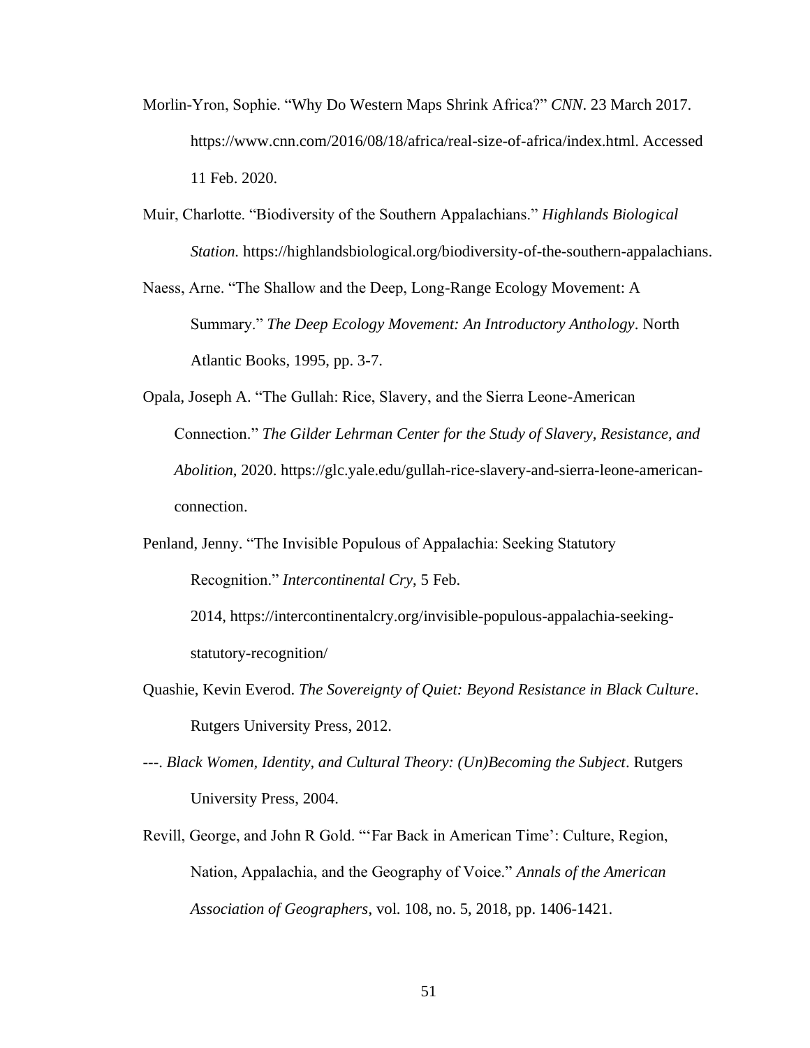Morlin-Yron, Sophie. "Why Do Western Maps Shrink Africa?" *CNN*. 23 March 2017. https://www.cnn.com/2016/08/18/africa/real-size-of-africa/index.html. Accessed 11 Feb. 2020.

Muir, Charlotte. "Biodiversity of the Southern Appalachians." *Highlands Biological Station.* https://highlandsbiological.org/biodiversity-of-the-southern-appalachians.

Naess, Arne. "The Shallow and the Deep, Long-Range Ecology Movement: A Summary." *The Deep Ecology Movement: An Introductory Anthology*. North Atlantic Books, 1995, pp. 3-7.

Opala, Joseph A. "The Gullah: Rice, Slavery, and the Sierra Leone-American Connection." *The Gilder Lehrman Center for the Study of Slavery, Resistance, and Abolition*, 2020. https://glc.yale.edu/gullah-rice-slavery-and-sierra-leone-american-connection.

Penland, Jenny. "The Invisible Populous of Appalachia: Seeking Statutory Recognition." *Intercontinental Cry*, 5 Feb. 2014, https://intercontinentalcry.org/invisible-populous-appalachia-seeking-statutory-recognition/

Quashie, Kevin Everod. *The Sovereignty of Quiet: Beyond Resistance in Black Culture*. Rutgers University Press, 2012.

---. *Black Women, Identity, and Cultural Theory: (Un)Becoming the Subject*. Rutgers University Press, 2004.

Revill, George, and John R Gold. "'Far Back in American Time': Culture, Region, Nation, Appalachia, and the Geography of Voice." *Annals of the American Association of Geographers*, vol. 108, no. 5, 2018, pp. 1406-1421.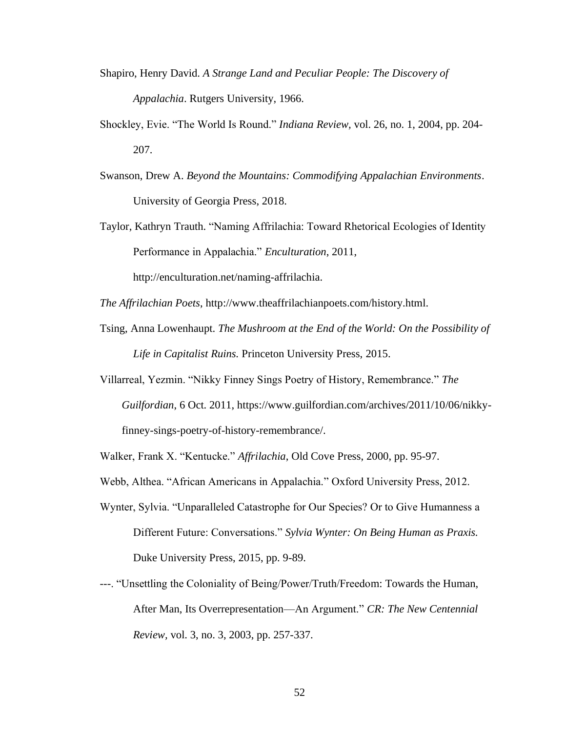Shapiro, Henry David. *A Strange Land and Peculiar People: The Discovery of Appalachia*. Rutgers University, 1966.

Shockley, Evie. "The World Is Round." *Indiana Review*, vol. 26, no. 1, 2004, pp. 204-207.

Swanson, Drew A. *Beyond the Mountains: Commodifying Appalachian Environments*. University of Georgia Press, 2018.

Taylor, Kathryn Trauth. "Naming Affrilachia: Toward Rhetorical Ecologies of Identity Performance in Appalachia." *Enculturation*, 2011, http://enculturation.net/naming-affrilachia.

*The Affrilachian Poets*, http://www.theaffrilachianpoets.com/history.html.

Tsing, Anna Lowenhaupt. *The Mushroom at the End of the World: On the Possibility of Life in Capitalist Ruins.* Princeton University Press, 2015.

Villarreal, Yezmin. "Nikky Finney Sings Poetry of History, Remembrance." *The Guilfordian*, 6 Oct. 2011, https://www.guilfordian.com/archives/2011/10/06/nikky-finney-sings-poetry-of-history-remembrance/.

Walker, Frank X. "Kentucke." *Affrilachia*, Old Cove Press, 2000, pp. 95-97.

Webb, Althea. "African Americans in Appalachia." Oxford University Press, 2012.

Wynter, Sylvia. "Unparalleled Catastrophe for Our Species? Or to Give Humanness a Different Future: Conversations." *Sylvia Wynter: On Being Human as Praxis.* Duke University Press, 2015, pp. 9-89.

---. "Unsettling the Coloniality of Being/Power/Truth/Freedom: Towards the Human, After Man, Its Overrepresentation—An Argument." *CR: The New Centennial Review*, vol. 3, no. 3, 2003, pp. 257-337.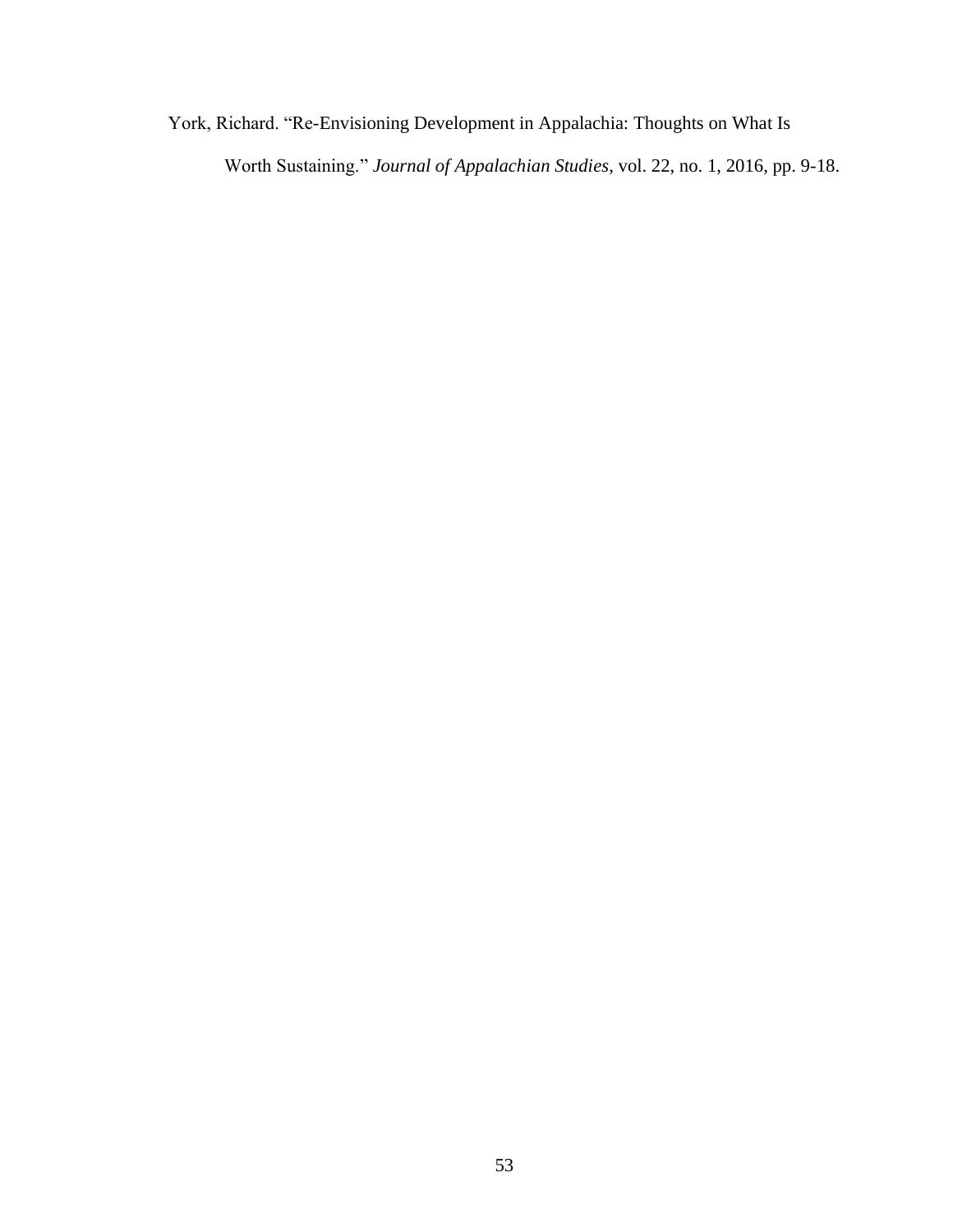York, Richard. “Re-Envisioning Development in Appalachia: Thoughts on What Is Worth Sustaining.” *Journal of Appalachian Studies*, vol. 22, no. 1, 2016, pp. 9-18.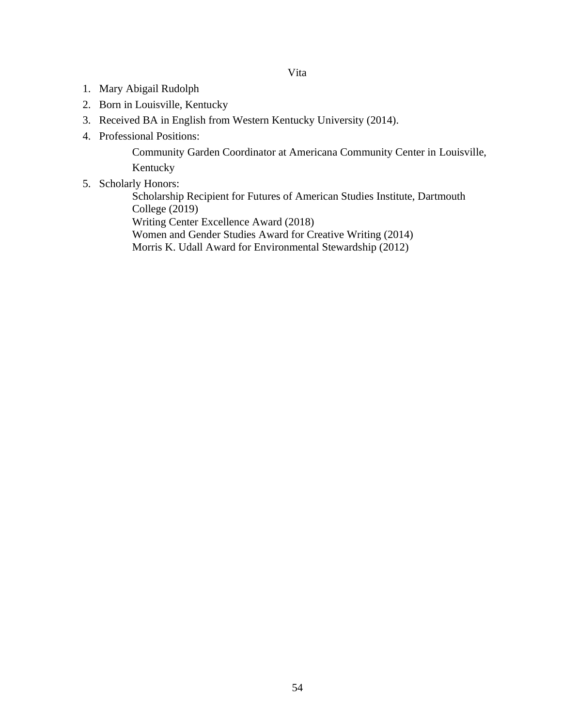# Vita

1. Mary Abigail Rudolph
2. Born in Louisville, Kentucky
3. Received BA in English from Western Kentucky University (2014).
4. Professional Positions:

   Community Garden Coordinator at Americana Community Center in Louisville, Kentucky

5. Scholarly Honors:

   Scholarship Recipient for Futures of American Studies Institute, Dartmouth College (2019)
   Writing Center Excellence Award (2018)
   Women and Gender Studies Award for Creative Writing (2014)
   Morris K. Udall Award for Environmental Stewardship (2012)